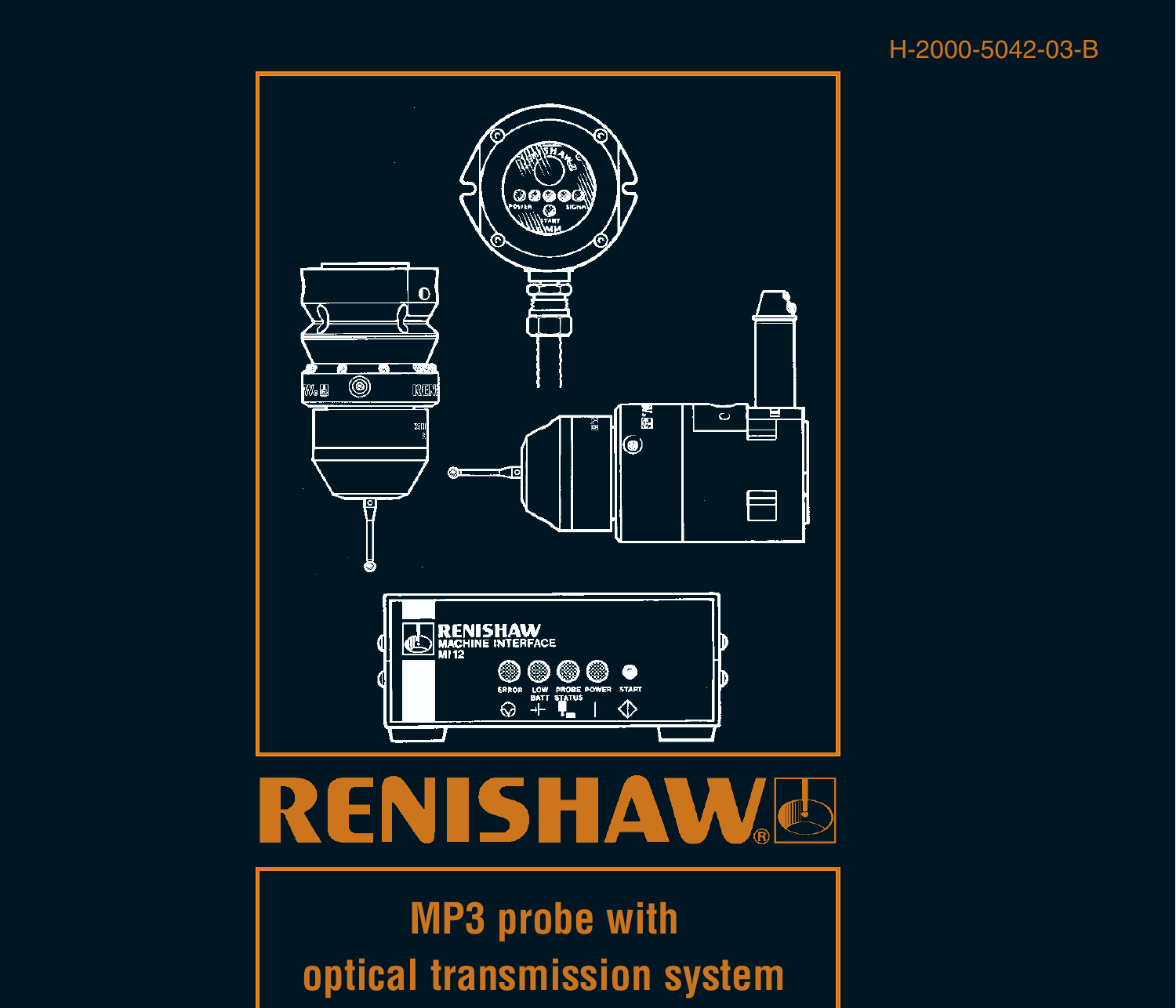H-2000-5042-03-B

RENISHAW

# MP3 probe with optical transmission system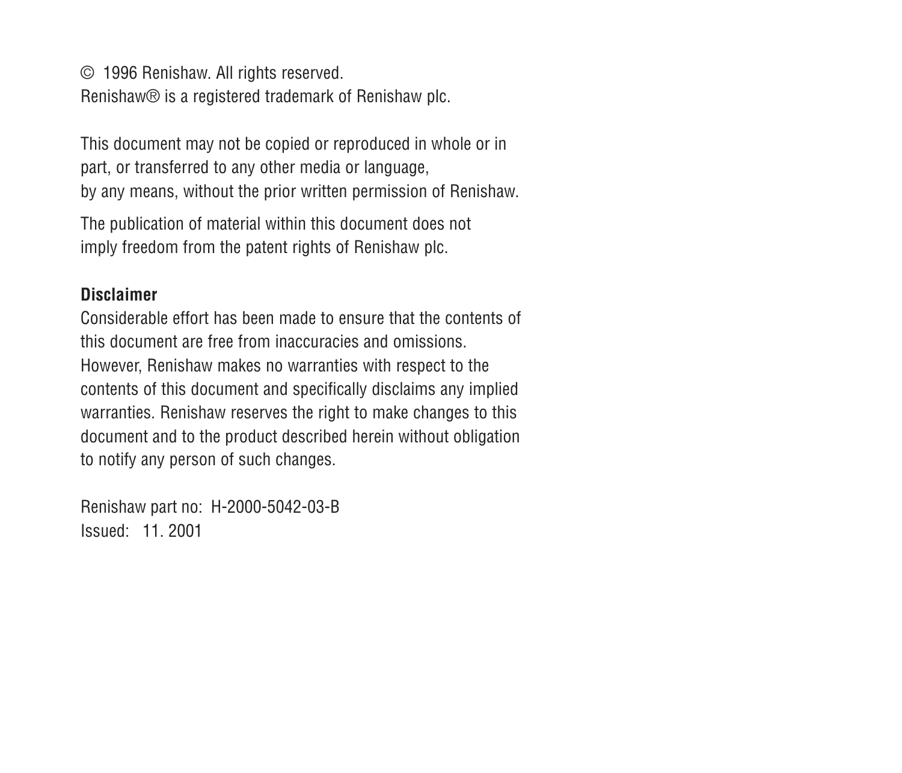© 1996 Renishaw. All rights reserved.
Renishaw® is a registered trademark of Renishaw plc.

This document may not be copied or reproduced in whole or in part, or transferred to any other media or language, by any means, without the prior written permission of Renishaw.

The publication of material within this document does not imply freedom from the patent rights of Renishaw plc.

**Disclaimer**
Considerable effort has been made to ensure that the contents of this document are free from inaccuracies and omissions. However, Renishaw makes no warranties with respect to the contents of this document and specifically disclaims any implied warranties. Renishaw reserves the right to make changes to this document and to the product described herein without obligation to notify any person of such changes.

Renishaw part no: H-2000-5042-03-B
Issued: 11. 2001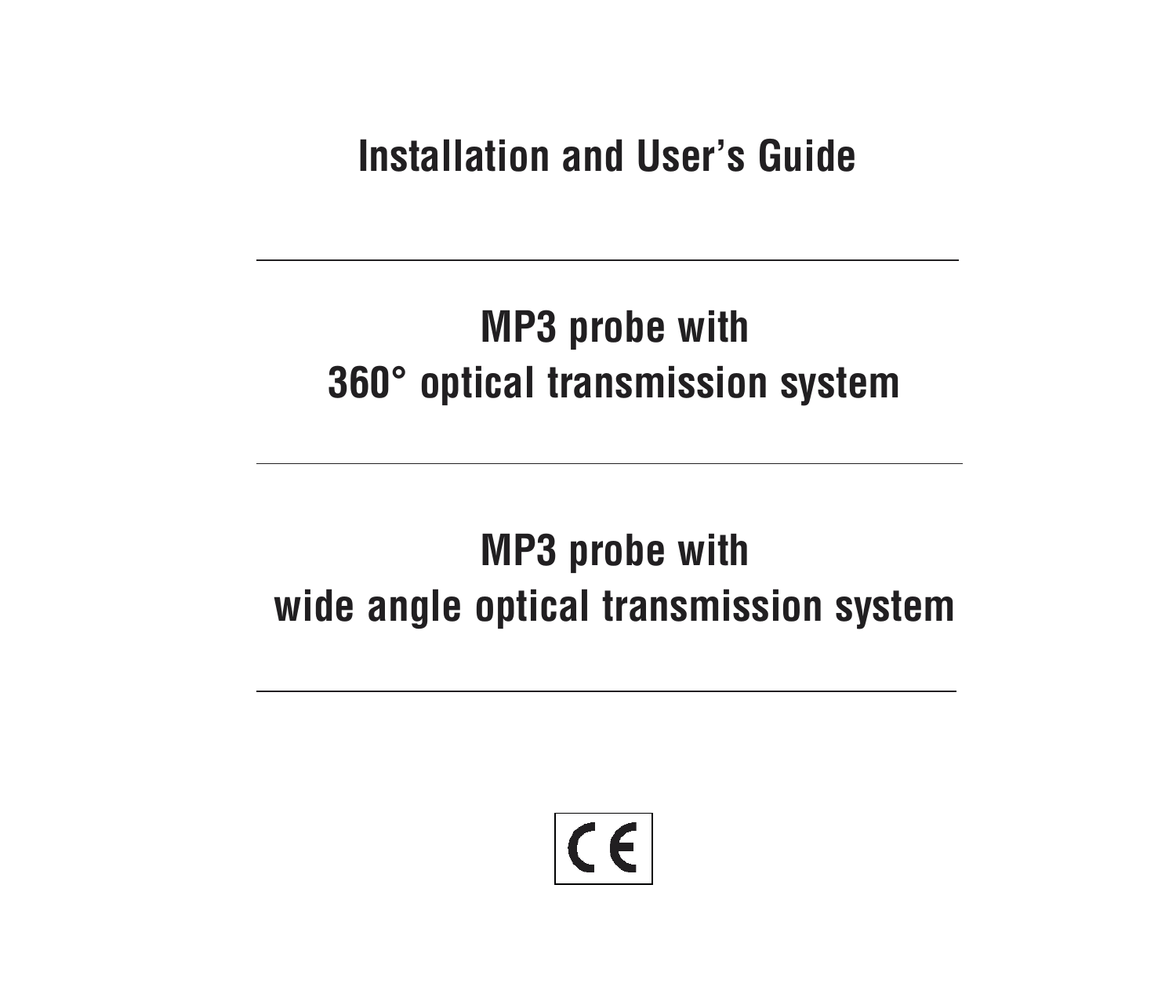# Installation and User's Guide

---

## MP3 probe with
## 360° optical transmission system

---

## MP3 probe with
## wide angle optical transmission system

---

CE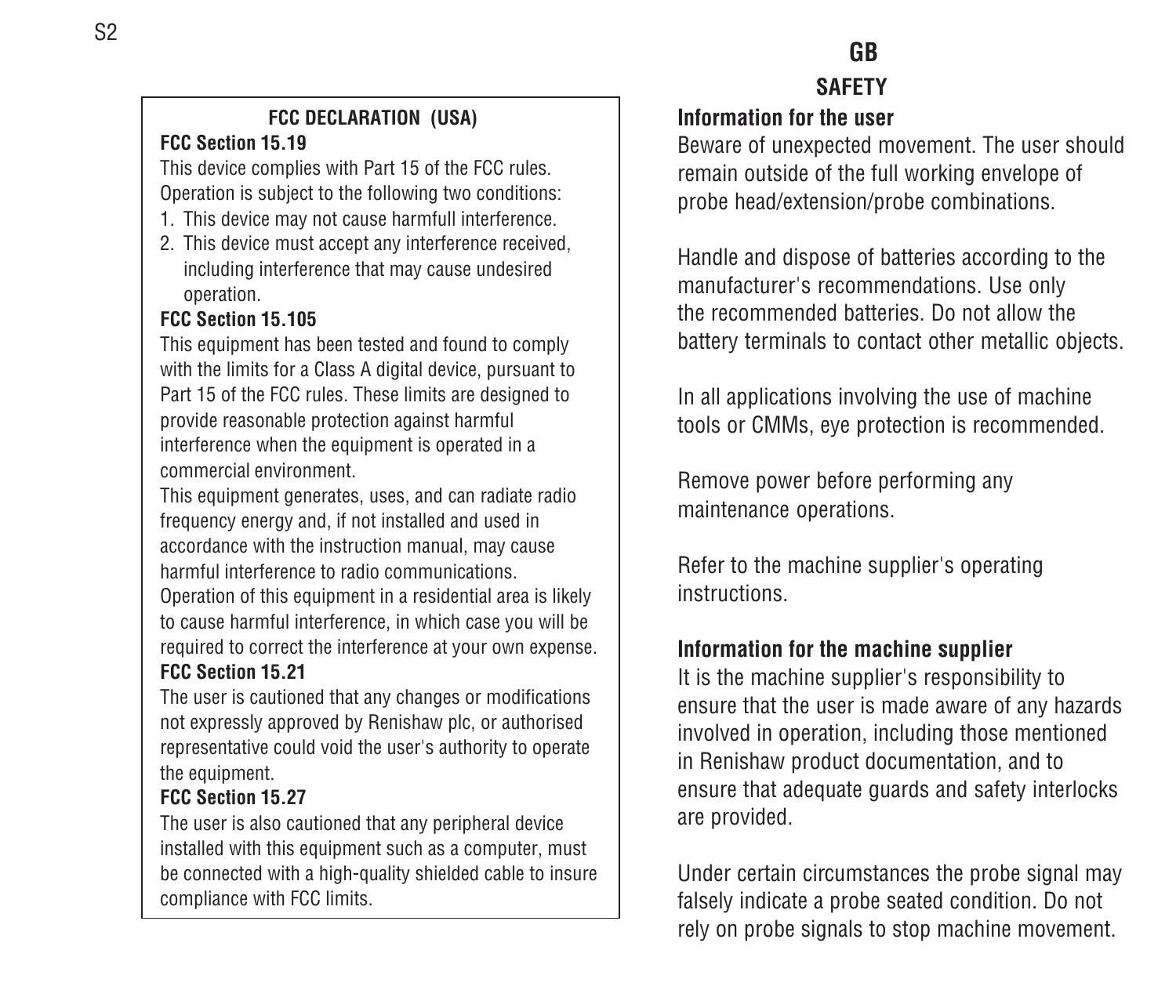## FCC DECLARATION (USA)

**FCC Section 15.19**

This device complies with Part 15 of the FCC rules. Operation is subject to the following two conditions:

1. This device may not cause harmfull interference.
2. This device must accept any interference received, including interference that may cause undesired operation.

**FCC Section 15.105**

This equipment has been tested and found to comply with the limits for a Class A digital device, pursuant to Part 15 of the FCC rules. These limits are designed to provide reasonable protection against harmful interference when the equipment is operated in a commercial environment.

This equipment generates, uses, and can radiate radio frequency energy and, if not installed and used in accordance with the instruction manual, may cause harmful interference to radio communications.

Operation of this equipment in a residential area is likely to cause harmful interference, in which case you will be required to correct the interference at your own expense.

**FCC Section 15.21**

The user is cautioned that any changes or modifications not expressly approved by Renishaw plc, or authorised representative could void the user's authority to operate the equipment.

**FCC Section 15.27**

The user is also cautioned that any peripheral device installed with this equipment such as a computer, must be connected with a high-quality shielded cable to insure compliance with FCC limits.

# GB

## SAFETY

### Information for the user

Beware of unexpected movement. The user should remain outside of the full working envelope of probe head/extension/probe combinations.

Handle and dispose of batteries according to the manufacturer's recommendations. Use only the recommended batteries. Do not allow the battery terminals to contact other metallic objects.

In all applications involving the use of machine tools or CMMs, eye protection is recommended.

Remove power before performing any maintenance operations.

Refer to the machine supplier's operating instructions.

### Information for the machine supplier

It is the machine supplier's responsibility to ensure that the user is made aware of any hazards involved in operation, including those mentioned in Renishaw product documentation, and to ensure that adequate guards and safety interlocks are provided.

Under certain circumstances the probe signal may falsely indicate a probe seated condition. Do not rely on probe signals to stop machine movement.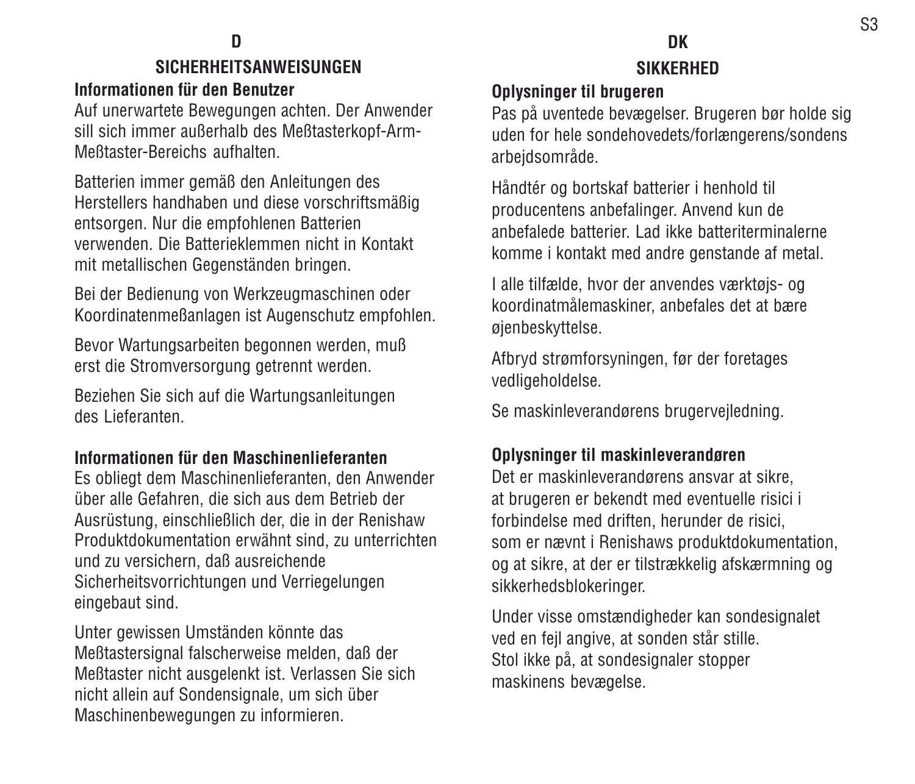# D

## SICHERHEITSANWEISUNGEN

### Informationen für den Benutzer

Auf unerwartete Bewegungen achten. Der Anwender sill sich immer außerhalb des Meßtasterkopf-Arm-Meßtaster-Bereichs aufhalten.

Batterien immer gemäß den Anleitungen des Herstellers handhaben und diese vorschriftsmäßig entsorgen. Nur die empfohlenen Batterien verwenden. Die Batterieklemmen nicht in Kontakt mit metallischen Gegenständen bringen.

Bei der Bedienung von Werkzeugmaschinen oder Koordinatenmeßanlagen ist Augenschutz empfohlen.

Bevor Wartungsarbeiten begonnen werden, muß erst die Stromversorgung getrennt werden.

Beziehen Sie sich auf die Wartungsanleitungen des Lieferanten.

### Informationen für den Maschinenlieferanten

Es obliegt dem Maschinenlieferanten, den Anwender über alle Gefahren, die sich aus dem Betrieb der Ausrüstung, einschließlich der, die in der Renishaw Produktdokumentation erwähnt sind, zu unterrichten und zu versichern, daß ausreichende Sicherheitsvorrichtungen und Verriegelungen eingebaut sind.

Unter gewissen Umständen könnte das Meßtastersignal falscherweise melden, daß der Meßtaster nicht ausgelenkt ist. Verlassen Sie sich nicht allein auf Sondensignale, um sich über Maschinenbewegungen zu informieren.

# DK

## SIKKERHED

### Oplysninger til brugeren

Pas på uventede bevægelser. Brugeren bør holde sig uden for hele sondehovedets/forlængerens/sondens arbejdsområde.

Håndtér og bortskaf batterier i henhold til producentens anbefalinger. Anvend kun de anbefalede batterier. Lad ikke batteriterminalerne komme i kontakt med andre genstande af metal.

I alle tilfælde, hvor der anvendes værktøjs- og koordinatmålemaskiner, anbefales det at bære øjenbeskyttelse.

Afbryd strømforsyningen, før der foretages vedligeholdelse.

Se maskinleverandørens brugervejledning.

### Oplysninger til maskinleverandøren

Det er maskinleverandørens ansvar at sikre, at brugeren er bekendt med eventuelle risici i forbindelse med driften, herunder de risici, som er nævnt i Renishaws produktdokumentation, og at sikre, at der er tilstrækkelig afskærmning og sikkerhedsblokeringer.

Under visse omstændigheder kan sondesignalet ved en fejl angive, at sonden står stille. Stol ikke på, at sondesignaler stopper maskinens bevægelse.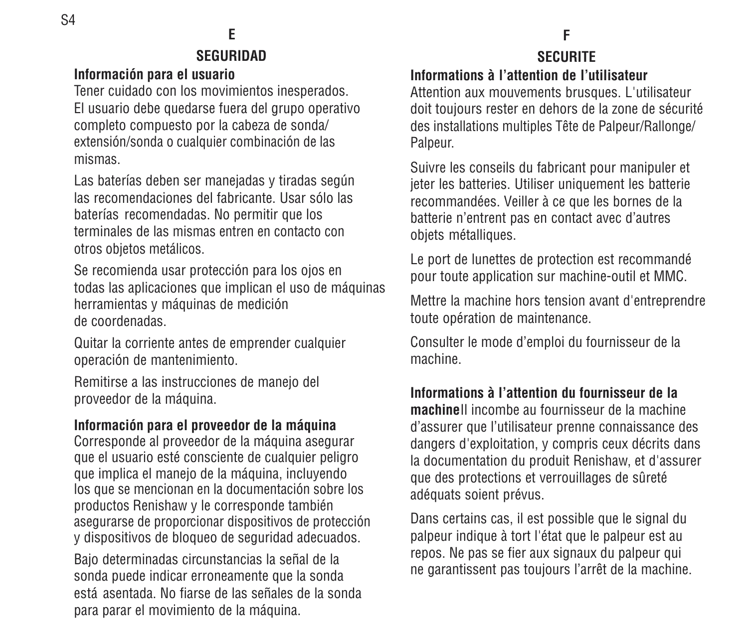## E

## SEGURIDAD

### Información para el usuario

Tener cuidado con los movimientos inesperados. El usuario debe quedarse fuera del grupo operativo completo compuesto por la cabeza de sonda/ extensión/sonda o cualquier combinación de las mismas.

Las baterías deben ser manejadas y tiradas según las recomendaciones del fabricante. Usar sólo las baterías recomendadas. No permitir que los terminales de las mismas entren en contacto con otros objetos metálicos.

Se recomienda usar protección para los ojos en todas las aplicaciones que implican el uso de máquinas herramientas y máquinas de medición de coordenadas.

Quitar la corriente antes de emprender cualquier operación de mantenimiento.

Remitirse a las instrucciones de manejo del proveedor de la máquina.

### Información para el proveedor de la máquina

Corresponde al proveedor de la máquina asegurar que el usuario esté consciente de cualquier peligro que implica el manejo de la máquina, incluyendo los que se mencionan en la documentación sobre los productos Renishaw y le corresponde también asegurarse de proporcionar dispositivos de protección y dispositivos de bloqueo de seguridad adecuados.

Bajo determinadas circunstancias la señal de la sonda puede indicar erroneamente que la sonda está asentada. No fiarse de las señales de la sonda para parar el movimiento de la máquina.

## F

## SECURITE

### Informations à l'attention de l'utilisateur

Attention aux mouvements brusques. L'utilisateur doit toujours rester en dehors de la zone de sécurité des installations multiples Tête de Palpeur/Rallonge/ Palpeur.

Suivre les conseils du fabricant pour manipuler et jeter les batteries. Utiliser uniquement les batterie recommandées. Veiller à ce que les bornes de la batterie n'entrent pas en contact avec d'autres objets métalliques.

Le port de lunettes de protection est recommandé pour toute application sur machine-outil et MMC.

Mettre la machine hors tension avant d'entreprendre toute opération de maintenance.

Consulter le mode d'emploi du fournisseur de la machine.

### Informations à l'attention du fournisseur de la machine

Il incombe au fournisseur de la machine d'assurer que l'utilisateur prenne connaissance des dangers d'exploitation, y compris ceux décrits dans la documentation du produit Renishaw, et d'assurer que des protections et verrouillages de sûreté adéquats soient prévus.

Dans certains cas, il est possible que le signal du palpeur indique à tort l'état que le palpeur est au repos. Ne pas se fier aux signaux du palpeur qui ne garantissent pas toujours l'arrêt de la machine.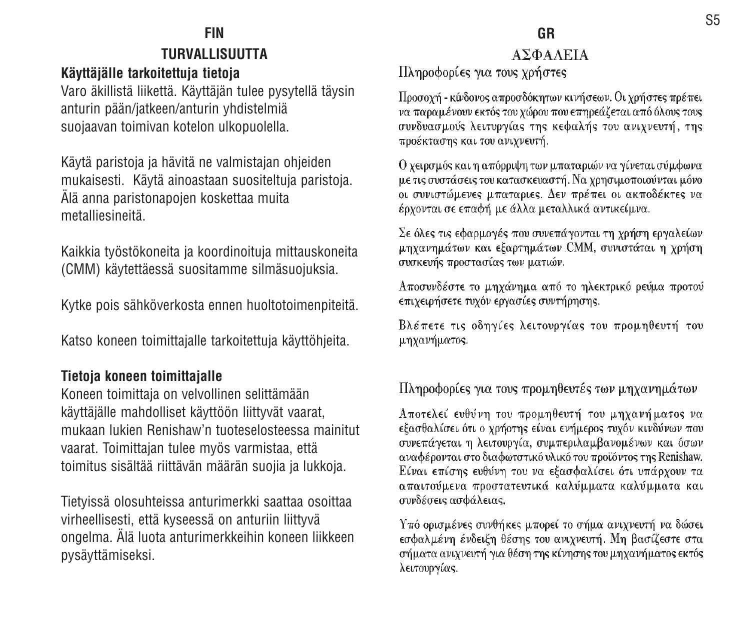## FIN

### TURVALLISUUTTA

**Käyttäjälle tarkoitettuja tietoja**

Varo äkillistä liikettä. Käyttäjän tulee pysytellä täysin anturin pään/jatkeen/anturin yhdistelmiä suojaavan toimivan kotelon ulkopuolella.

Käytä paristoja ja hävitä ne valmistajan ohjeiden mukaisesti. Käytä ainoastaan suositeltuja paristoja. Älä anna paristonapojen koskettaa muita metalliesineitä.

Kaikkia työstökoneita ja koordinoituja mittauskoneita (CMM) käytettäessä suositamme silmäsuojuksia.

Kytke pois sähköverkosta ennen huoltotoimenpiteitä.

Katso koneen toimittajalle tarkoitettuja käyttöhjeita.

**Tietoja koneen toimittajalle**

Koneen toimittaja on velvollinen selittämään käyttäjälle mahdolliset käyttöön liittyvät vaarat, mukaan lukien Renishaw'n tuoteselosteessa mainitut vaarat. Toimittajan tulee myös varmistaa, että toimitus sisältää riittävän määrän suojia ja lukkoja.

Tietyissä olosuhteissa anturimerkki saattaa osoittaa virheellisesti, että kyseessä on anturiin liittyvä ongelma. Älä luota anturimerkkeihin koneen liikkeen pysäyttämiseksi.

## GR

### ΑΣΦΑΛΕΙΑ

Πληροφορίες για τους χρήστες

Προσοχή - κίνδυνος απροσδόκητων κινήσεων. Οι χρήστες πρέπει να παραμένουν εκτός του χώρου που επηρεάζεται από όλους τους συνδυασμούς λειτουργίας της κεφαλής του ανιχνευτή, της προέκτασης και του ανιχνευτή.

Ο χειρσμός και η απόρριψη των μπαταριών να γίνεται σύμφωνα με τις συστάσεις του κατασκευαστή. Να χρησιμοποιούνται μόνο οι συνιστώμενες μπαταρίες. Δεν πρέπει οι ακποδέκτες να έρχονται σε επαφή με άλλα μεταλλικά αντικείμνα.

Σε όλες τις εφαρμογές που συνεπάγονται τη χρήση εργαλείων μηχανημάτων και εξαρτημάτων CMM, συνιστάται η χρήση συσκευής προστασίας των ματιών.

Αποσυνδέστε το μηχάνημα από το ηλεκτρικό ρεύμα προτού επιχειρήσετε τυχόν εργασίες συντήρησης.

Βλέπετε τις οδηγίες λειτουργίας του προμηθευτή του μηχανήματος.

Πληροφορίες για τους προμηθευτές των μηχανημάτων

Αποτελεί ευθύνη του προμηθευτή του μηχανήματος να εξασθαλίσει ότι ο χρήστης είναι ενήμερος τυχόν κινδύνων που συνεπάγεται η λειτουργία, συμπεριλαμβανομένων και όσων αναφέρονται στο διαφωτστικό υλικό του προϊόντος της Renishaw. Είναι επίσης ευθύνη του να εξασφαλίσει ότι υπάρχουν τα απαιτούμενα προστατευτικά καλύμματα καλύμματα και συνδέσεις ασφάλειας.

Υπό ορισμένες συνθήκες μπορεί το σήμα ανιχνευτή να δώσει εσφαλμένη ένδειξη θέσης του ανιχνευτή. Μη βασίζεστε στα σήματα ανιχνευτή για θέση της κίνησης του μηχανήματος εκτός λειτουργίας.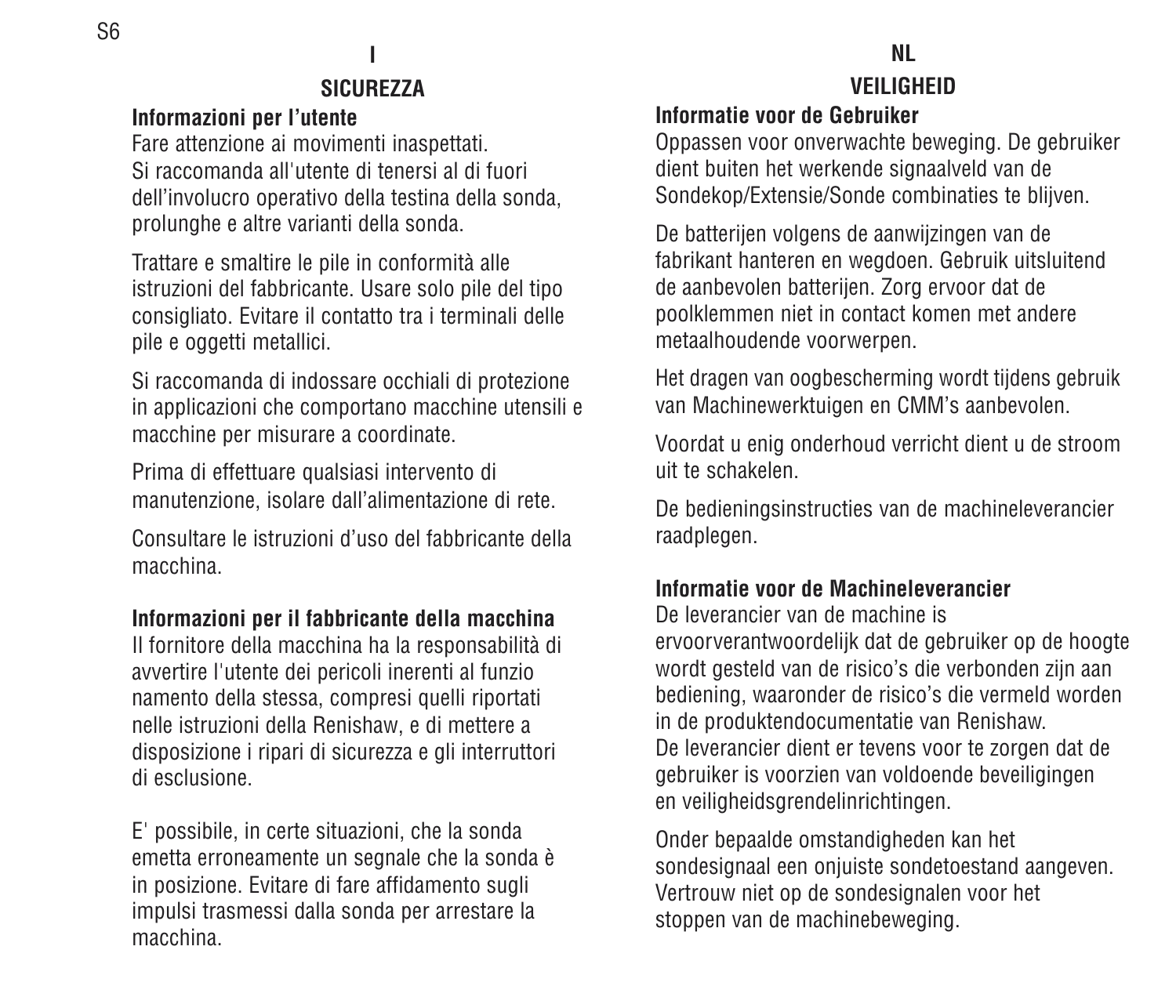# I

## SICUREZZA

### Informazioni per l'utente

Fare attenzione ai movimenti inaspettati. Si raccomanda all'utente di tenersi al di fuori dell'involucro operativo della testina della sonda, prolunghe e altre varianti della sonda.

Trattare e smaltire le pile in conformità alle istruzioni del fabbricante. Usare solo pile del tipo consigliato. Evitare il contatto tra i terminali delle pile e oggetti metallici.

Si raccomanda di indossare occhiali di protezione in applicazioni che comportano macchine utensili e macchine per misurare a coordinate.

Prima di effettuare qualsiasi intervento di manutenzione, isolare dall'alimentazione di rete.

Consultare le istruzioni d'uso del fabbricante della macchina.

### Informazioni per il fabbricante della macchina

Il fornitore della macchina ha la responsabilità di avvertire l'utente dei pericoli inerenti al funzio namento della stessa, compresi quelli riportati nelle istruzioni della Renishaw, e di mettere a disposizione i ripari di sicurezza e gli interruttori di esclusione.

E' possibile, in certe situazioni, che la sonda emetta erroneamente un segnale che la sonda è in posizione. Evitare di fare affidamento sugli impulsi trasmessi dalla sonda per arrestare la macchina.

# NL

## VEILIGHEID

### Informatie voor de Gebruiker

Oppassen voor onverwachte beweging. De gebruiker dient buiten het werkende signaalveld van de Sondekop/Extensie/Sonde combinaties te blijven.

De batterijen volgens de aanwijzingen van de fabrikant hanteren en wegdoen. Gebruik uitsluitend de aanbevolen batterijen. Zorg ervoor dat de poolklemmen niet in contact komen met andere metaalhoudende voorwerpen.

Het dragen van oogbescherming wordt tijdens gebruik van Machinewerktuigen en CMM's aanbevolen.

Voordat u enig onderhoud verricht dient u de stroom uit te schakelen.

De bedieningsinstructies van de machineleverancier raadplegen.

### Informatie voor de Machineleverancier

De leverancier van de machine is ervoorverantwoordelijk dat de gebruiker op de hoogte wordt gesteld van de risico's die verbonden zijn aan bediening, waaronder de risico's die vermeld worden in de produktendocumentatie van Renishaw. De leverancier dient er tevens voor te zorgen dat de gebruiker is voorzien van voldoende beveiligingen en veiligheidsgrendelinrichtingen.

Onder bepaalde omstandigheden kan het sondesignaal een onjuiste sondetoestand aangeven. Vertrouw niet op de sondesignalen voor het stoppen van de machinebeweging.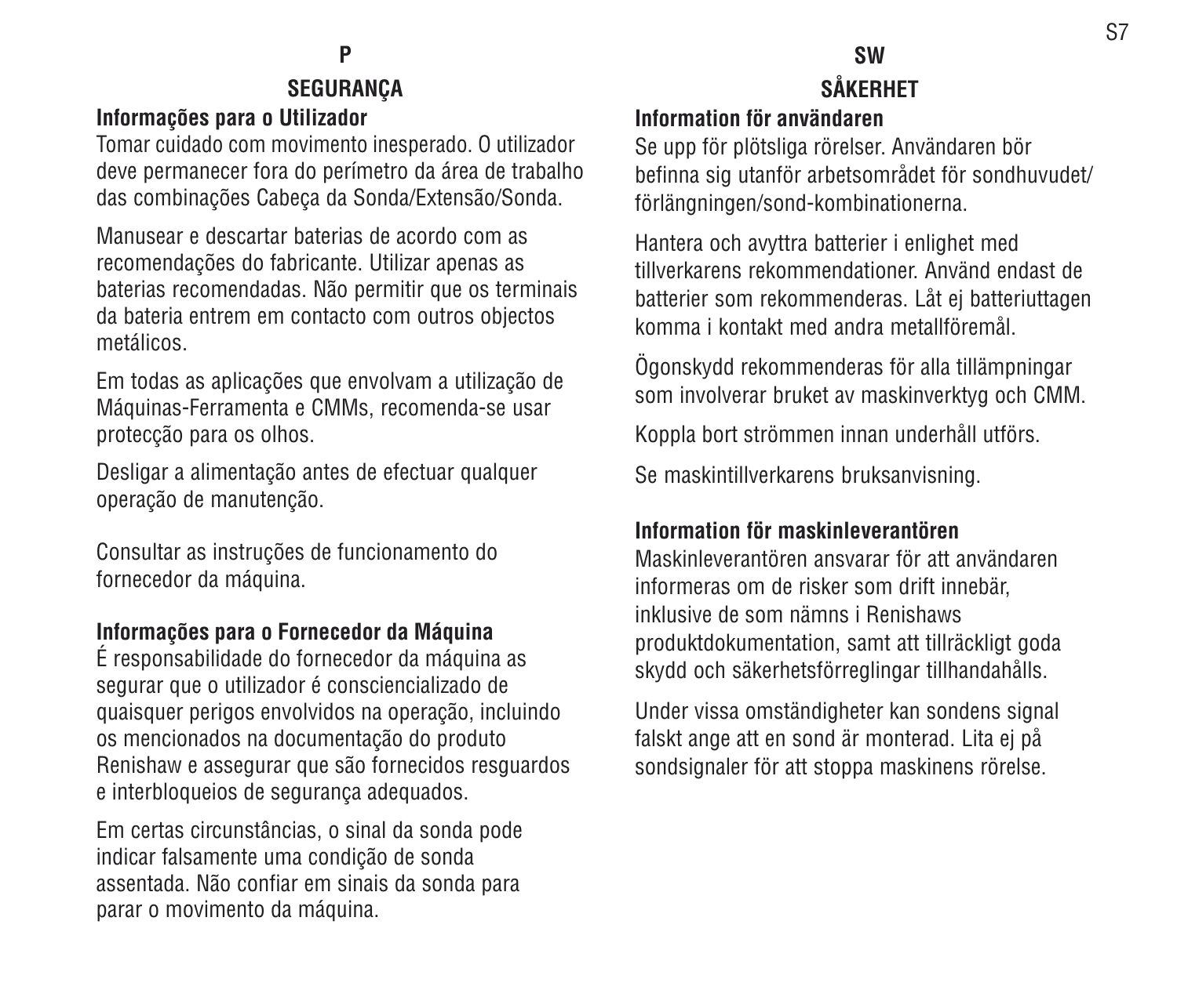# P

## SEGURANÇA

### Informações para o Utilizador

Tomar cuidado com movimento inesperado. O utilizador deve permanecer fora do perímetro da área de trabalho das combinações Cabeça da Sonda/Extensão/Sonda.

Manusear e descartar baterias de acordo com as recomendações do fabricante. Utilizar apenas as baterias recomendadas. Não permitir que os terminais da bateria entrem em contacto com outros objectos metálicos.

Em todas as aplicações que envolvam a utilização de Máquinas-Ferramenta e CMMs, recomenda-se usar protecção para os olhos.

Desligar a alimentação antes de efectuar qualquer operação de manutenção.

Consultar as instruções de funcionamento do fornecedor da máquina.

### Informações para o Fornecedor da Máquina

É responsabilidade do fornecedor da máquina assegurar que o utilizador é consciencializado de quaisquer perigos envolvidos na operação, incluindo os mencionados na documentação do produto Renishaw e assegurar que são fornecidos resguardos e interbloqueios de segurança adequados.

Em certas circunstâncias, o sinal da sonda pode indicar falsamente uma condição de sonda assentada. Não confiar em sinais da sonda para parar o movimento da máquina.

# SW

## SÅKERHET

### Information för användaren

Se upp för plötsliga rörelser. Användaren bör befinna sig utanför arbetsområdet för sondhuvudet/förlängningen/sond-kombinationerna.

Hantera och avyttra batterier i enlighet med tillverkarens rekommendationer. Använd endast de batterier som rekommenderas. Låt ej batteriuttagen komma i kontakt med andra metallföremål.

Ögonskydd rekommenderas för alla tillämpningar som involverar bruket av maskinverktyg och CMM.

Koppla bort strömmen innan underhåll utförs.

Se maskintillverkarens bruksanvisning.

### Information för maskinleverantören

Maskinleverantören ansvarar för att användaren informeras om de risker som drift innebär, inklusive de som nämns i Renishaws produktdokumentation, samt att tillräckligt goda skydd och säkerhetsförreglingar tillhandahålls.

Under vissa omständigheter kan sondens signal falskt ange att en sond är monterad. Lita ej på sondsignaler för att stoppa maskinens rörelse.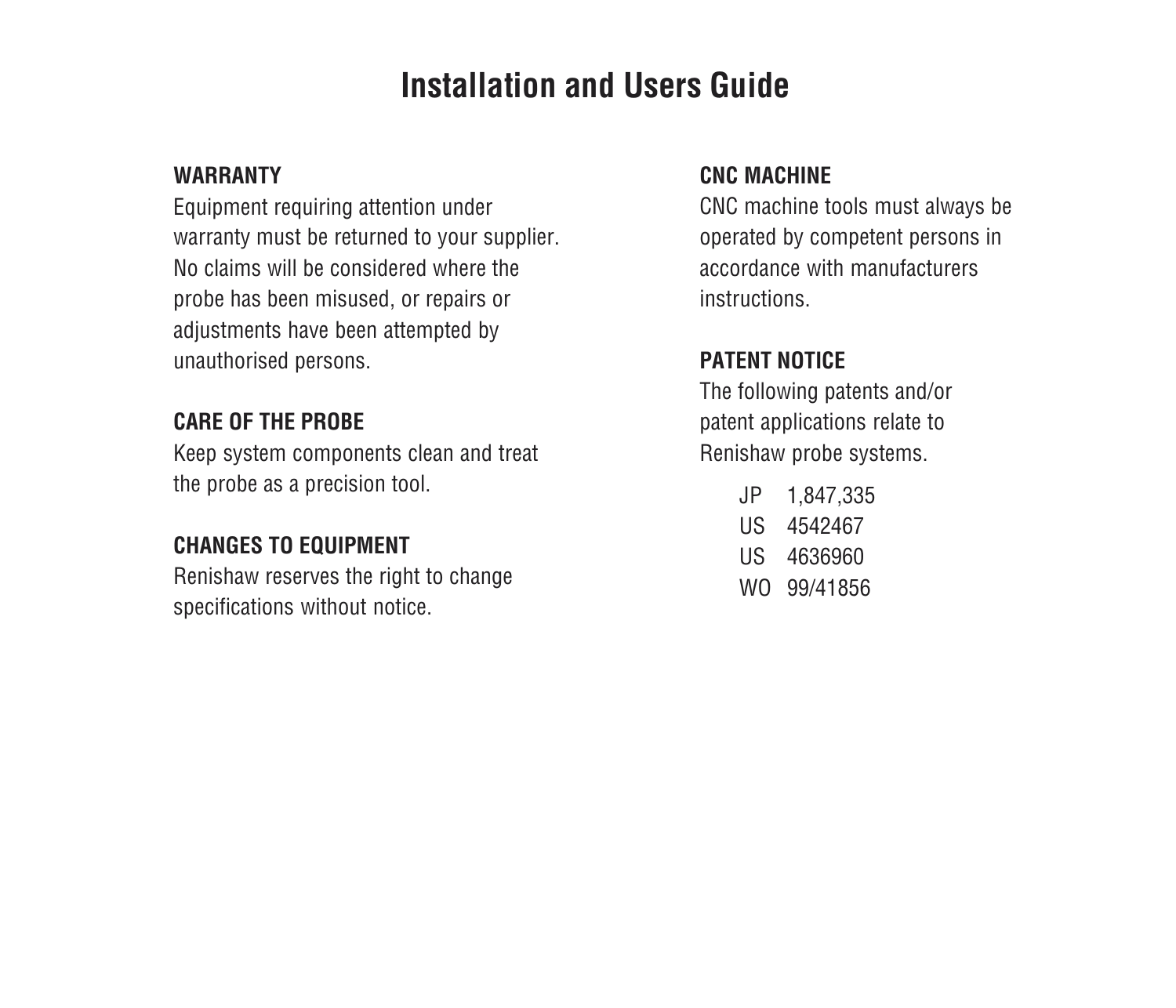# Installation and Users Guide

## WARRANTY

Equipment requiring attention under warranty must be returned to your supplier. No claims will be considered where the probe has been misused, or repairs or adjustments have been attempted by unauthorised persons.

## CARE OF THE PROBE

Keep system components clean and treat the probe as a precision tool.

## CHANGES TO EQUIPMENT

Renishaw reserves the right to change specifications without notice.

## CNC MACHINE

CNC machine tools must always be operated by competent persons in accordance with manufacturers instructions.

## PATENT NOTICE

The following patents and/or patent applications relate to Renishaw probe systems.

JP 1,847,335
US 4542467
US 4636960
WO 99/41856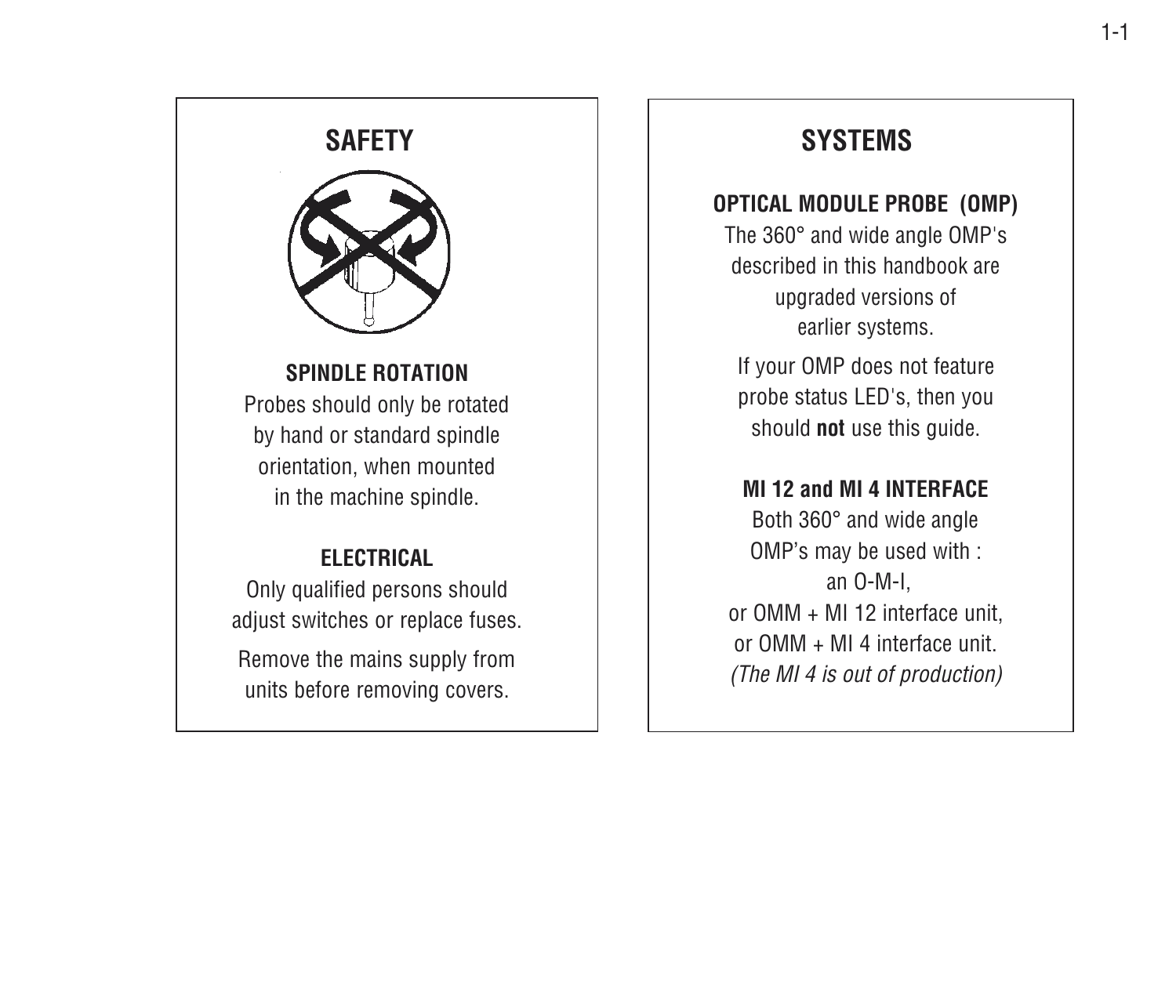## SAFETY

### SPINDLE ROTATION

Probes should only be rotated by hand or standard spindle orientation, when mounted in the machine spindle.

### ELECTRICAL

Only qualified persons should adjust switches or replace fuses.

Remove the mains supply from units before removing covers.

## SYSTEMS

### OPTICAL MODULE PROBE (OMP)

The 360° and wide angle OMP's described in this handbook are upgraded versions of earlier systems.

If your OMP does not feature probe status LED's, then you should **not** use this guide.

### MI 12 and MI 4 INTERFACE

Both 360° and wide angle OMP's may be used with :
an O-M-I,
or OMM + MI 12 interface unit,
or OMM + MI 4 interface unit.
*(The MI 4 is out of production)*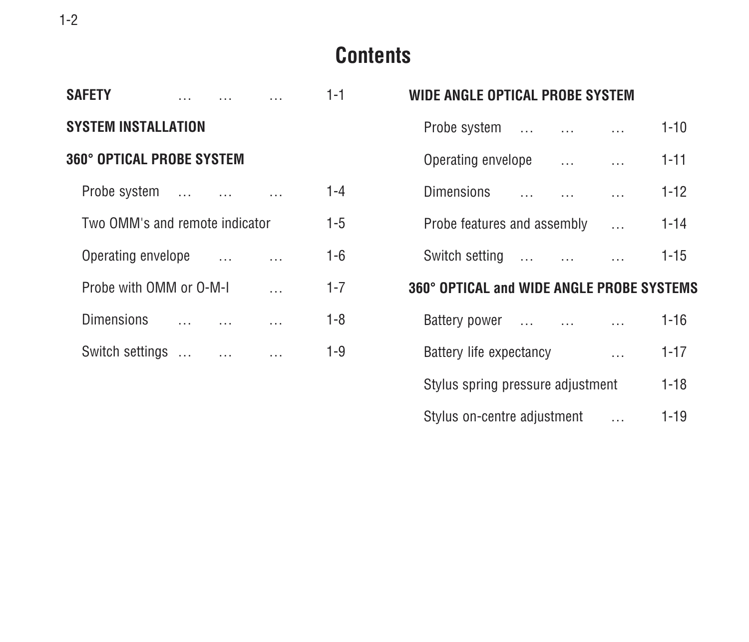# Contents

| | |
|---|---|
| **SAFETY** | 1-1 |
| **SYSTEM INSTALLATION** | |
| **360° OPTICAL PROBE SYSTEM** | |
| Probe system | 1-4 |
| Two OMM's and remote indicator | 1-5 |
| Operating envelope | 1-6 |
| Probe with OMM or O-M-I | 1-7 |
| Dimensions | 1-8 |
| Switch settings | 1-9 |
| **WIDE ANGLE OPTICAL PROBE SYSTEM** | |
| Probe system | 1-10 |
| Operating envelope | 1-11 |
| Dimensions | 1-12 |
| Probe features and assembly | 1-14 |
| Switch setting | 1-15 |
| **360° OPTICAL and WIDE ANGLE PROBE SYSTEMS** | |
| Battery power | 1-16 |
| Battery life expectancy | 1-17 |
| Stylus spring pressure adjustment | 1-18 |
| Stylus on-centre adjustment | 1-19 |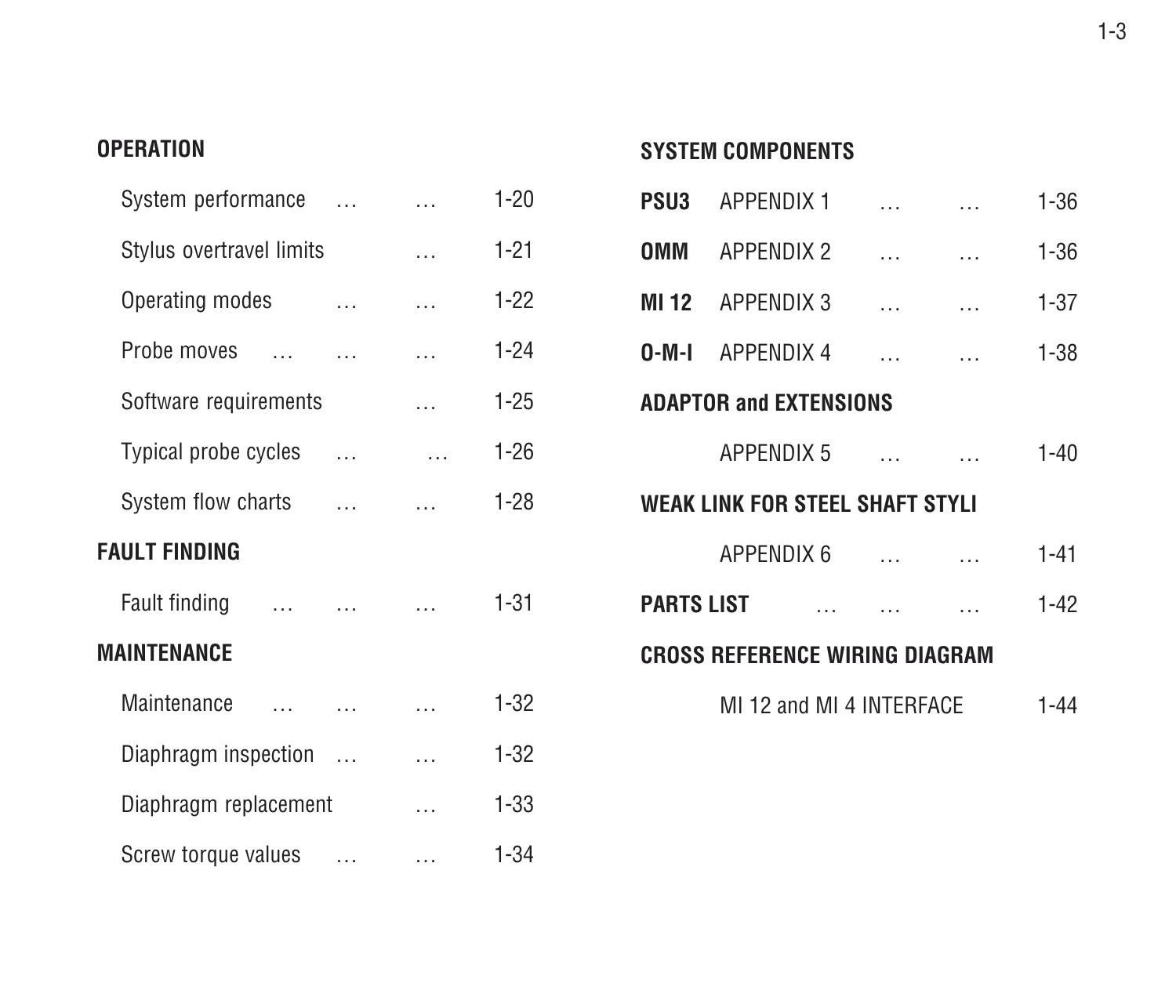**OPERATION**

| | |
|---|---|
| System performance … … | 1-20 |
| Stylus overtravel limits … | 1-21 |
| Operating modes … … | 1-22 |
| Probe moves … … … | 1-24 |
| Software requirements … | 1-25 |
| Typical probe cycles … … | 1-26 |
| System flow charts … … | 1-28 |

**FAULT FINDING**

| | |
|---|---|
| Fault finding … … … | 1-31 |

**MAINTENANCE**

| | |
|---|---|
| Maintenance … … … | 1-32 |
| Diaphragm inspection … … | 1-32 |
| Diaphragm replacement … | 1-33 |
| Screw torque values … … | 1-34 |

**SYSTEM COMPONENTS**

| | | |
|---|---|---|
| **PSU3** | APPENDIX 1 … … | 1-36 |
| **OMM** | APPENDIX 2 … … | 1-36 |
| **MI 12** | APPENDIX 3 … … | 1-37 |
| **O-M-I** | APPENDIX 4 … … | 1-38 |

**ADAPTOR and EXTENSIONS**

| | |
|---|---|
| APPENDIX 5 … … | 1-40 |

**WEAK LINK FOR STEEL SHAFT STYLI**

| | |
|---|---|
| APPENDIX 6 … … | 1-41 |

**PARTS LIST** … … … 1-42

**CROSS REFERENCE WIRING DIAGRAM**

| | |
|---|---|
| MI 12 and MI 4 INTERFACE | 1-44 |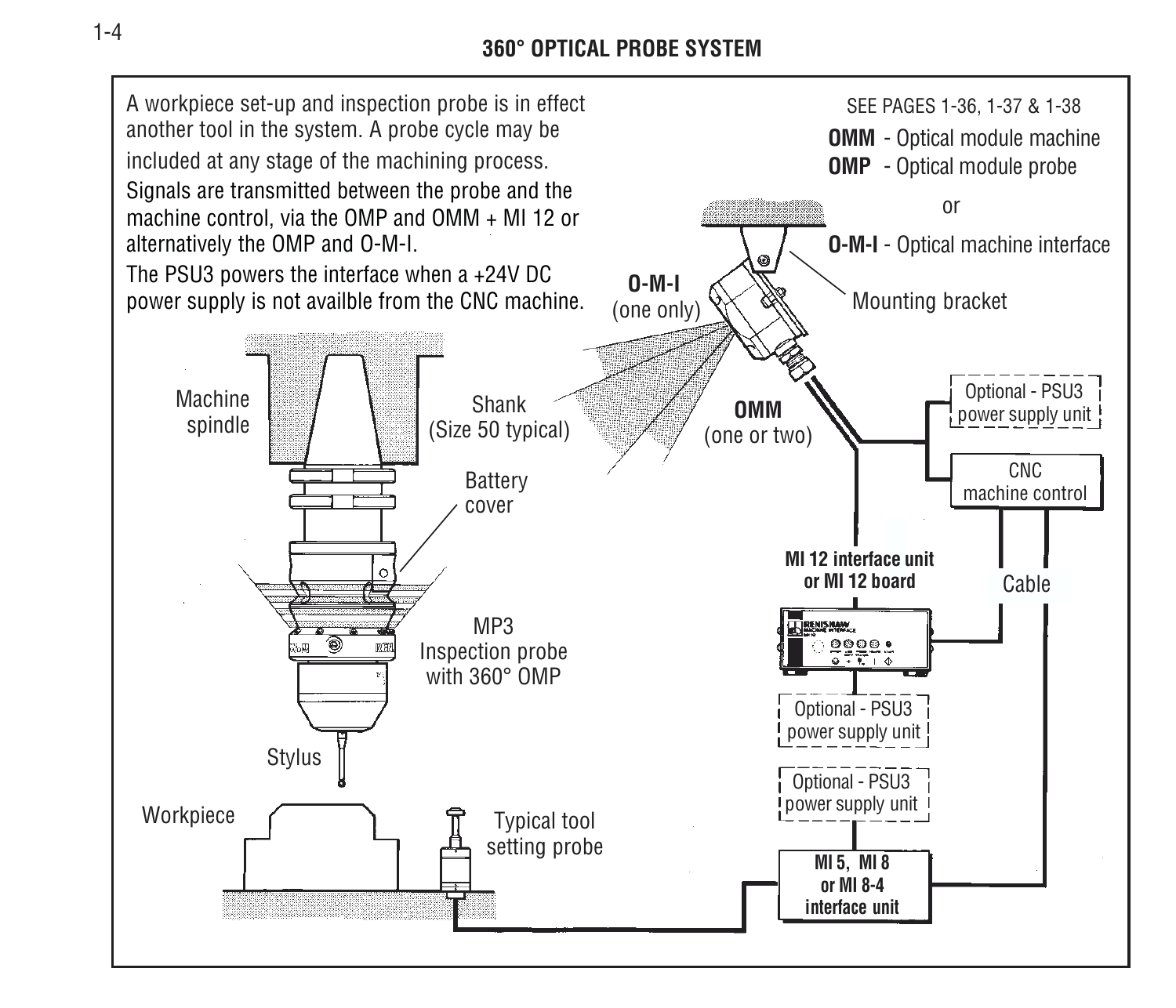## 360° OPTICAL PROBE SYSTEM

A workpiece set-up and inspection probe is in effect another tool in the system. A probe cycle may be included at any stage of the machining process.

Signals are transmitted between the probe and the machine control, via the OMP and OMM + MI 12 or alternatively the OMP and O-M-I.

The PSU3 powers the interface when a +24V DC power supply is not availble from the CNC machine.

SEE PAGES 1-36, 1-37 & 1-38

**OMM** - Optical module machine

**OMP** - Optical module probe

or

**O-M-I** - Optical machine interface

Mounting bracket

**O-M-I** (one only)

**OMM** (one or two)

Machine spindle

Shank (Size 50 typical)

Battery cover

MP3 Inspection probe with 360° OMP

Stylus

Workpiece

Typical tool setting probe

Optional - PSU3 power supply unit

CNC machine control

**MI 12 interface unit or MI 12 board**

Cable

Optional - PSU3 power supply unit

Optional - PSU3 power supply unit

**MI 5, MI 8 or MI 8-4 interface unit**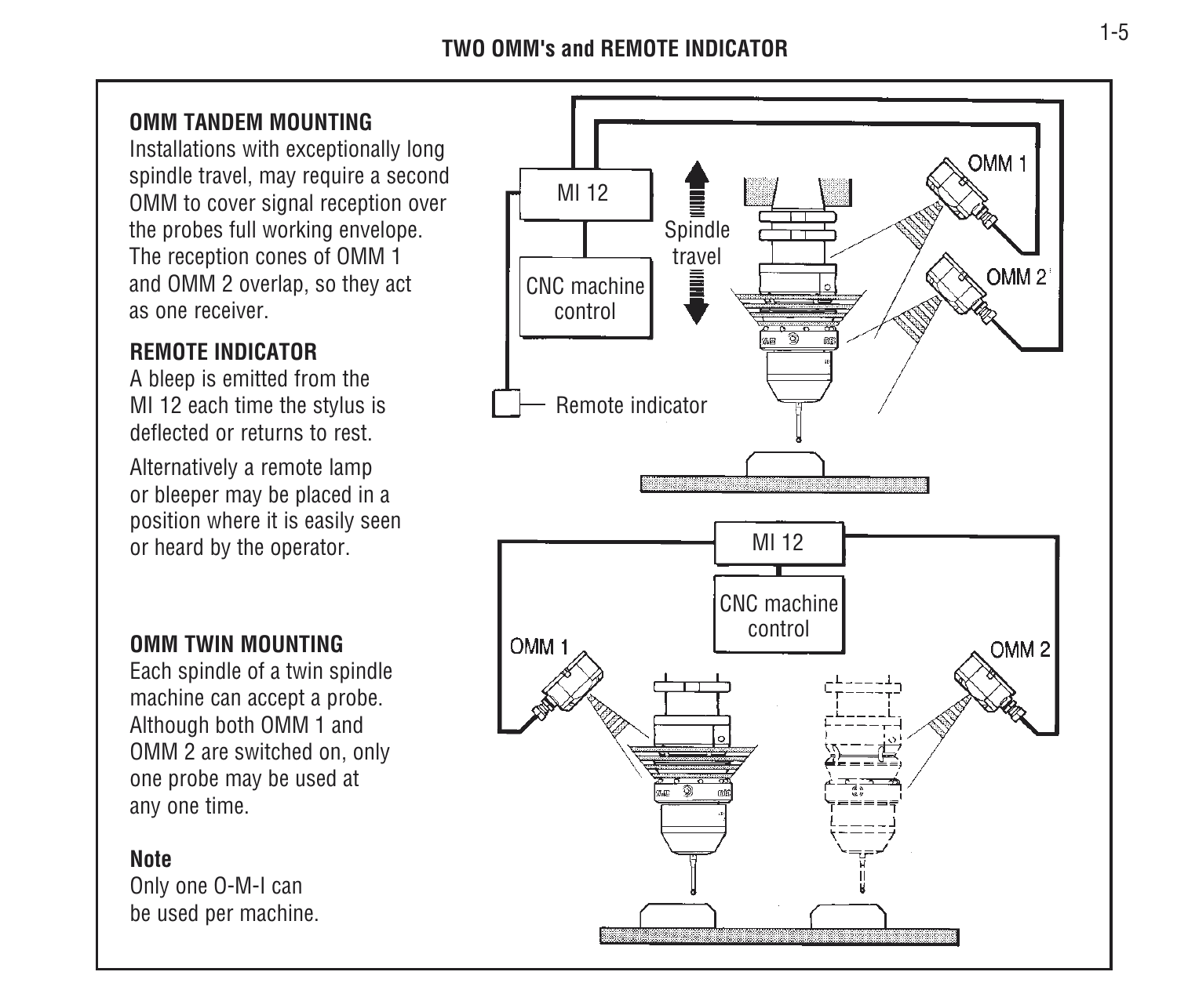## TWO OMM's and REMOTE INDICATOR

### OMM TANDEM MOUNTING

Installations with exceptionally long spindle travel, may require a second OMM to cover signal reception over the probes full working envelope. The reception cones of OMM 1 and OMM 2 overlap, so they act as one receiver.

### REMOTE INDICATOR

A bleep is emitted from the MI 12 each time the stylus is deflected or returns to rest.

Alternatively a remote lamp or bleeper may be placed in a position where it is easily seen or heard by the operator.

### OMM TWIN MOUNTING

Each spindle of a twin spindle machine can accept a probe. Although both OMM 1 and OMM 2 are switched on, only one probe may be used at any one time.

**Note**

Only one O-M-I can be used per machine.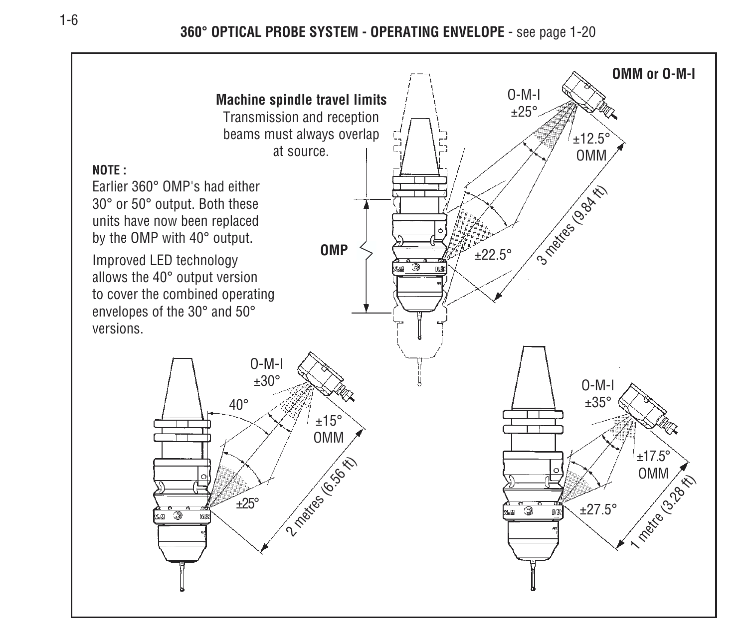## 360° OPTICAL PROBE SYSTEM - OPERATING ENVELOPE - see page 1-20

**OMM or O-M-I**

**Machine spindle travel limits**
Transmission and reception beams must always overlap at source.

**NOTE :**
Earlier 360° OMP's had either 30° or 50° output. Both these units have now been replaced by the OMP with 40° output.

Improved LED technology allows the 40° output version to cover the combined operating envelopes of the 30° and 50° versions.

**OMP**

O-M-I ±25°

±12.5° OMM

±22.5°

3 metres (9.84 ft)

O-M-I ±30°

40°

±15° OMM

±25°

2 metres (6.56 ft)

O-M-I ±35°

±17.5° OMM

±27.5°

1 metre (3.28 ft)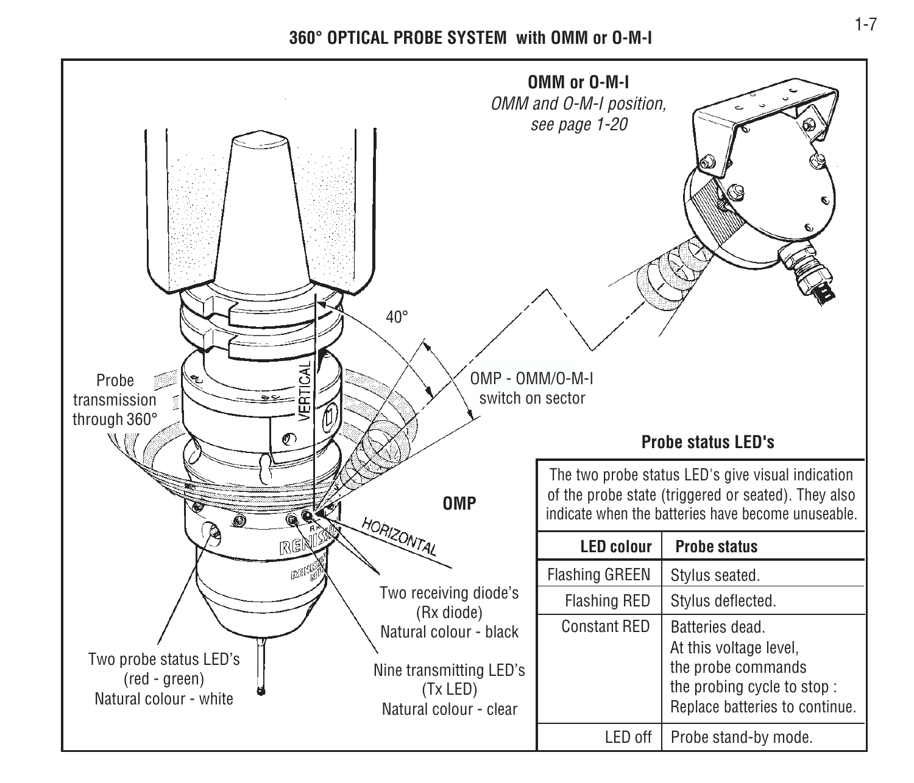# 360° OPTICAL PROBE SYSTEM with OMM or O-M-I

**OMM or O-M-I**
*OMM and O-M-I position, see page 1-20*

40°

VERTICAL

Probe transmission through 360°

OMP - OMM/O-M-I switch on sector

**OMP**

HORIZONTAL

Two receiving diode's (Rx diode) Natural colour - black

Nine transmitting LED's (Tx LED) Natural colour - clear

Two probe status LED's (red - green) Natural colour - white

## Probe status LED's

The two probe status LED's give visual indication of the probe state (triggered or seated). They also indicate when the batteries have become unuseable.

| LED colour | Probe status |
|---|---|
| Flashing GREEN | Stylus seated. |
| Flashing RED | Stylus deflected. |
| Constant RED | Batteries dead. At this voltage level, the probe commands the probing cycle to stop : Replace batteries to continue. |
| LED off | Probe stand-by mode. |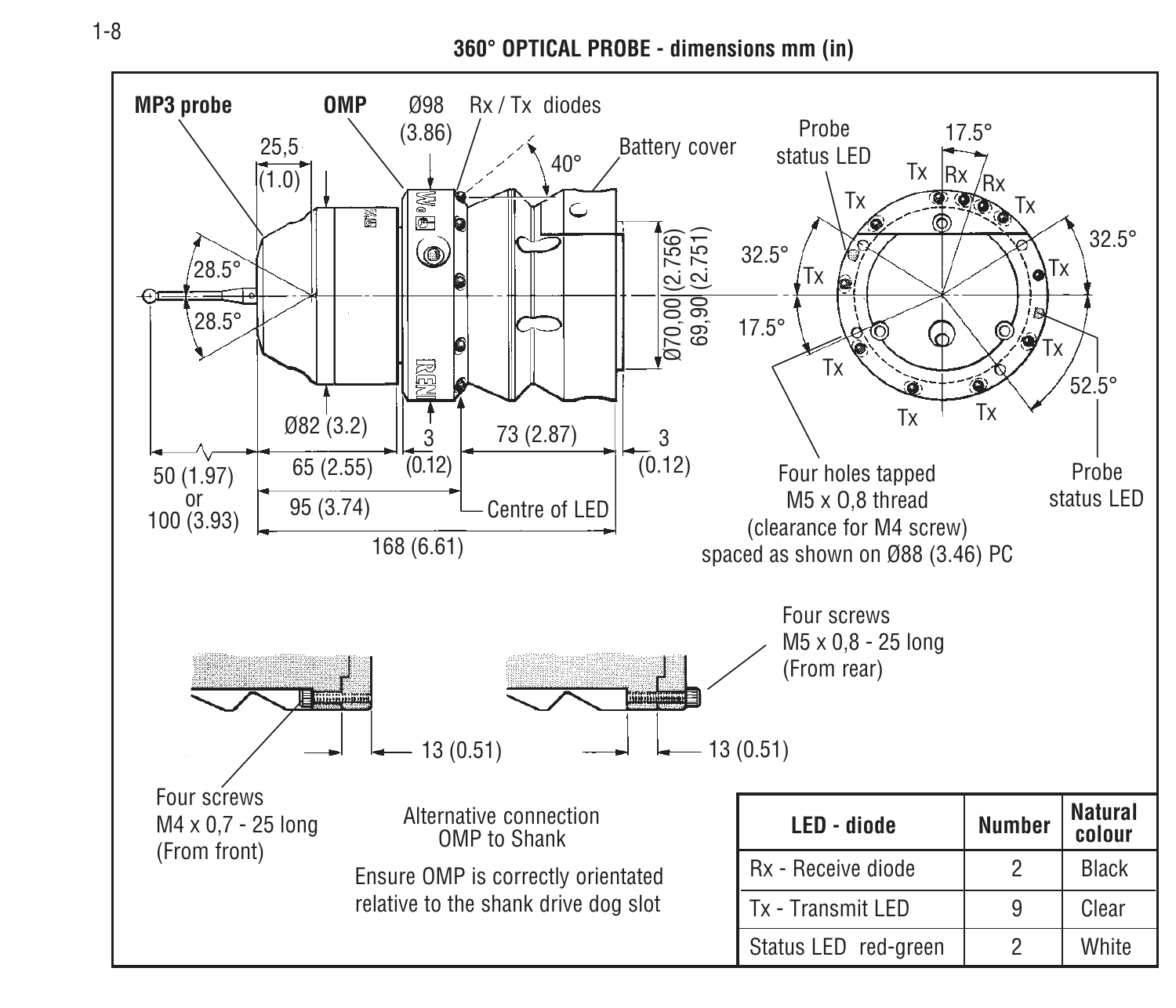## 360° OPTICAL PROBE - dimensions mm (in)

MP3 probe

OMP

Ø98 (3.86)

Rx / Tx diodes

40°

Battery cover

25,5 (1.0)

28.5°

28.5°

Ø70,00 (2.756)
69,90 (2.751)

Ø82 (3.2)

3 (0.12)

73 (2.87)

3 (0.12)

50 (1.97) or 100 (3.93)

65 (2.55)

95 (3.74)

Centre of LED

168 (6.61)

Probe status LED

17.5°

Tx Rx Rx Tx

32.5°

32.5°

17.5°

52.5°

Probe status LED

Four holes tapped M5 x 0,8 thread (clearance for M4 screw) spaced as shown on Ø88 (3.46) PC

Four screws M5 x 0,8 - 25 long (From rear)

13 (0.51)

13 (0.51)

Four screws M4 x 0,7 - 25 long (From front)

Alternative connection OMP to Shank

Ensure OMP is correctly orientated relative to the shank drive dog slot

| LED - diode | Number | Natural colour |
|---|---|---|
| Rx - Receive diode | 2 | Black |
| Tx - Transmit LED | 9 | Clear |
| Status LED red-green | 2 | White |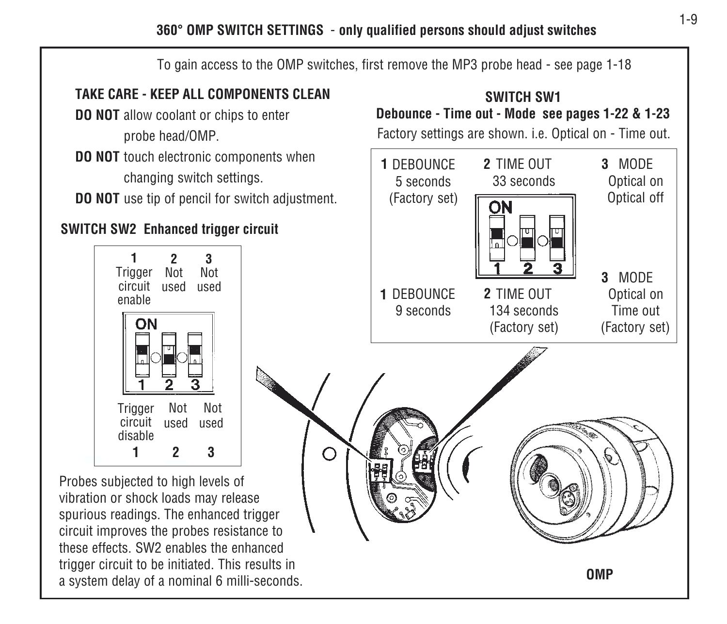# 360° OMP SWITCH SETTINGS - only qualified persons should adjust switches

To gain access to the OMP switches, first remove the MP3 probe head - see page 1-18

**TAKE CARE - KEEP ALL COMPONENTS CLEAN**

**DO NOT** allow coolant or chips to enter probe head/OMP.

**DO NOT** touch electronic components when changing switch settings.

**DO NOT** use tip of pencil for switch adjustment.

## SWITCH SW2 Enhanced trigger circuit

| | 1 | 2 | 3 |
|---|---|---|---|
| ON | Trigger circuit enable | Not used | Not used |
| OFF | Trigger circuit disable | Not used | Not used |

Probes subjected to high levels of vibration or shock loads may release spurious readings. The enhanced trigger circuit improves the probes resistance to these effects. SW2 enables the enhanced trigger circuit to be initiated. This results in a system delay of a nominal 6 milli-seconds.

## SWITCH SW1

**Debounce - Time out - Mode see pages 1-22 & 1-23**

Factory settings are shown. i.e. Optical on - Time out.

| | 1 DEBOUNCE | 2 TIME OUT | 3 MODE |
|---|---|---|---|
| ON | 5 seconds (Factory set) | 33 seconds | Optical on Optical off |
| OFF | 9 seconds | 134 seconds (Factory set) | Optical on Time out (Factory set) |

OMP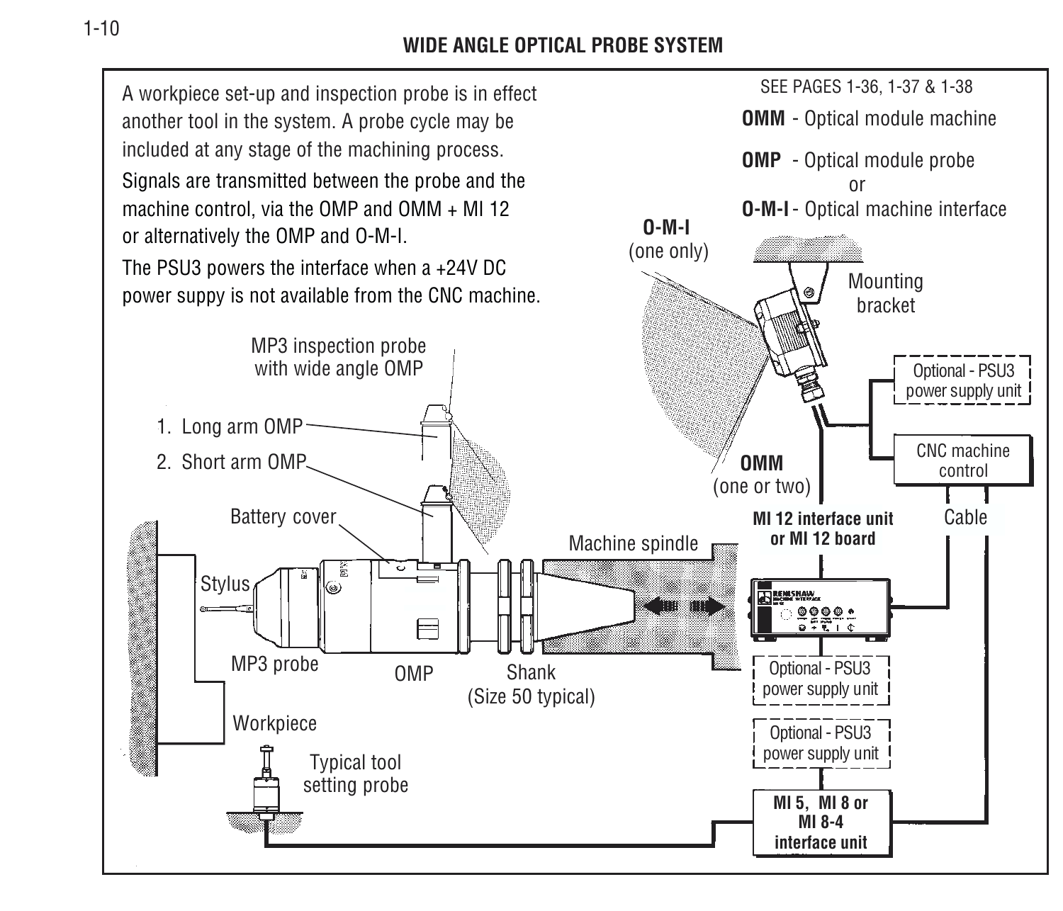# WIDE ANGLE OPTICAL PROBE SYSTEM

A workpiece set-up and inspection probe is in effect another tool in the system. A probe cycle may be included at any stage of the machining process.

Signals are transmitted between the probe and the machine control, via the OMP and OMM + MI 12 or alternatively the OMP and O-M-I.

The PSU3 powers the interface when a +24V DC power suppy is not available from the CNC machine.

SEE PAGES 1-36, 1-37 & 1-38

**OMM** - Optical module machine

**OMP** - Optical module probe

or

**O-M-I** - Optical machine interface

**O-M-I** (one only)

Mounting bracket

Optional - PSU3 power supply unit

CNC machine control

**OMM** (one or two)

Cable

**MI 12 interface unit or MI 12 board**

MP3 inspection probe with wide angle OMP

1. Long arm OMP
2. Short arm OMP

Battery cover

Machine spindle

Stylus

MP3 probe

OMP

Shank (Size 50 typical)

Optional - PSU3 power supply unit

Optional - PSU3 power supply unit

Workpiece

Typical tool setting probe

**MI 5, MI 8 or MI 8-4 interface unit**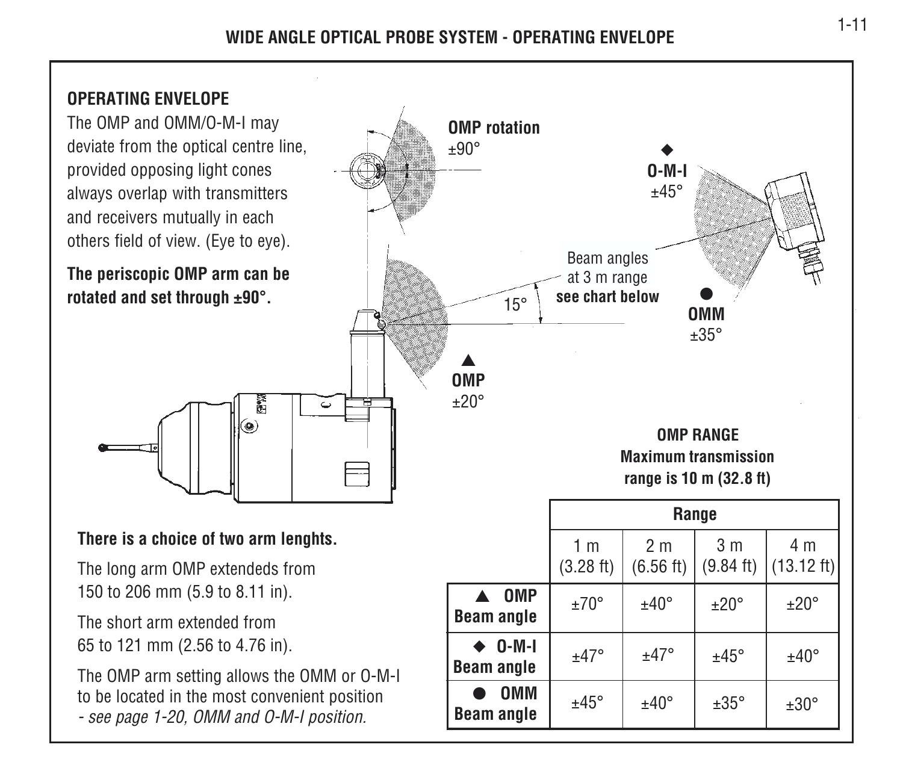## WIDE ANGLE OPTICAL PROBE SYSTEM - OPERATING ENVELOPE

### OPERATING ENVELOPE

The OMP and OMM/O-M-I may deviate from the optical centre line, provided opposing light cones always overlap with transmitters and receivers mutually in each others field of view. (Eye to eye).

**The periscopic OMP arm can be rotated and set through ±90°.**

**OMP rotation**
±90°

◆ **O-M-I**
±45°

Beam angles at 3 m range **see chart below**

15°

● **OMM**
±35°

▲ **OMP**
±20°

**There is a choice of two arm lenghts.**

The long arm OMP extendeds from 150 to 206 mm (5.9 to 8.11 in).

The short arm extended from 65 to 121 mm (2.56 to 4.76 in).

The OMP arm setting allows the OMM or O-M-I to be located in the most convenient position *- see page 1-20, OMM and O-M-I position.*

**OMP RANGE**
**Maximum transmission range is 10 m (32.8 ft)**

| | Range | | | |
|---|---|---|---|---|
| | 1 m (3.28 ft) | 2 m (6.56 ft) | 3 m (9.84 ft) | 4 m (13.12 ft) |
| ▲ **OMP Beam angle** | ±70° | ±40° | ±20° | ±20° |
| ◆ **O-M-I Beam angle** | ±47° | ±47° | ±45° | ±40° |
| ● **OMM Beam angle** | ±45° | ±40° | ±35° | ±30° |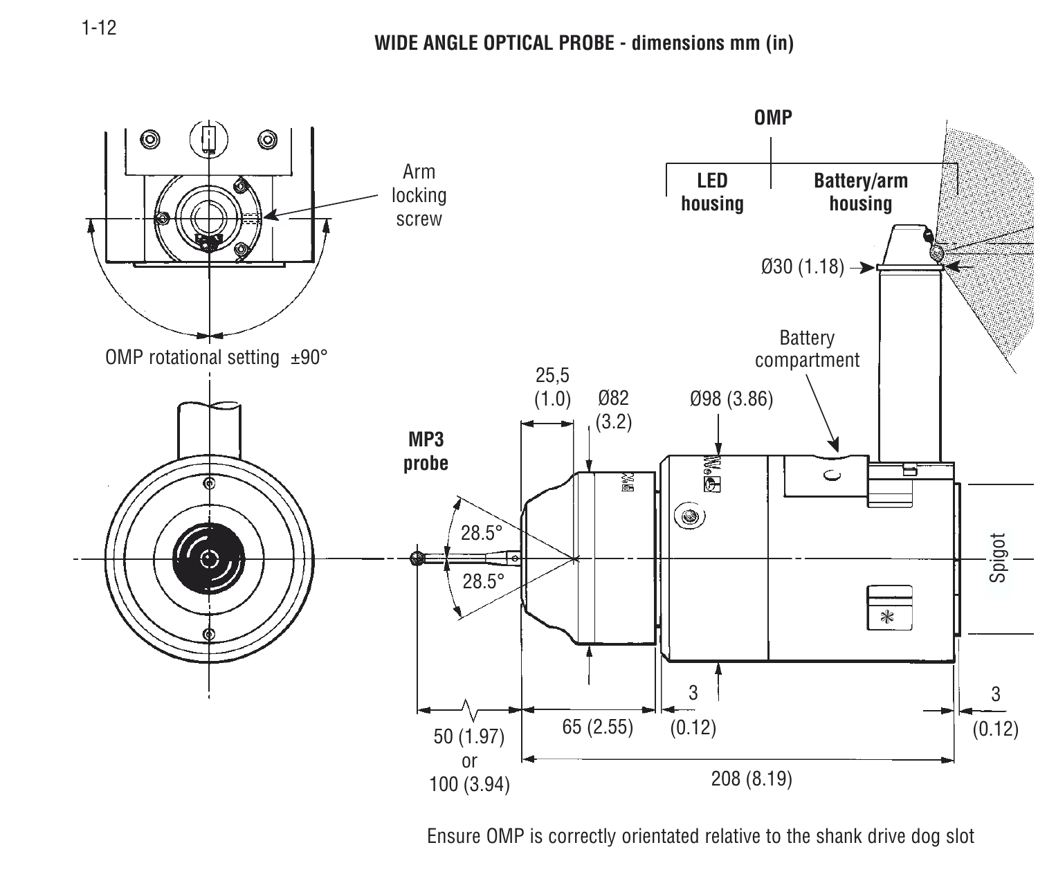## WIDE ANGLE OPTICAL PROBE - dimensions mm (in)

Arm locking screw

OMP rotational setting ±90°

OMP

LED housing

Battery/arm housing

Ø30 (1.18)

Battery compartment

25,5 (1.0)

Ø82 (3.2)

Ø98 (3.86)

MP3 probe

28.5°

28.5°

Spigot

50 (1.97) or 100 (3.94)

65 (2.55)

3 (0.12)

3 (0.12)

208 (8.19)

Ensure OMP is correctly orientated relative to the shank drive dog slot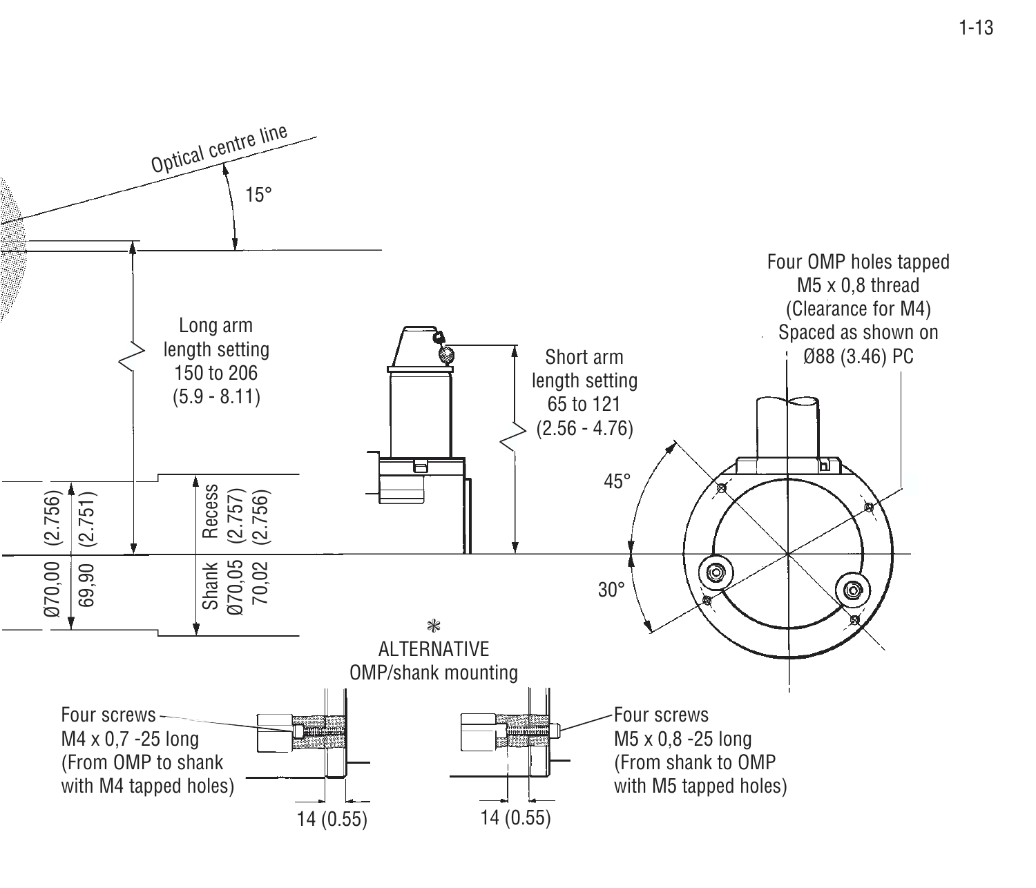Optical centre line

15°

Long arm length setting 150 to 206 (5.9 - 8.11)

Short arm length setting 65 to 121 (2.56 - 4.76)

Four OMP holes tapped M5 x 0,8 thread (Clearance for M4) Spaced as shown on Ø88 (3.46) PC

45°

30°

Ø70,00 (2.756)
69,90 (2.751)

Recess (2.757) (2.756)
Shank Ø70,05 70,02

\*
ALTERNATIVE
OMP/shank mounting

Four screws
M4 x 0,7 -25 long
(From OMP to shank
with M4 tapped holes)

14 (0.55)

Four screws
M5 x 0,8 -25 long
(From shank to OMP
with M5 tapped holes)

14 (0.55)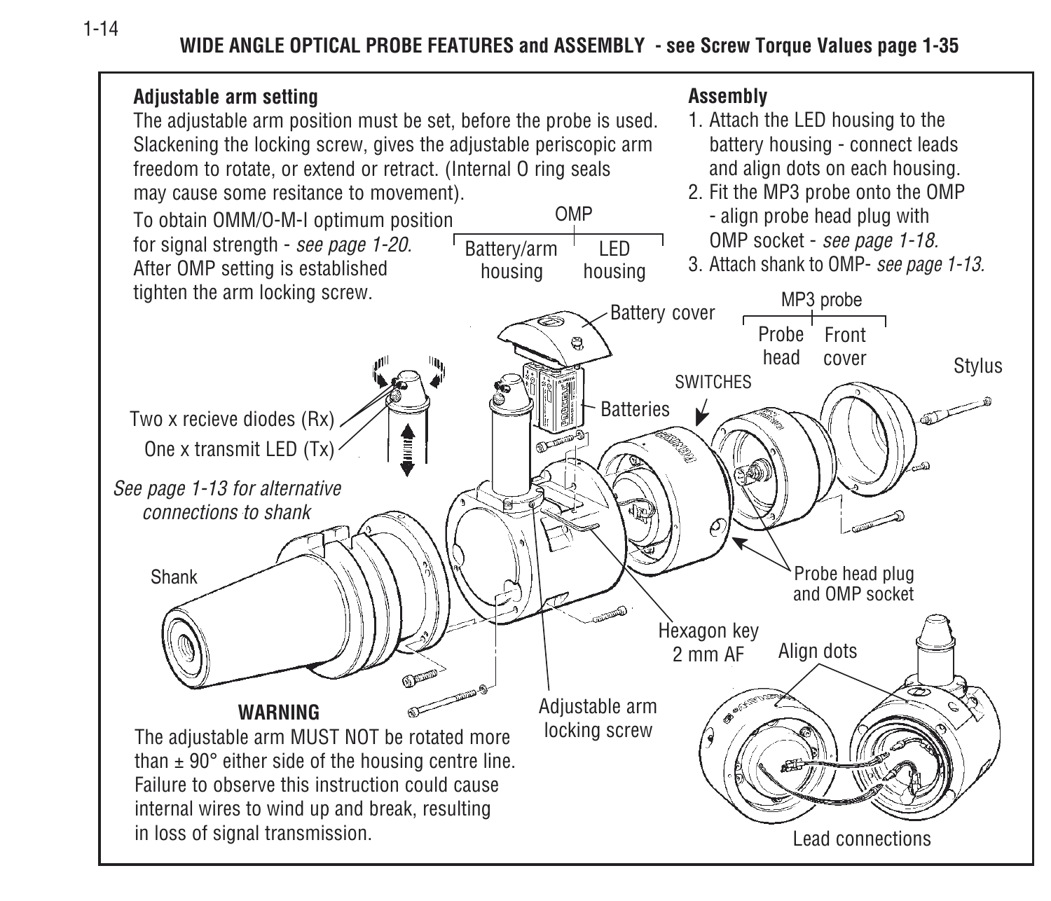## WIDE ANGLE OPTICAL PROBE FEATURES and ASSEMBLY - see Screw Torque Values page 1-35

**Adjustable arm setting**

The adjustable arm position must be set, before the probe is used. Slackening the locking screw, gives the adjustable periscopic arm freedom to rotate, or extend or retract. (Internal O ring seals may cause some resitance to movement).

To obtain OMM/O-M-I optimum position for signal strength - *see page 1-20.* After OMP setting is established tighten the arm locking screw.

**Assembly**

1. Attach the LED housing to the battery housing - connect leads and align dots on each housing.
2. Fit the MP3 probe onto the OMP - align probe head plug with OMP socket - *see page 1-18.*
3. Attach shank to OMP- *see page 1-13.*

OMP: Battery/arm housing, LED housing

Battery cover

MP3 probe: Probe head, Front cover

SWITCHES

Stylus

Batteries

Two x recieve diodes (Rx)

One x transmit LED (Tx)

*See page 1-13 for alternative connections to shank*

Shank

Probe head plug and OMP socket

Hexagon key 2 mm AF

Align dots

Adjustable arm locking screw

Lead connections

**WARNING**

The adjustable arm MUST NOT be rotated more than ± 90° either side of the housing centre line. Failure to observe this instruction could cause internal wires to wind up and break, resulting in loss of signal transmission.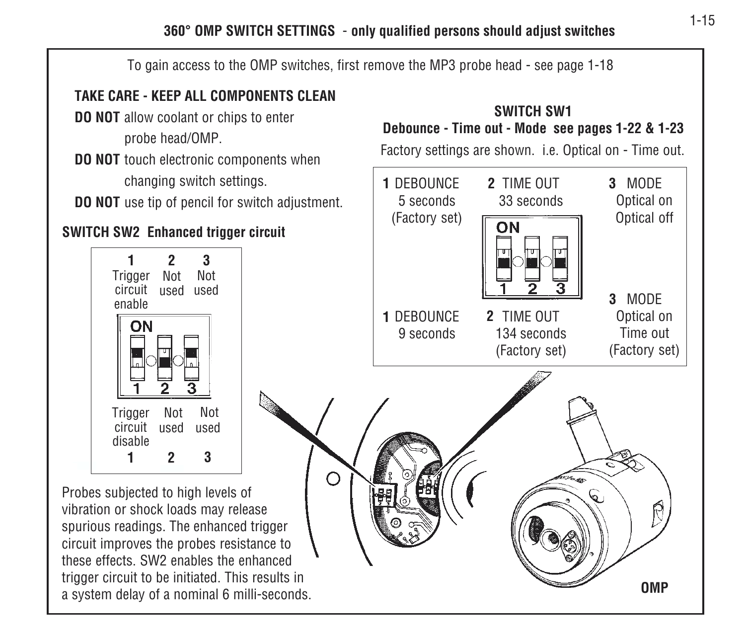## 360° OMP SWITCH SETTINGS - only qualified persons should adjust switches

To gain access to the OMP switches, first remove the MP3 probe head - see page 1-18

**TAKE CARE - KEEP ALL COMPONENTS CLEAN**

**DO NOT** allow coolant or chips to enter probe head/OMP.

**DO NOT** touch electronic components when changing switch settings.

**DO NOT** use tip of pencil for switch adjustment.

### SWITCH SW2 Enhanced trigger circuit

| | 1 | 2 | 3 |
|---|---|---|---|
| ON | Trigger circuit enable | Not used | Not used |
| OFF | Trigger circuit disable | Not used | Not used |

Probes subjected to high levels of vibration or shock loads may release spurious readings. The enhanced trigger circuit improves the probes resistance to these effects. SW2 enables the enhanced trigger circuit to be initiated. This results in a system delay of a nominal 6 milli-seconds.

### SWITCH SW1

**Debounce - Time out - Mode see pages 1-22 & 1-23**

Factory settings are shown. i.e. Optical on - Time out.

| | 1 DEBOUNCE | 2 TIME OUT | 3 MODE |
|---|---|---|---|
| ON | 5 seconds (Factory set) | 33 seconds | Optical on Optical off |
| OFF | 9 seconds | 134 seconds (Factory set) | Optical on Time out (Factory set) |

OMP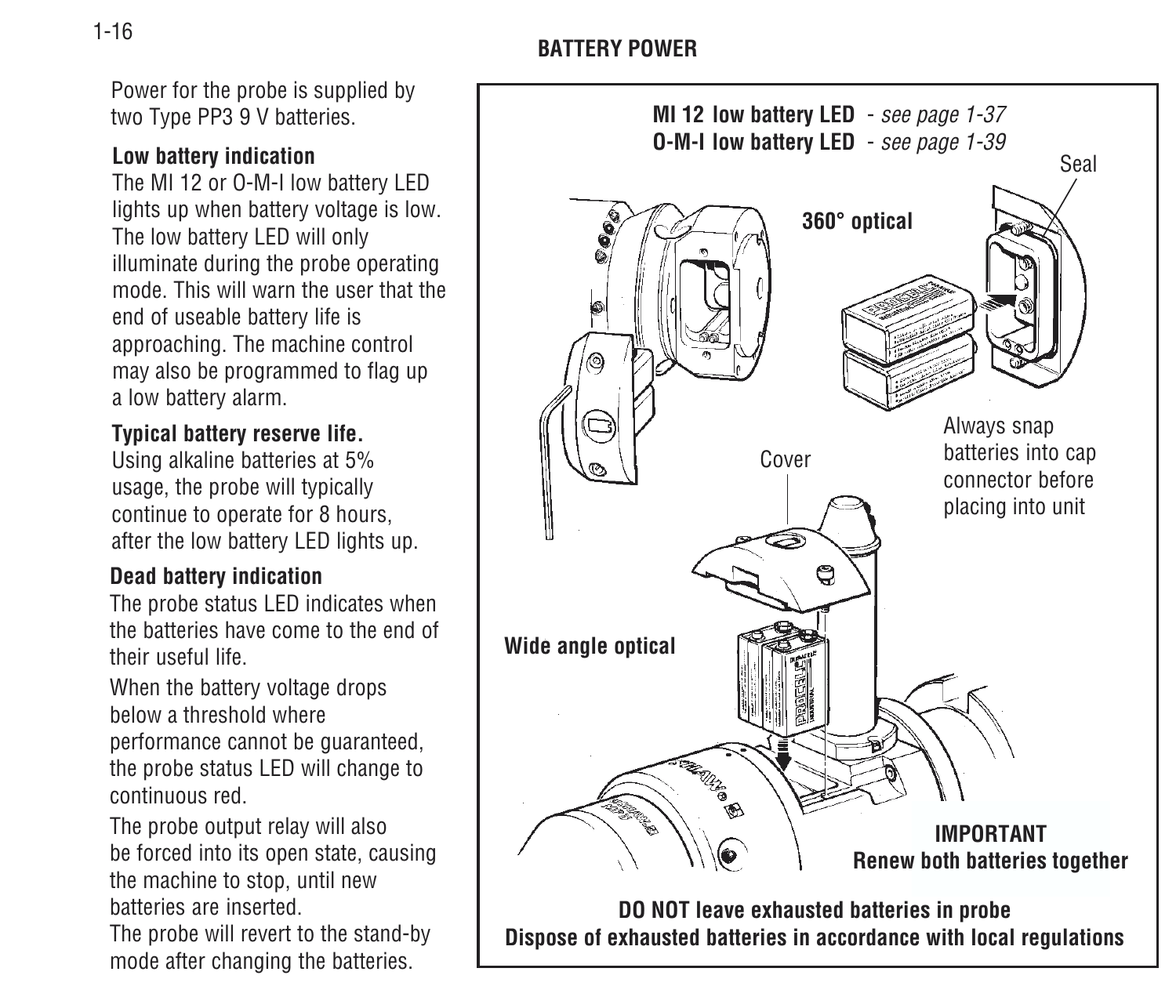## BATTERY POWER

Power for the probe is supplied by two Type PP3 9 V batteries.

**Low battery indication**

The MI 12 or O-M-I low battery LED lights up when battery voltage is low. The low battery LED will only illuminate during the probe operating mode. This will warn the user that the end of useable battery life is approaching. The machine control may also be programmed to flag up a low battery alarm.

**Typical battery reserve life.**

Using alkaline batteries at 5% usage, the probe will typically continue to operate for 8 hours, after the low battery LED lights up.

**Dead battery indication**

The probe status LED indicates when the batteries have come to the end of their useful life.

When the battery voltage drops below a threshold where performance cannot be guaranteed, the probe status LED will change to continuous red.

The probe output relay will also be forced into its open state, causing the machine to stop, until new batteries are inserted.

The probe will revert to the stand-by mode after changing the batteries.

**MI 12 low battery LED** - *see page 1-37*
**O-M-I low battery LED** - *see page 1-39*

Seal

**360° optical**

Always snap batteries into cap connector before placing into unit

Cover

**Wide angle optical**

**IMPORTANT**
**Renew both batteries together**

**DO NOT leave exhausted batteries in probe**
**Dispose of exhausted batteries in accordance with local regulations**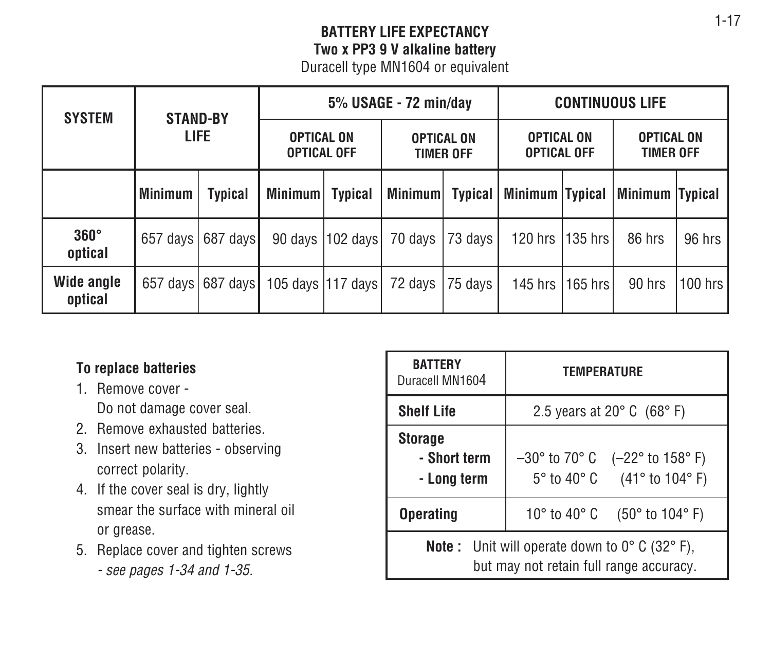## BATTERY LIFE EXPECTANCY

**Two x PP3 9 V alkaline battery**

Duracell type MN1604 or equivalent

| SYSTEM | STAND-BY LIFE | | 5% USAGE - 72 min/day | | | | CONTINUOUS LIFE | | | |
|---|---|---|---|---|---|---|---|---|---|---|
| | | | OPTICAL ON OPTICAL OFF | | OPTICAL ON TIMER OFF | | OPTICAL ON OPTICAL OFF | | OPTICAL ON TIMER OFF | |
| | Minimum | Typical | Minimum | Typical | Minimum | Typical | Minimum | Typical | Minimum | Typical |
| 360° optical | 657 days | 687 days | 90 days | 102 days | 70 days | 73 days | 120 hrs | 135 hrs | 86 hrs | 96 hrs |
| Wide angle optical | 657 days | 687 days | 105 days | 117 days | 72 days | 75 days | 145 hrs | 165 hrs | 90 hrs | 100 hrs |

**To replace batteries**

1. Remove cover - Do not damage cover seal.
2. Remove exhausted batteries.
3. Insert new batteries - observing correct polarity.
4. If the cover seal is dry, lightly smear the surface with mineral oil or grease.
5. Replace cover and tighten screws *- see pages 1-34 and 1-35.*

| BATTERY Duracell MN1604 | TEMPERATURE |
|---|---|
| **Shelf Life** | 2.5 years at 20° C (68° F) |
| **Storage** - **Short term** | –30° to 70° C (–22° to 158° F) |
| **Storage** - **Long term** | 5° to 40° C (41° to 104° F) |
| **Operating** | 10° to 40° C (50° to 104° F) |

**Note :** Unit will operate down to 0° C (32° F), but may not retain full range accuracy.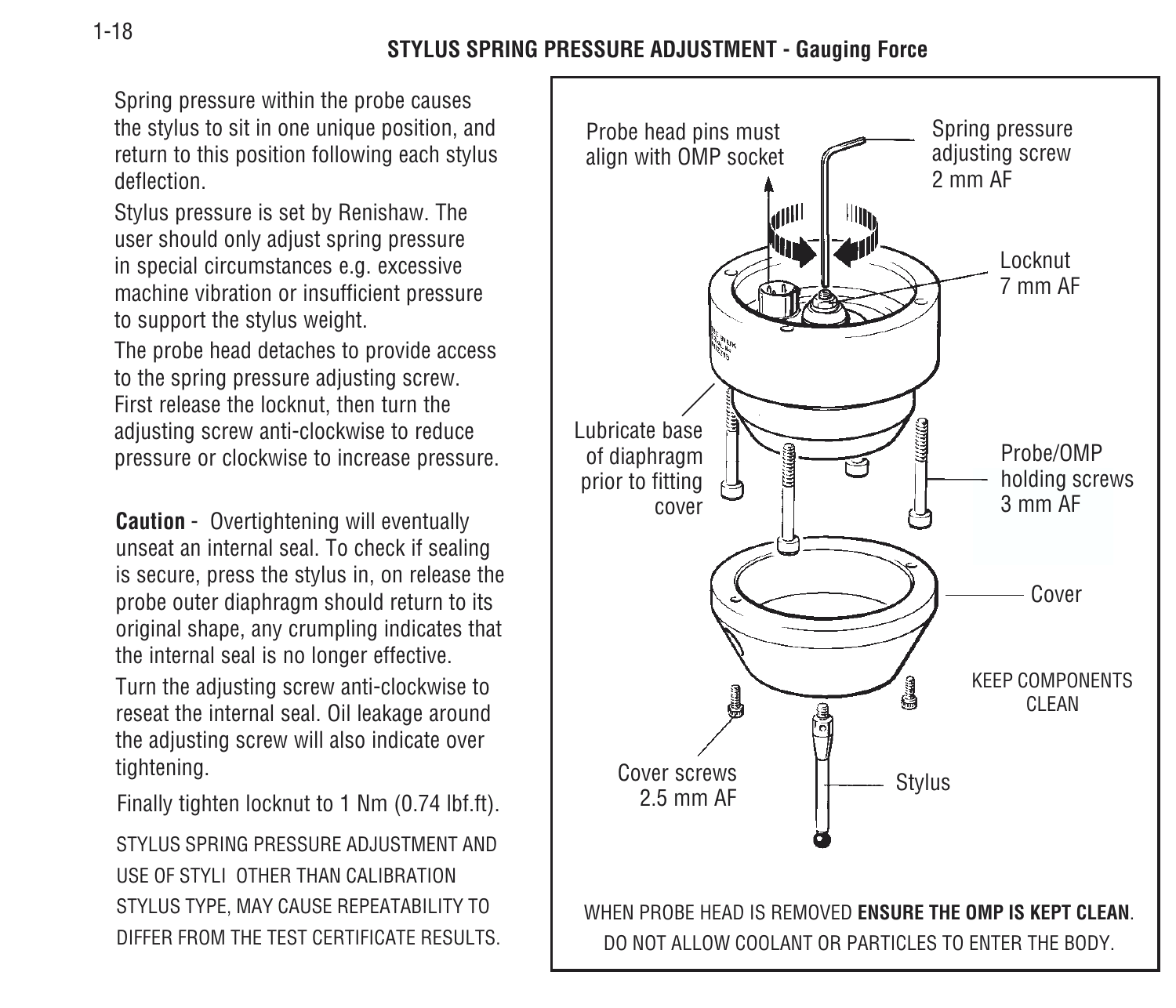## STYLUS SPRING PRESSURE ADJUSTMENT - Gauging Force

Spring pressure within the probe causes the stylus to sit in one unique position, and return to this position following each stylus deflection.

Stylus pressure is set by Renishaw. The user should only adjust spring pressure in special circumstances e.g. excessive machine vibration or insufficient pressure to support the stylus weight.

The probe head detaches to provide access to the spring pressure adjusting screw. First release the locknut, then turn the adjusting screw anti-clockwise to reduce pressure or clockwise to increase pressure.

**Caution** - Overtightening will eventually unseat an internal seal. To check if sealing is secure, press the stylus in, on release the probe outer diaphragm should return to its original shape, any crumpling indicates that the internal seal is no longer effective.

Turn the adjusting screw anti-clockwise to reseat the internal seal. Oil leakage around the adjusting screw will also indicate over tightening.

Finally tighten locknut to 1 Nm (0.74 lbf.ft).

STYLUS SPRING PRESSURE ADJUSTMENT AND USE OF STYLI OTHER THAN CALIBRATION STYLUS TYPE, MAY CAUSE REPEATABILITY TO DIFFER FROM THE TEST CERTIFICATE RESULTS.

Probe head pins must align with OMP socket

Spring pressure adjusting screw 2 mm AF

Locknut 7 mm AF

Lubricate base of diaphragm prior to fitting cover

Probe/OMP holding screws 3 mm AF

Cover

KEEP COMPONENTS CLEAN

Cover screws 2.5 mm AF

Stylus

WHEN PROBE HEAD IS REMOVED **ENSURE THE OMP IS KEPT CLEAN**.
DO NOT ALLOW COOLANT OR PARTICLES TO ENTER THE BODY.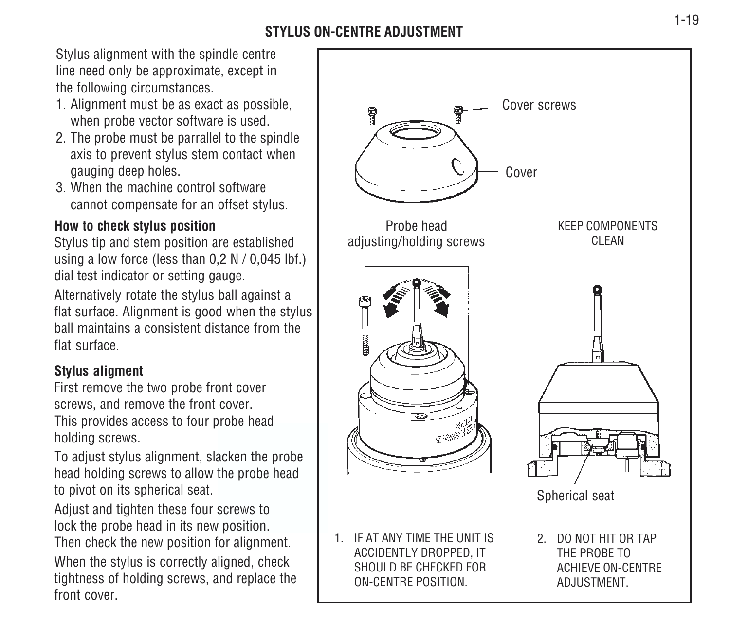## STYLUS ON-CENTRE ADJUSTMENT

Stylus alignment with the spindle centre line need only be approximate, except in the following circumstances.

1. Alignment must be as exact as possible, when probe vector software is used.
2. The probe must be parrallel to the spindle axis to prevent stylus stem contact when gauging deep holes.
3. When the machine control software cannot compensate for an offset stylus.

**How to check stylus position**

Stylus tip and stem position are established using a low force (less than 0,2 N / 0,045 lbf.) dial test indicator or setting gauge.

Alternatively rotate the stylus ball against a flat surface. Alignment is good when the stylus ball maintains a consistent distance from the flat surface.

**Stylus aligment**

First remove the two probe front cover screws, and remove the front cover. This provides access to four probe head holding screws.

To adjust stylus alignment, slacken the probe head holding screws to allow the probe head to pivot on its spherical seat.

Adjust and tighten these four screws to lock the probe head in its new position. Then check the new position for alignment.

When the stylus is correctly aligned, check tightness of holding screws, and replace the front cover.

Cover screws

Cover

Probe head adjusting/holding screws

KEEP COMPONENTS CLEAN

Spherical seat

1. IF AT ANY TIME THE UNIT IS ACCIDENTLY DROPPED, IT SHOULD BE CHECKED FOR ON-CENTRE POSITION.
2. DO NOT HIT OR TAP THE PROBE TO ACHIEVE ON-CENTRE ADJUSTMENT.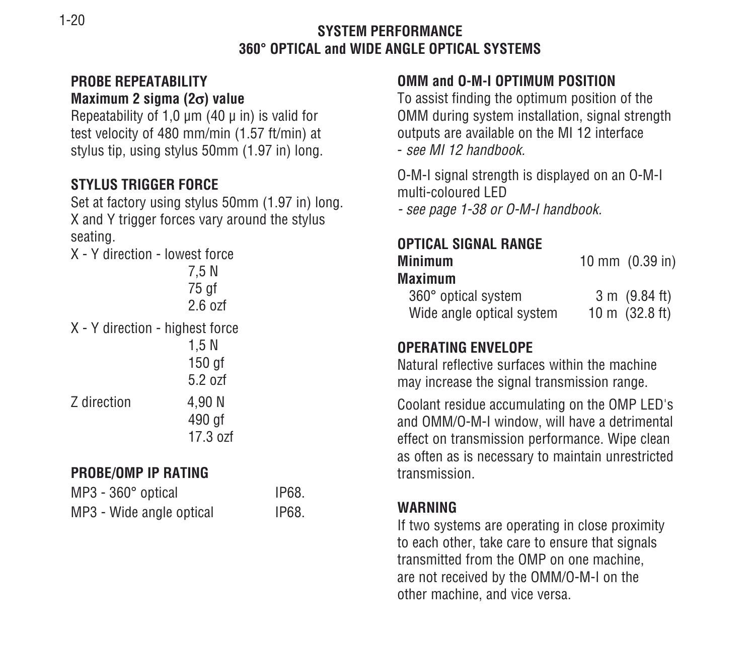# SYSTEM PERFORMANCE
# 360° OPTICAL and WIDE ANGLE OPTICAL SYSTEMS

## PROBE REPEATABILITY

**Maximum 2 sigma (2σ) value**

Repeatability of 1,0 µm (40 µ in) is valid for test velocity of 480 mm/min (1.57 ft/min) at stylus tip, using stylus 50mm (1.97 in) long.

## STYLUS TRIGGER FORCE

Set at factory using stylus 50mm (1.97 in) long. X and Y trigger forces vary around the stylus seating.

X - Y direction - lowest force
7,5 N
75 gf
2.6 ozf

X - Y direction - highest force
1,5 N
150 gf
5.2 ozf

Z direction
4,90 N
490 gf
17.3 ozf

## PROBE/OMP IP RATING

| | |
|---|---|
| MP3 - 360° optical | IP68. |
| MP3 - Wide angle optical | IP68. |

## OMM and O-M-I OPTIMUM POSITION

To assist finding the optimum position of the OMM during system installation, signal strength outputs are available on the MI 12 interface - *see MI 12 handbook.*

O-M-I signal strength is displayed on an O-M-I multi-coloured LED *- see page 1-38 or O-M-I handbook.*

## OPTICAL SIGNAL RANGE

| | |
|---|---|
| **Minimum** | 10 mm (0.39 in) |
| **Maximum** | |
| 360° optical system | 3 m (9.84 ft) |
| Wide angle optical system | 10 m (32.8 ft) |

## OPERATING ENVELOPE

Natural reflective surfaces within the machine may increase the signal transmission range.

Coolant residue accumulating on the OMP LED's and OMM/O-M-I window, will have a detrimental effect on transmission performance. Wipe clean as often as is necessary to maintain unrestricted transmission.

## WARNING

If two systems are operating in close proximity to each other, take care to ensure that signals transmitted from the OMP on one machine, are not received by the OMM/O-M-I on the other machine, and vice versa.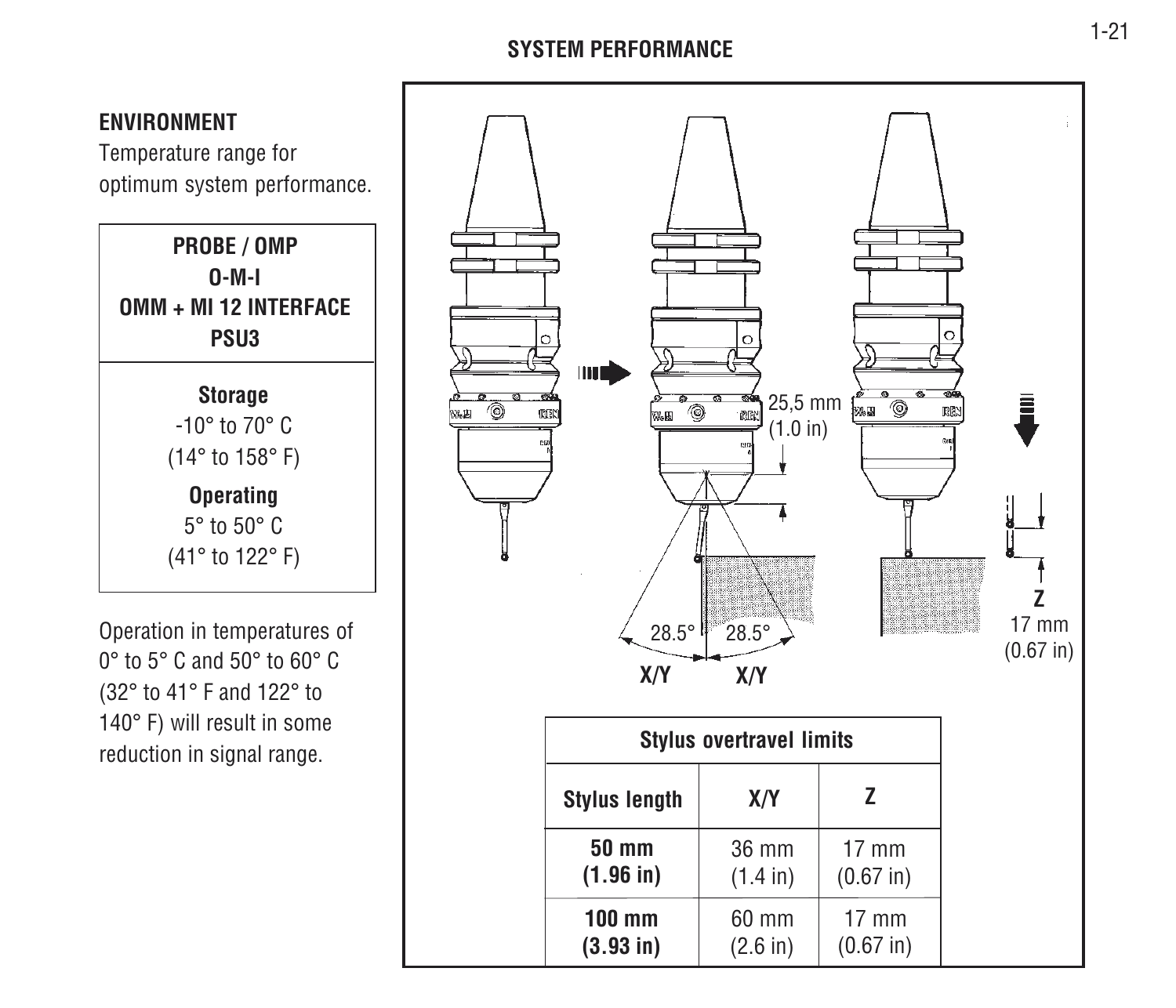# SYSTEM PERFORMANCE

## ENVIRONMENT

Temperature range for optimum system performance.

| PROBE / OMP<br>O-M-I<br>OMM + MI 12 INTERFACE<br>PSU3 |
|---|
| **Storage**<br>-10° to 70° C<br>(14° to 158° F)<br>**Operating**<br>5° to 50° C<br>(41° to 122° F) |

Operation in temperatures of 0° to 5° C and 50° to 60° C (32° to 41° F and 122° to 140° F) will result in some reduction in signal range.

25,5 mm (1.0 in)

28.5° 28.5°

X/Y X/Y

Z 17 mm (0.67 in)

| Stylus overtravel limits | | |
|---|---|---|
| **Stylus length** | **X/Y** | **Z** |
| **50 mm (1.96 in)** | 36 mm (1.4 in) | 17 mm (0.67 in) |
| **100 mm (3.93 in)** | 60 mm (2.6 in) | 17 mm (0.67 in) |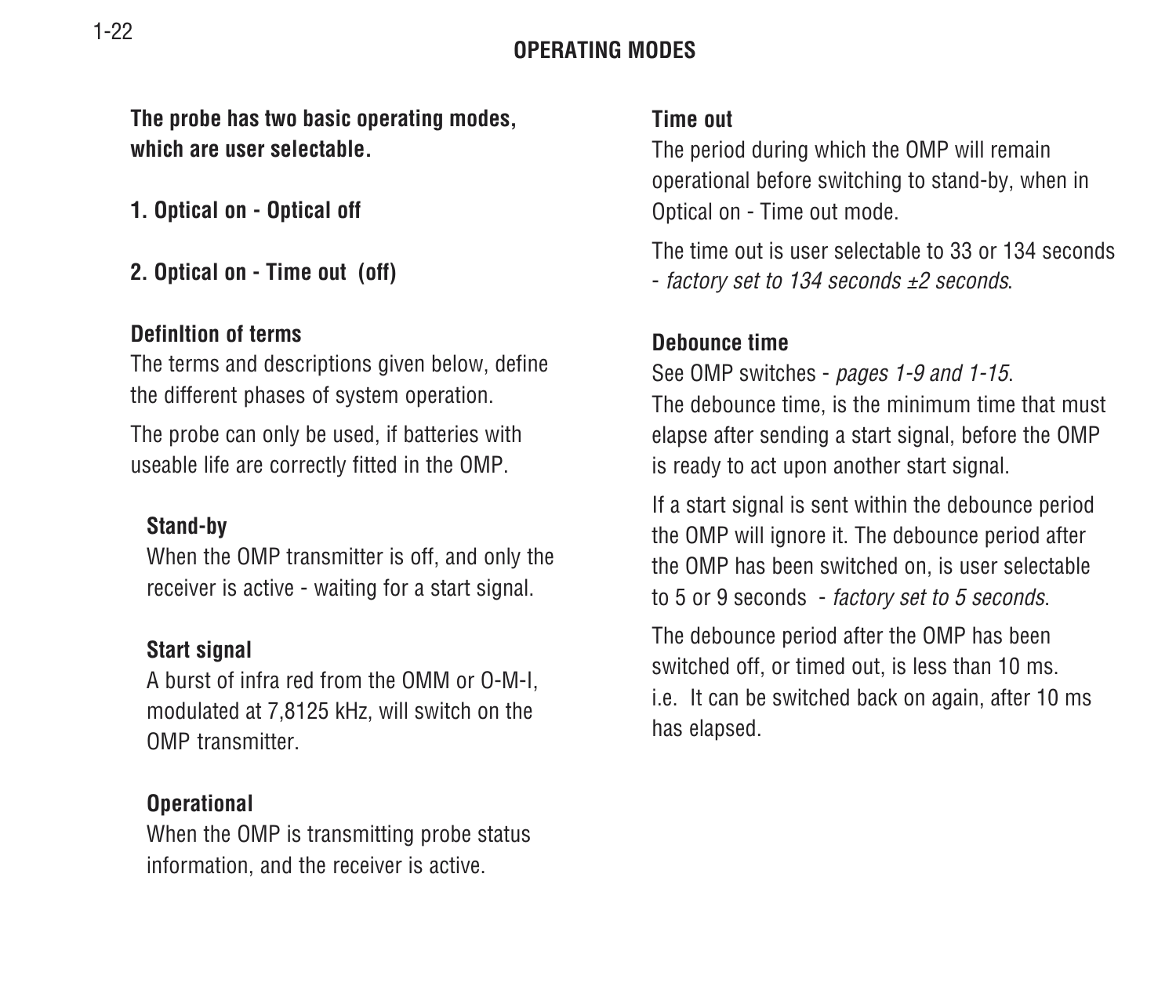# OPERATING MODES

**The probe has two basic operating modes, which are user selectable.**

**1. Optical on - Optical off**

**2. Optical on - Time out (off)**

**Definltion of terms**

The terms and descriptions given below, define the different phases of system operation.

The probe can only be used, if batteries with useable life are correctly fitted in the OMP.

**Stand-by**

When the OMP transmitter is off, and only the receiver is active - waiting for a start signal.

**Start signal**

A burst of infra red from the OMM or O-M-I, modulated at 7,8125 kHz, will switch on the OMP transmitter.

**Operational**

When the OMP is transmitting probe status information, and the receiver is active.

**Time out**

The period during which the OMP will remain operational before switching to stand-by, when in Optical on - Time out mode.

The time out is user selectable to 33 or 134 seconds - *factory set to 134 seconds ±2 seconds*.

**Debounce time**

See OMP switches - *pages 1-9 and 1-15*.

The debounce time, is the minimum time that must elapse after sending a start signal, before the OMP is ready to act upon another start signal.

If a start signal is sent within the debounce period the OMP will ignore it. The debounce period after the OMP has been switched on, is user selectable to 5 or 9 seconds - *factory set to 5 seconds*.

The debounce period after the OMP has been switched off, or timed out, is less than 10 ms. i.e. It can be switched back on again, after 10 ms has elapsed.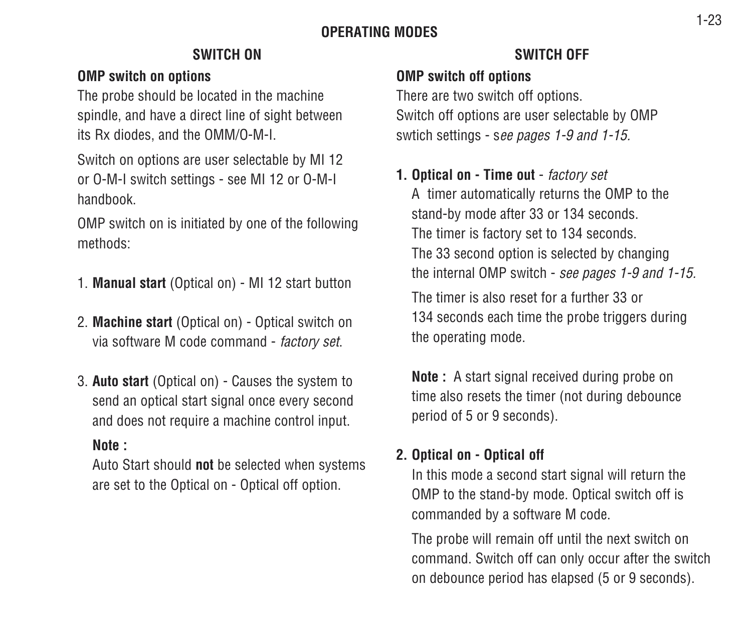# OPERATING MODES

## SWITCH ON

### OMP switch on options

The probe should be located in the machine spindle, and have a direct line of sight between its Rx diodes, and the OMM/O-M-I.

Switch on options are user selectable by MI 12 or O-M-I switch settings - see MI 12 or O-M-I handbook.

OMP switch on is initiated by one of the following methods:

1. **Manual start** (Optical on) - MI 12 start button

2. **Machine start** (Optical on) - Optical switch on via software M code command - *factory set*.

3. **Auto start** (Optical on) - Causes the system to send an optical start signal once every second and does not require a machine control input.

   **Note :**

   Auto Start should **not** be selected when systems are set to the Optical on - Optical off option.

## SWITCH OFF

### OMP switch off options

There are two switch off options.
Switch off options are user selectable by OMP swtich settings - s*ee pages 1-9 and 1-15.*

**1. Optical on - Time out** - *factory set*

A timer automatically returns the OMP to the stand-by mode after 33 or 134 seconds.
The timer is factory set to 134 seconds.
The 33 second option is selected by changing the internal OMP switch - *see pages 1-9 and 1-15.*

The timer is also reset for a further 33 or 134 seconds each time the probe triggers during the operating mode.

**Note :** A start signal received during probe on time also resets the timer (not during debounce period of 5 or 9 seconds).

**2. Optical on - Optical off**

In this mode a second start signal will return the OMP to the stand-by mode. Optical switch off is commanded by a software M code.

The probe will remain off until the next switch on command. Switch off can only occur after the switch on debounce period has elapsed (5 or 9 seconds).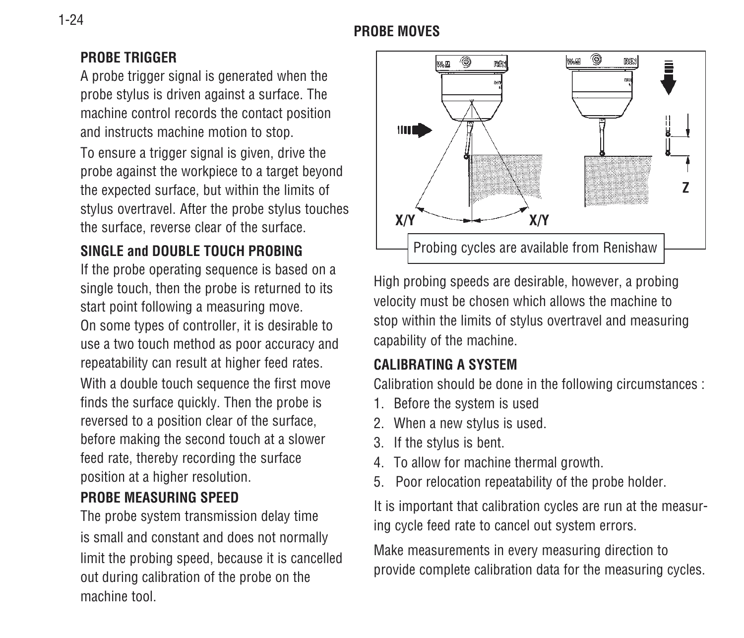## PROBE TRIGGER

A probe trigger signal is generated when the probe stylus is driven against a surface. The machine control records the contact position and instructs machine motion to stop.

To ensure a trigger signal is given, drive the probe against the workpiece to a target beyond the expected surface, but within the limits of stylus overtravel. After the probe stylus touches the surface, reverse clear of the surface.

## SINGLE and DOUBLE TOUCH PROBING

If the probe operating sequence is based on a single touch, then the probe is returned to its start point following a measuring move.

On some types of controller, it is desirable to use a two touch method as poor accuracy and repeatability can result at higher feed rates.

With a double touch sequence the first move finds the surface quickly. Then the probe is reversed to a position clear of the surface, before making the second touch at a slower feed rate, thereby recording the surface position at a higher resolution.

## PROBE MEASURING SPEED

The probe system transmission delay time is small and constant and does not normally limit the probing speed, because it is cancelled out during calibration of the probe on the machine tool.

## PROBE MOVES

X/Y X/Y Z

Probing cycles are available from Renishaw

High probing speeds are desirable, however, a probing velocity must be chosen which allows the machine to stop within the limits of stylus overtravel and measuring capability of the machine.

## CALIBRATING A SYSTEM

Calibration should be done in the following circumstances :

1. Before the system is used
2. When a new stylus is used.
3. If the stylus is bent.
4. To allow for machine thermal growth.
5. Poor relocation repeatability of the probe holder.

It is important that calibration cycles are run at the measuring cycle feed rate to cancel out system errors.

Make measurements in every measuring direction to provide complete calibration data for the measuring cycles.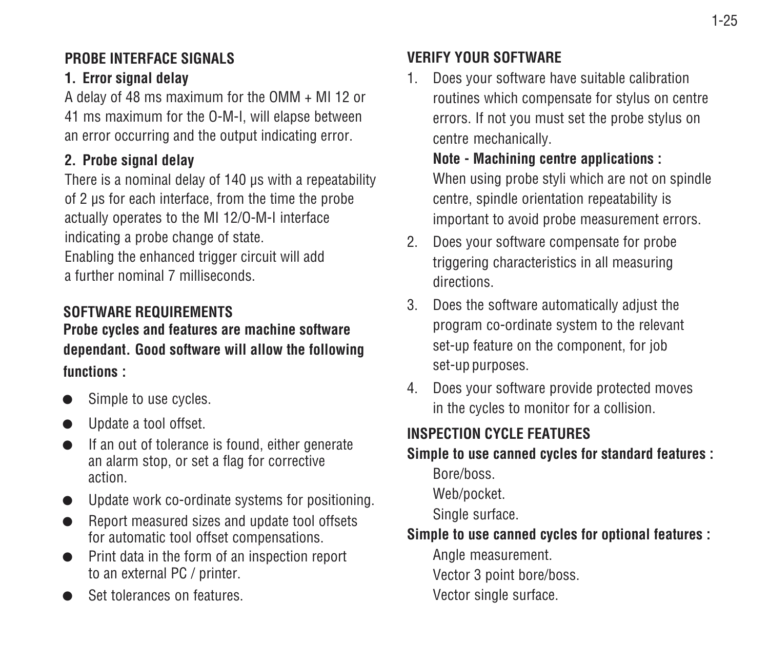## PROBE INTERFACE SIGNALS

### 1. Error signal delay

A delay of 48 ms maximum for the OMM + MI 12 or 41 ms maximum for the O-M-I, will elapse between an error occurring and the output indicating error.

### 2. Probe signal delay

There is a nominal delay of 140 µs with a repeatability of 2 µs for each interface, from the time the probe actually operates to the MI 12/O-M-I interface indicating a probe change of state.
Enabling the enhanced trigger circuit will add a further nominal 7 milliseconds.

## SOFTWARE REQUIREMENTS

**Probe cycles and features are machine software dependant. Good software will allow the following functions :**

- Simple to use cycles.
- Update a tool offset.
- If an out of tolerance is found, either generate an alarm stop, or set a flag for corrective action.
- Update work co-ordinate systems for positioning.
- Report measured sizes and update tool offsets for automatic tool offset compensations.
- Print data in the form of an inspection report to an external PC / printer.
- Set tolerances on features.

## VERIFY YOUR SOFTWARE

1. Does your software have suitable calibration routines which compensate for stylus on centre errors. If not you must set the probe stylus on centre mechanically.

   **Note - Machining centre applications :**
   When using probe styli which are not on spindle centre, spindle orientation repeatability is important to avoid probe measurement errors.

2. Does your software compensate for probe triggering characteristics in all measuring directions.
3. Does the software automatically adjust the program co-ordinate system to the relevant set-up feature on the component, for job set-up purposes.
4. Does your software provide protected moves in the cycles to monitor for a collision.

## INSPECTION CYCLE FEATURES

**Simple to use canned cycles for standard features :**

Bore/boss.
Web/pocket.
Single surface.

**Simple to use canned cycles for optional features :**

Angle measurement.
Vector 3 point bore/boss.
Vector single surface.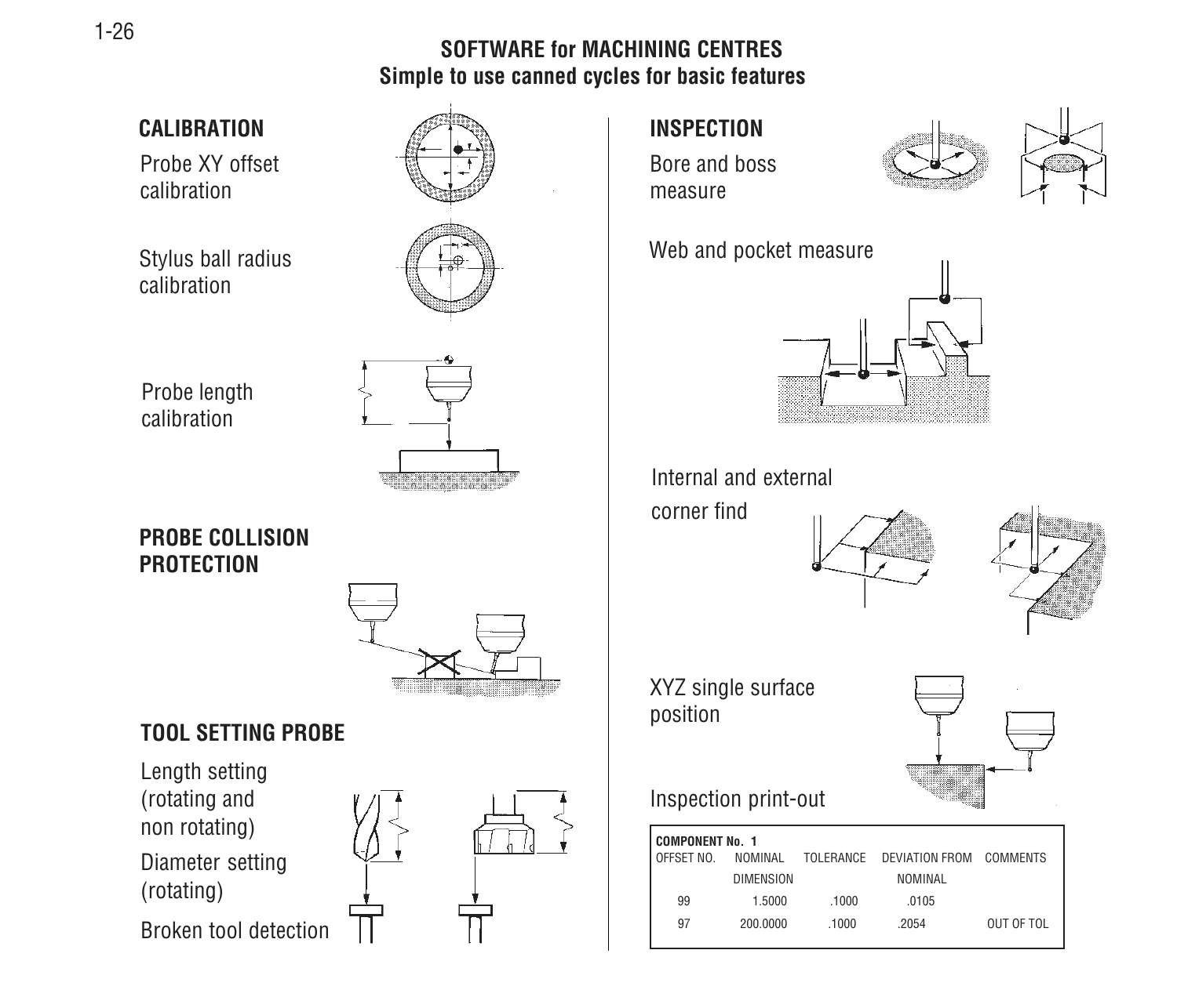# SOFTWARE for MACHINING CENTRES

## Simple to use canned cycles for basic features

### CALIBRATION

Probe XY offset calibration

Stylus ball radius calibration

Probe length calibration

### PROBE COLLISION PROTECTION

### TOOL SETTING PROBE

Length setting (rotating and non rotating)

Diameter setting (rotating)

Broken tool detection

### INSPECTION

Bore and boss measure

Web and pocket measure

Internal and external corner find

XYZ single surface position

Inspection print-out

**COMPONENT No. 1**

| OFFSET NO. | NOMINAL DIMENSION | TOLERANCE | DEVIATION FROM NOMINAL | COMMENTS |
|---|---|---|---|---|
| 99 | 1.5000 | .1000 | .0105 | |
| 97 | 200.0000 | .1000 | .2054 | OUT OF TOL |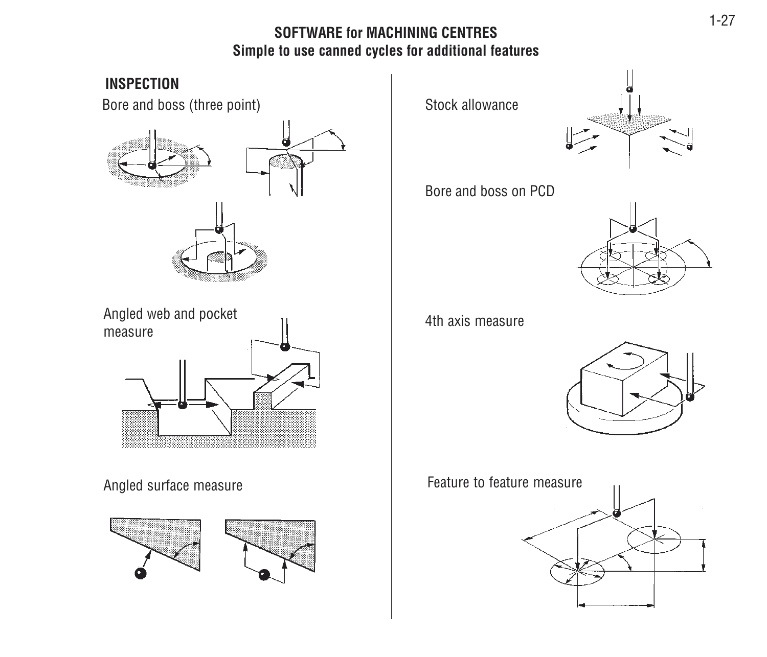# SOFTWARE for MACHINING CENTRES
## Simple to use canned cycles for additional features

### INSPECTION

Bore and boss (three point)

Angled web and pocket measure

Angled surface measure

Stock allowance

Bore and boss on PCD

4th axis measure

Feature to feature measure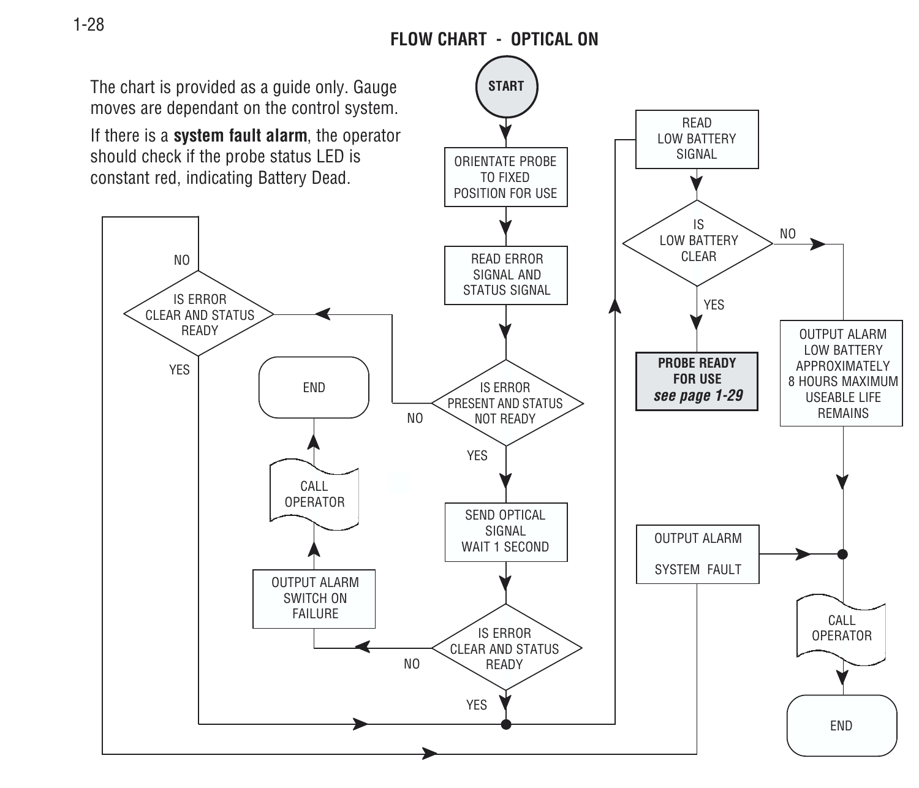## FLOW CHART - OPTICAL ON

The chart is provided as a guide only. Gauge moves are dependant on the control system.

If there is a **system fault alarm**, the operator should check if the probe status LED is constant red, indicating Battery Dead.

START

ORIENTATE PROBE TO FIXED POSITION FOR USE

READ ERROR SIGNAL AND STATUS SIGNAL

IS ERROR PRESENT AND STATUS NOT READY

YES

NO

SEND OPTICAL SIGNAL WAIT 1 SECOND

IS ERROR CLEAR AND STATUS READY

YES

NO

OUTPUT ALARM SWITCH ON FAILURE

CALL OPERATOR

END

IS ERROR CLEAR AND STATUS READY

NO

YES

READ LOW BATTERY SIGNAL

IS LOW BATTERY CLEAR

YES

NO

**PROBE READY FOR USE**
***see page 1-29***

OUTPUT ALARM LOW BATTERY APPROXIMATELY 8 HOURS MAXIMUM USEABLE LIFE REMAINS

OUTPUT ALARM

SYSTEM FAULT

CALL OPERATOR

END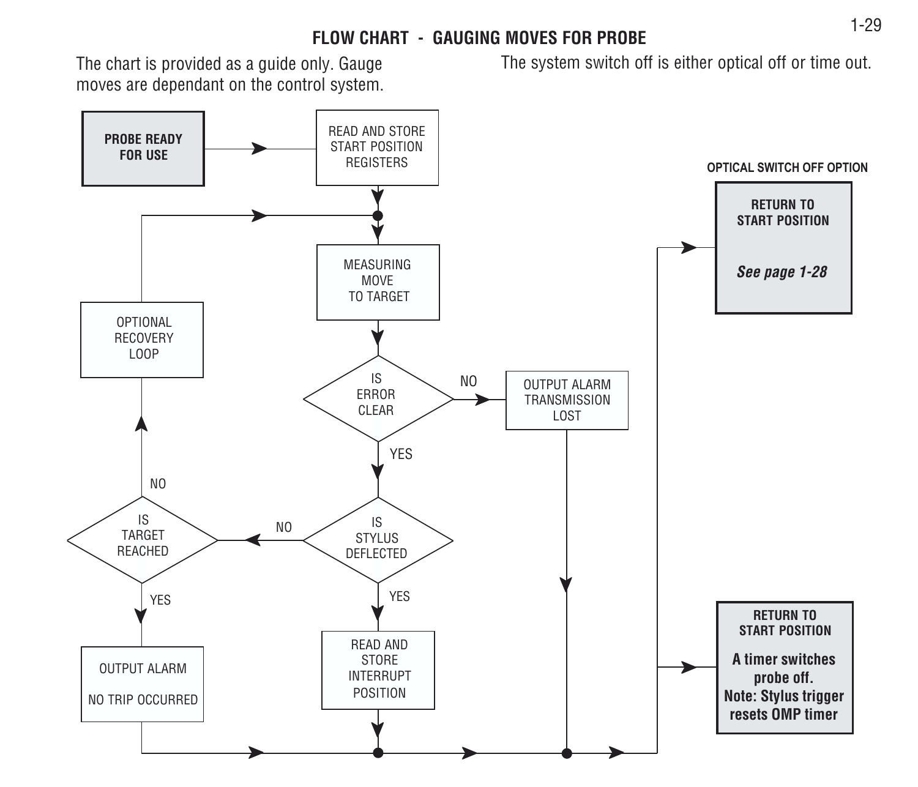# FLOW CHART - GAUGING MOVES FOR PROBE

The chart is provided as a guide only. Gauge moves are dependant on the control system.

The system switch off is either optical off or time out.

**PROBE READY FOR USE**

READ AND STORE START POSITION REGISTERS

MEASURING MOVE TO TARGET

IS ERROR CLEAR

NO

OUTPUT ALARM TRANSMISSION LOST

YES

IS STYLUS DEFLECTED

NO

IS TARGET REACHED

NO

OPTIONAL RECOVERY LOOP

YES

OUTPUT ALARM

NO TRIP OCCURRED

YES

READ AND STORE INTERRUPT POSITION

**OPTICAL SWITCH OFF OPTION**

**RETURN TO START POSITION**

***See page 1-28***

**RETURN TO START POSITION**

**A timer switches probe off.**
**Note: Stylus trigger resets OMP timer**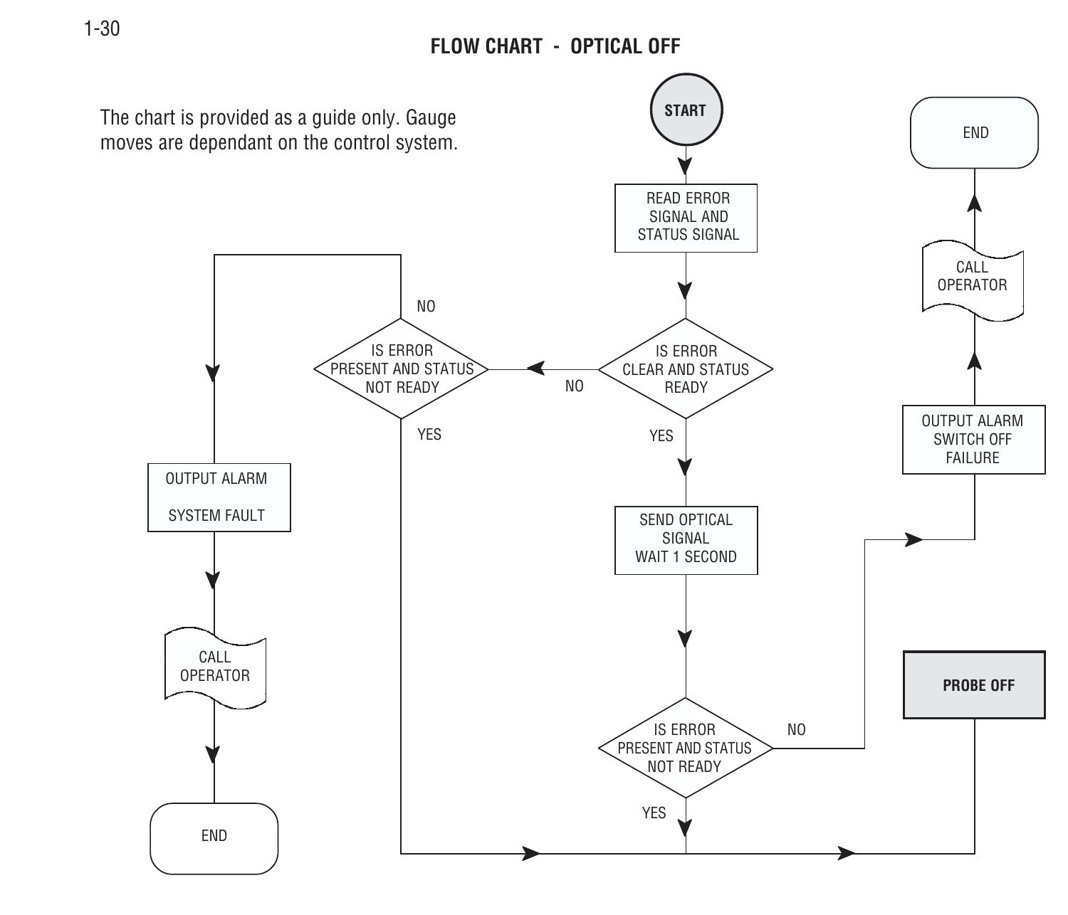## FLOW CHART - OPTICAL OFF

The chart is provided as a guide only. Gauge moves are dependant on the control system.

START

READ ERROR SIGNAL AND STATUS SIGNAL

IS ERROR CLEAR AND STATUS READY

YES

NO

SEND OPTICAL SIGNAL WAIT 1 SECOND

IS ERROR PRESENT AND STATUS NOT READY

YES

NO

OUTPUT ALARM SWITCH OFF FAILURE

CALL OPERATOR

END

IS ERROR PRESENT AND STATUS NOT READY

NO

YES

OUTPUT ALARM SYSTEM FAULT

CALL OPERATOR

END

**PROBE OFF**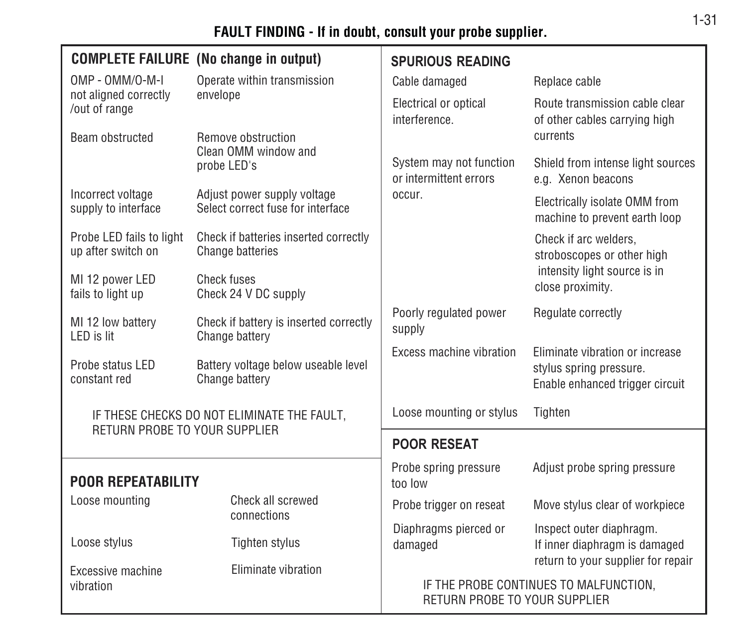## FAULT FINDING - If in doubt, consult your probe supplier.

### COMPLETE FAILURE (No change in output)

| Fault | Remedy |
|---|---|
| OMP - OMM/O-M-I not aligned correctly /out of range | Operate within transmission envelope |
| Beam obstructed | Remove obstruction<br>Clean OMM window and probe LED's |
| Incorrect voltage supply to interface | Adjust power supply voltage<br>Select correct fuse for interface |
| Probe LED fails to light up after switch on | Check if batteries inserted correctly<br>Change batteries |
| MI 12 power LED fails to light up | Check fuses<br>Check 24 V DC supply |
| MI 12 low battery LED is lit | Check if battery is inserted correctly<br>Change battery |
| Probe status LED constant red | Battery voltage below useable level<br>Change battery |

IF THESE CHECKS DO NOT ELIMINATE THE FAULT, RETURN PROBE TO YOUR SUPPLIER

### POOR REPEATABILITY

| Fault | Remedy |
|---|---|
| Loose mounting | Check all screwed connections |
| Loose stylus | Tighten stylus |
| Excessive machine vibration | Eliminate vibration |

### SPURIOUS READING

| Fault | Remedy |
|---|---|
| Cable damaged | Replace cable |
| Electrical or optical interference. | Route transmission cable clear of other cables carrying high currents |
| System may not function or intermittent errors occur. | Shield from intense light sources e.g. Xenon beacons<br>Electrically isolate OMM from machine to prevent earth loop<br>Check if arc welders, stroboscopes or other high intensity light source is in close proximity. |
| Poorly regulated power supply | Regulate correctly |
| Excess machine vibration | Eliminate vibration or increase stylus spring pressure.<br>Enable enhanced trigger circuit |
| Loose mounting or stylus | Tighten |

### POOR RESEAT

| Fault | Remedy |
|---|---|
| Probe spring pressure too low | Adjust probe spring pressure |
| Probe trigger on reseat | Move stylus clear of workpiece |
| Diaphragms pierced or damaged | Inspect outer diaphragm.<br>If inner diaphragm is damaged return to your supplier for repair |

IF THE PROBE CONTINUES TO MALFUNCTION, RETURN PROBE TO YOUR SUPPLIER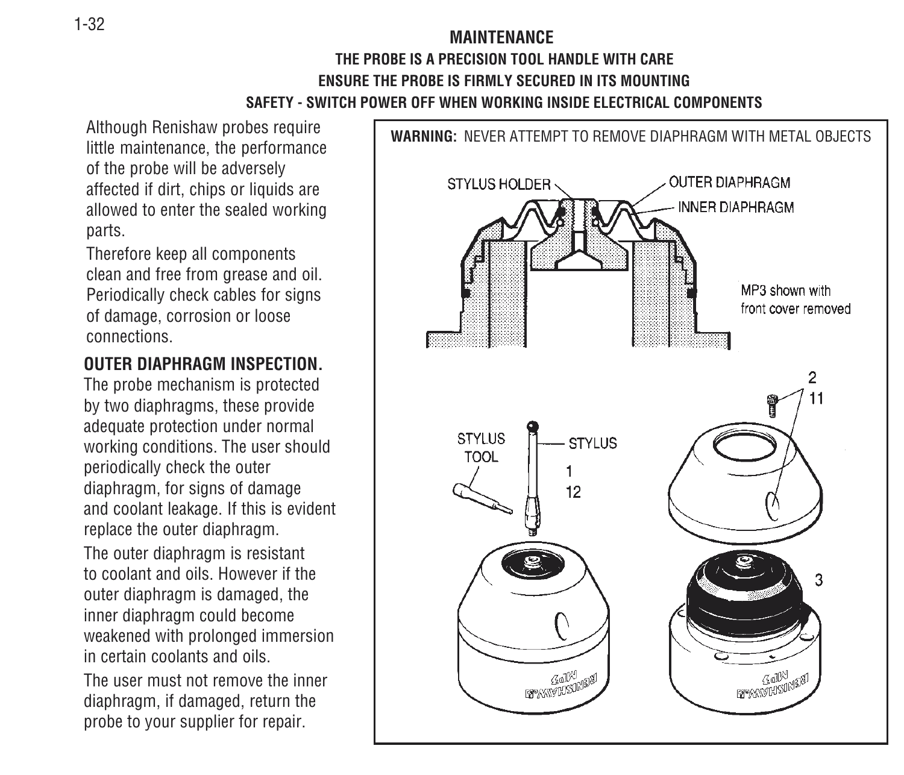# MAINTENANCE

**THE PROBE IS A PRECISION TOOL HANDLE WITH CARE**

**ENSURE THE PROBE IS FIRMLY SECURED IN ITS MOUNTING**

**SAFETY - SWITCH POWER OFF WHEN WORKING INSIDE ELECTRICAL COMPONENTS**

Although Renishaw probes require little maintenance, the performance of the probe will be adversely affected if dirt, chips or liquids are allowed to enter the sealed working parts.

Therefore keep all components clean and free from grease and oil. Periodically check cables for signs of damage, corrosion or loose connections.

## OUTER DIAPHRAGM INSPECTION.

The probe mechanism is protected by two diaphragms, these provide adequate protection under normal working conditions. The user should periodically check the outer diaphragm, for signs of damage and coolant leakage. If this is evident replace the outer diaphragm.

The outer diaphragm is resistant to coolant and oils. However if the outer diaphragm is damaged, the inner diaphragm could become weakened with prolonged immersion in certain coolants and oils.

The user must not remove the inner diaphragm, if damaged, return the probe to your supplier for repair.

**WARNING:** NEVER ATTEMPT TO REMOVE DIAPHRAGM WITH METAL OBJECTS

STYLUS HOLDER

OUTER DIAPHRAGM

INNER DIAPHRAGM

MP3 shown with front cover removed

STYLUS TOOL

STYLUS

1

12

2

11

3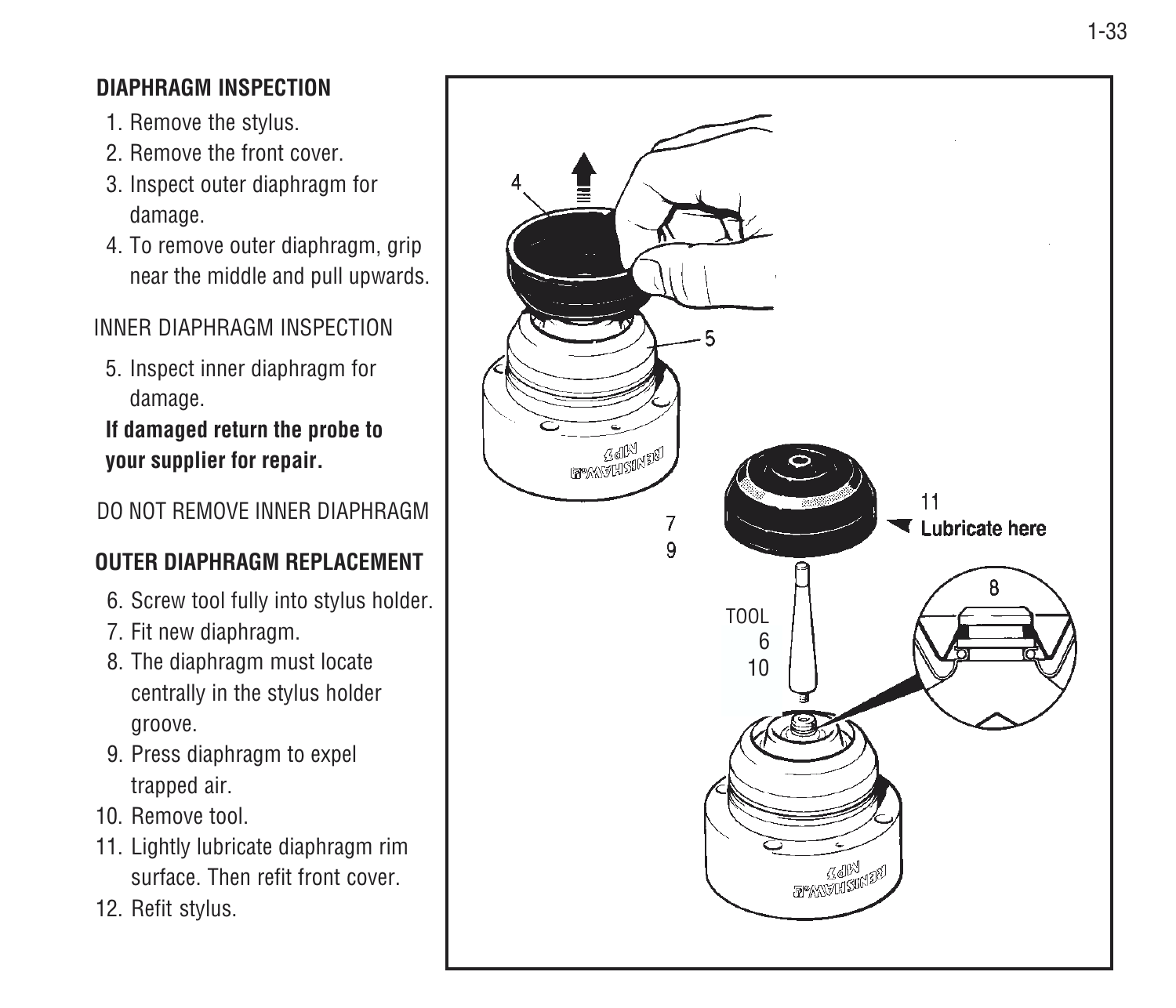## DIAPHRAGM INSPECTION

1. Remove the stylus.
2. Remove the front cover.
3. Inspect outer diaphragm for damage.
4. To remove outer diaphragm, grip near the middle and pull upwards.

INNER DIAPHRAGM INSPECTION

5. Inspect inner diaphragm for damage.

**If damaged return the probe to your supplier for repair.**

DO NOT REMOVE INNER DIAPHRAGM

## OUTER DIAPHRAGM REPLACEMENT

6. Screw tool fully into stylus holder.
7. Fit new diaphragm.
8. The diaphragm must locate centrally in the stylus holder groove.
9. Press diaphragm to expel trapped air.
10. Remove tool.
11. Lightly lubricate diaphragm rim surface. Then refit front cover.
12. Refit stylus.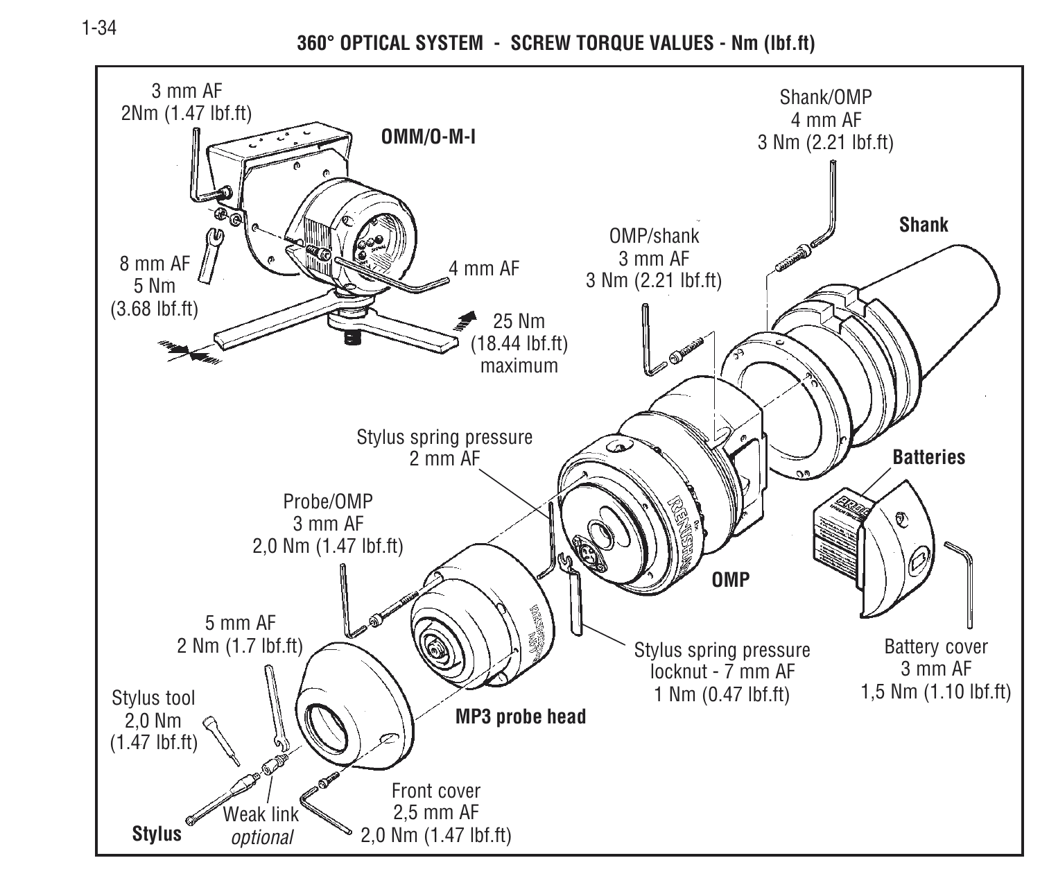# 360° OPTICAL SYSTEM - SCREW TORQUE VALUES - Nm (lbf.ft)

**OMM/O-M-I**

3 mm AF
2Nm (1.47 lbf.ft)

8 mm AF
5 Nm
(3.68 lbf.ft)

4 mm AF

25 Nm
(18.44 lbf.ft)
maximum

Shank/OMP
4 mm AF
3 Nm (2.21 lbf.ft)

**Shank**

OMP/shank
3 mm AF
3 Nm (2.21 lbf.ft)

Stylus spring pressure
2 mm AF

**Batteries**

Probe/OMP
3 mm AF
2,0 Nm (1.47 lbf.ft)

**OMP**

5 mm AF
2 Nm (1.7 lbf.ft)

Stylus spring pressure
locknut - 7 mm AF
1 Nm (0.47 lbf.ft)

Battery cover
3 mm AF
1,5 Nm (1.10 lbf.ft)

Stylus tool
2,0 Nm
(1.47 lbf.ft)

**MP3 probe head**

**Stylus**

Weak link
*optional*

Front cover
2,5 mm AF
2,0 Nm (1.47 lbf.ft)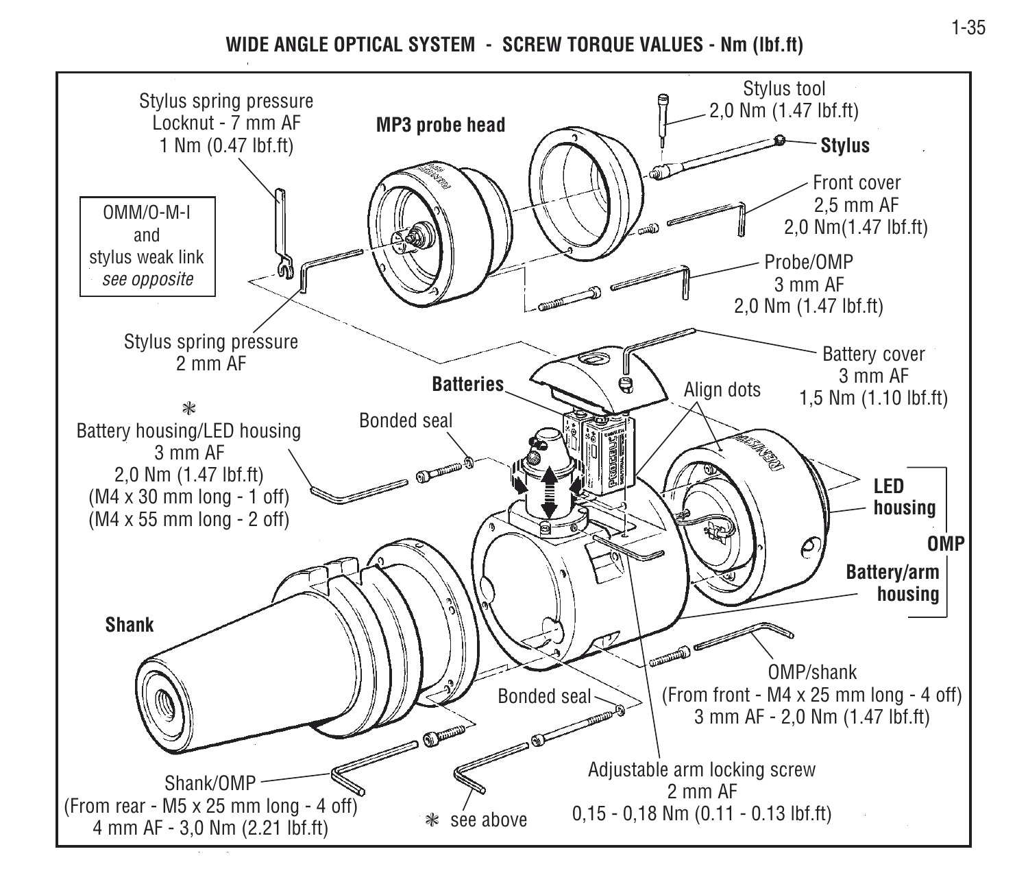# WIDE ANGLE OPTICAL SYSTEM - SCREW TORQUE VALUES - Nm (lbf.ft)

Stylus spring pressure
Locknut - 7 mm AF
1 Nm (0.47 lbf.ft)

**MP3 probe head**

Stylus tool
2,0 Nm (1.47 lbf.ft)

**Stylus**

Front cover
2,5 mm AF
2,0 Nm(1.47 lbf.ft)

OMM/O-M-I
and
stylus weak link
*see opposite*

Probe/OMP
3 mm AF
2,0 Nm (1.47 lbf.ft)

Stylus spring pressure
2 mm AF

Battery cover
3 mm AF
1,5 Nm (1.10 lbf.ft)

**Batteries**

Align dots

*
Battery housing/LED housing
3 mm AF
2,0 Nm (1.47 lbf.ft)
(M4 x 30 mm long - 1 off)
(M4 x 55 mm long - 2 off)

Bonded seal

**LED housing**

**OMP**

**Battery/arm housing**

**Shank**

OMP/shank
(From front - M4 x 25 mm long - 4 off)
3 mm AF - 2,0 Nm (1.47 lbf.ft)

Bonded seal

Adjustable arm locking screw
2 mm AF
0,15 - 0,18 Nm (0.11 - 0.13 lbf.ft)

Shank/OMP
(From rear - M5 x 25 mm long - 4 off)
4 mm AF - 3,0 Nm (2.21 lbf.ft)

* see above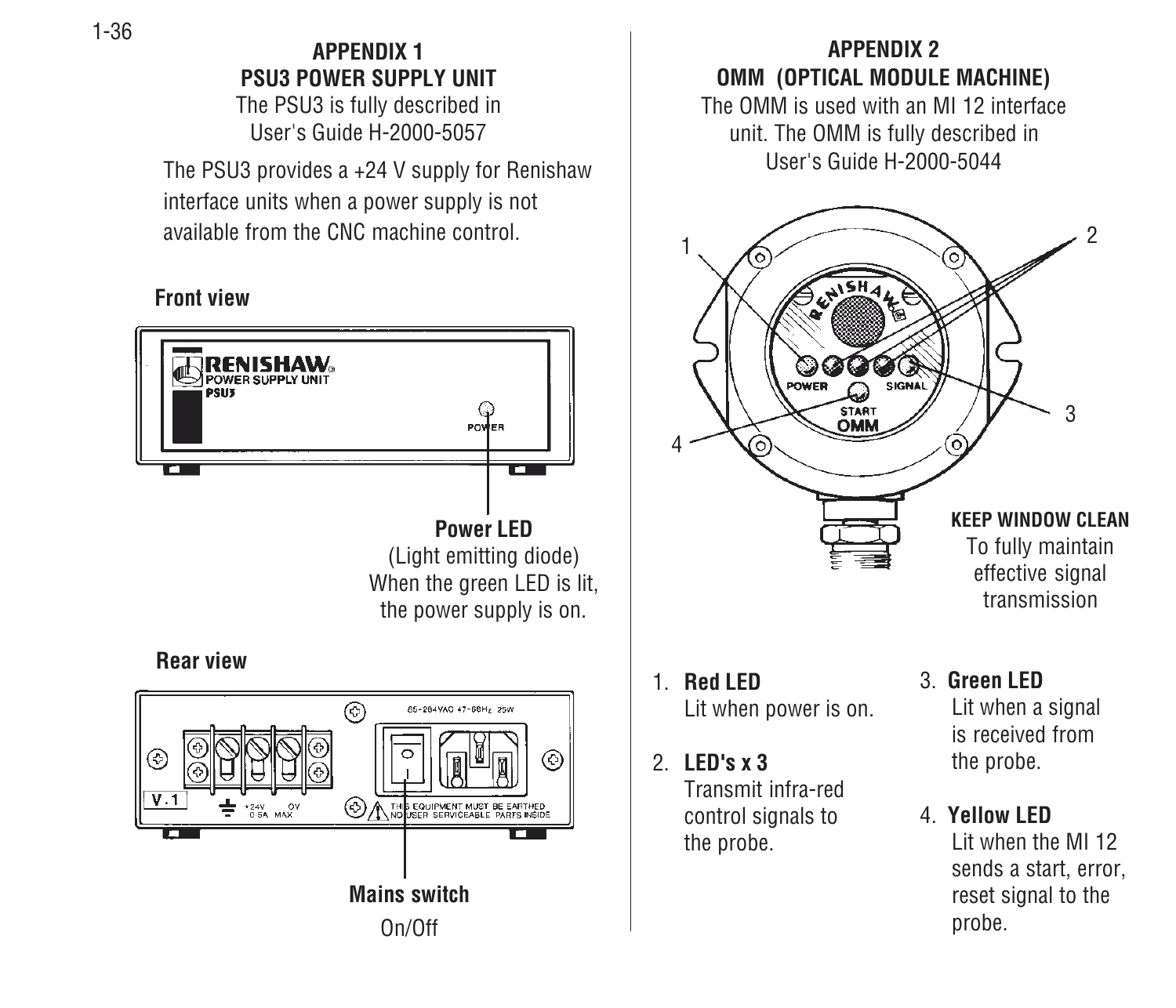## APPENDIX 1
## PSU3 POWER SUPPLY UNIT

The PSU3 is fully described in User's Guide H-2000-5057

The PSU3 provides a +24 V supply for Renishaw interface units when a power supply is not available from the CNC machine control.

**Front view**

**Power LED**
(Light emitting diode)
When the green LED is lit, the power supply is on.

**Rear view**

**Mains switch**
On/Off

## APPENDIX 2
## OMM (OPTICAL MODULE MACHINE)

The OMM is used with an MI 12 interface unit. The OMM is fully described in User's Guide H-2000-5044

**KEEP WINDOW CLEAN**
To fully maintain effective signal transmission

1. **Red LED**
   Lit when power is on.

2. **LED's x 3**
   Transmit infra-red control signals to the probe.

3. **Green LED**
   Lit when a signal is received from the probe.

4. **Yellow LED**
   Lit when the MI 12 sends a start, error, reset signal to the probe.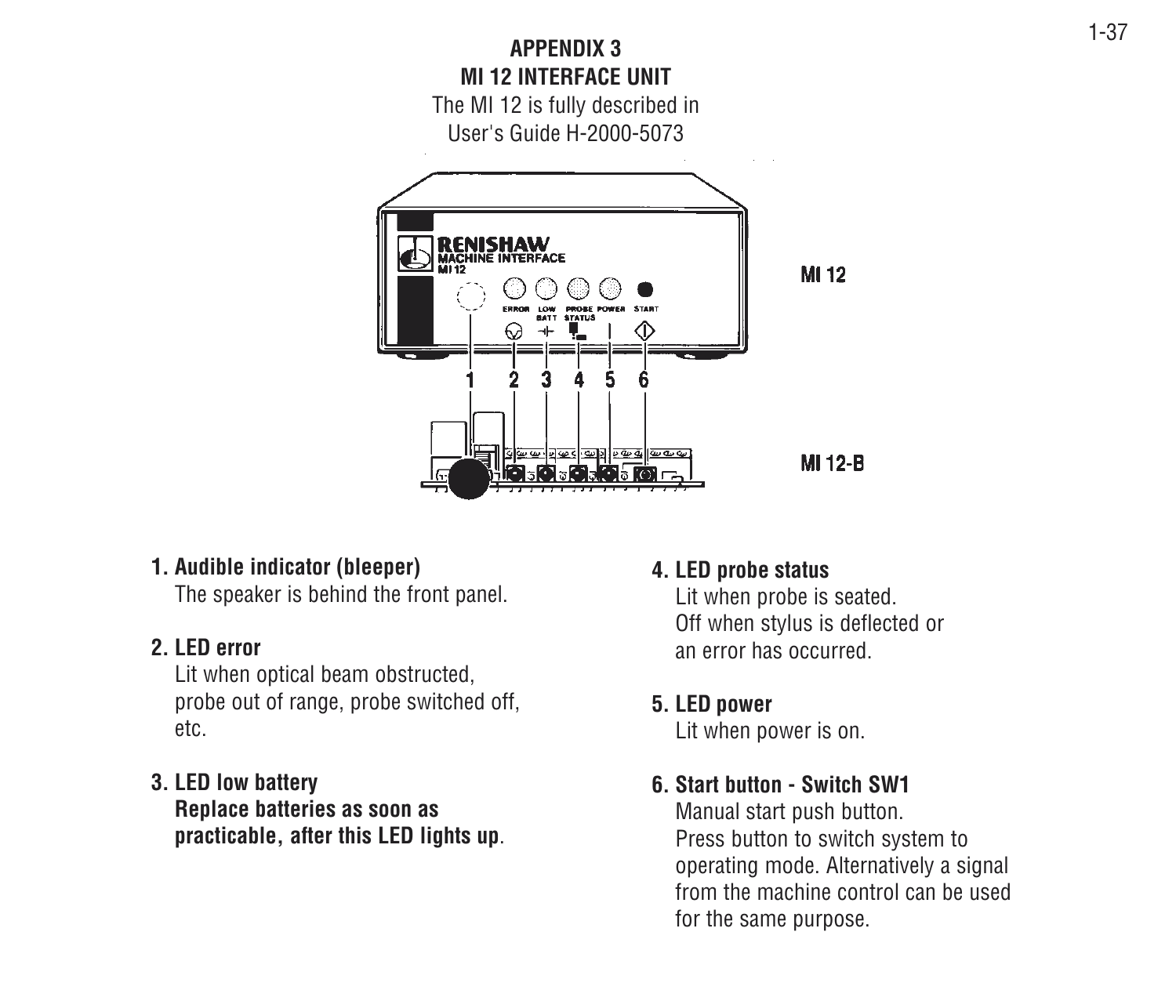# APPENDIX 3

## MI 12 INTERFACE UNIT

The MI 12 is fully described in User's Guide H-2000-5073

MI 12

MI 12-B

**1. Audible indicator (bleeper)**
The speaker is behind the front panel.

**2. LED error**
Lit when optical beam obstructed, probe out of range, probe switched off, etc.

**3. LED low battery**
**Replace batteries as soon as practicable, after this LED lights up**.

**4. LED probe status**
Lit when probe is seated.
Off when stylus is deflected or an error has occurred.

**5. LED power**
Lit when power is on.

**6. Start button - Switch SW1**
Manual start push button.
Press button to switch system to operating mode. Alternatively a signal from the machine control can be used for the same purpose.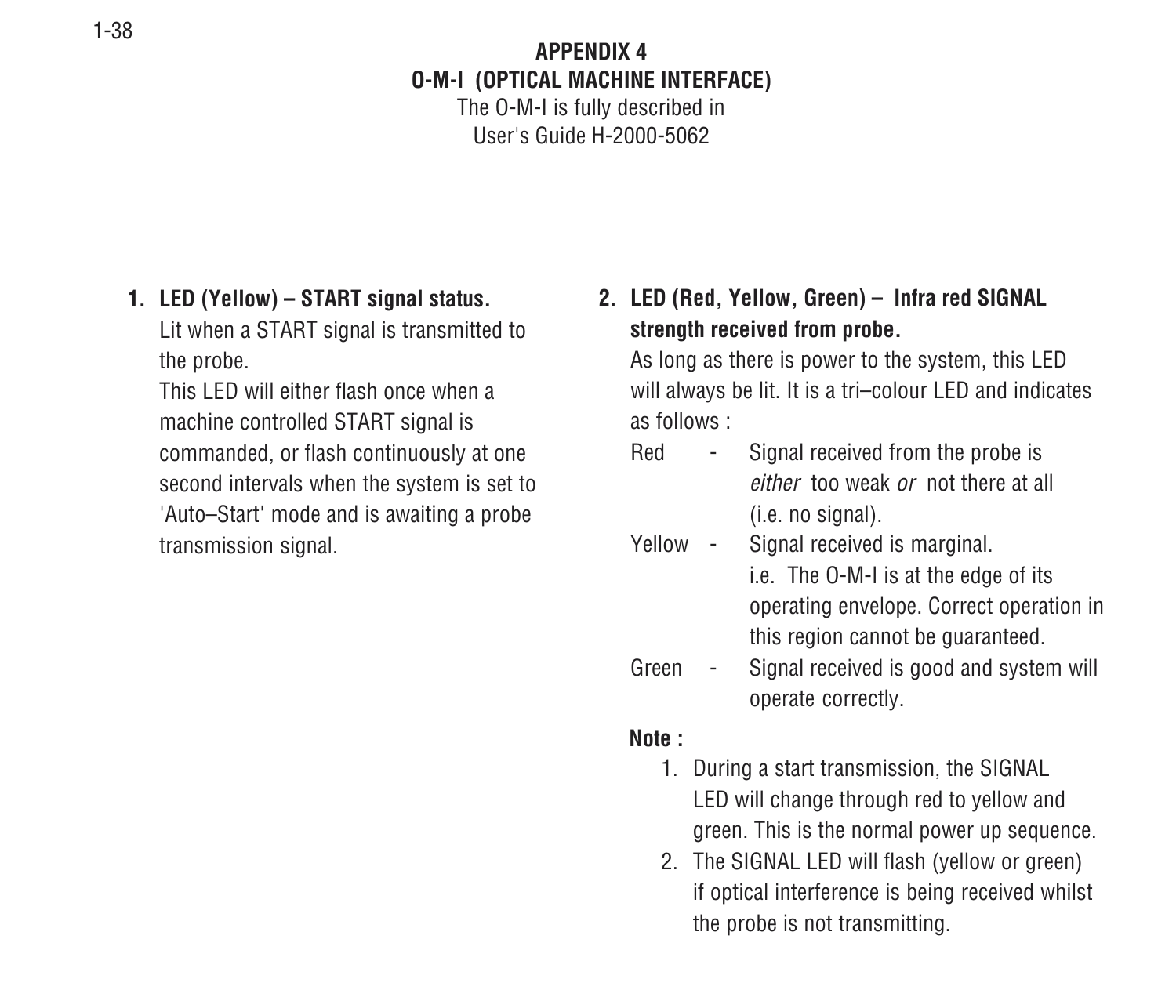## APPENDIX 4
## O-M-I (OPTICAL MACHINE INTERFACE)

The O-M-I is fully described in
User's Guide H-2000-5062

**1. LED (Yellow) – START signal status.**

Lit when a START signal is transmitted to the probe.

This LED will either flash once when a machine controlled START signal is commanded, or flash continuously at one second intervals when the system is set to 'Auto–Start' mode and is awaiting a probe transmission signal.

**2. LED (Red, Yellow, Green) – Infra red SIGNAL strength received from probe.**

As long as there is power to the system, this LED will always be lit. It is a tri–colour LED and indicates as follows :

Red - Signal received from the probe is *either* too weak *or* not there at all (i.e. no signal).

Yellow - Signal received is marginal. i.e. The O-M-I is at the edge of its operating envelope. Correct operation in this region cannot be guaranteed.

Green - Signal received is good and system will operate correctly.

**Note :**

1. During a start transmission, the SIGNAL LED will change through red to yellow and green. This is the normal power up sequence.
2. The SIGNAL LED will flash (yellow or green) if optical interference is being received whilst the probe is not transmitting.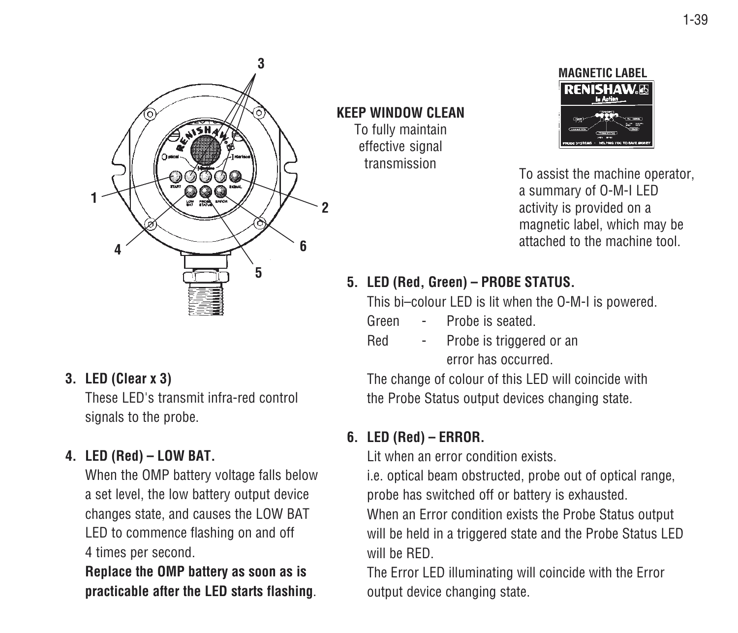**KEEP WINDOW CLEAN**
To fully maintain effective signal transmission

**MAGNETIC LABEL**

To assist the machine operator, a summary of O-M-I LED activity is provided on a magnetic label, which may be attached to the machine tool.

**3. LED (Clear x 3)**

These LED's transmit infra-red control signals to the probe.

**4. LED (Red) – LOW BAT.**

When the OMP battery voltage falls below a set level, the low battery output device changes state, and causes the LOW BAT LED to commence flashing on and off 4 times per second.

**Replace the OMP battery as soon as is practicable after the LED starts flashing**.

**5. LED (Red, Green) – PROBE STATUS.**

This bi–colour LED is lit when the O-M-I is powered.

Green - Probe is seated.

Red - Probe is triggered or an error has occurred.

The change of colour of this LED will coincide with the Probe Status output devices changing state.

**6. LED (Red) – ERROR.**

Lit when an error condition exists.

i.e. optical beam obstructed, probe out of optical range, probe has switched off or battery is exhausted.

When an Error condition exists the Probe Status output will be held in a triggered state and the Probe Status LED will be RED.

The Error LED illuminating will coincide with the Error output device changing state.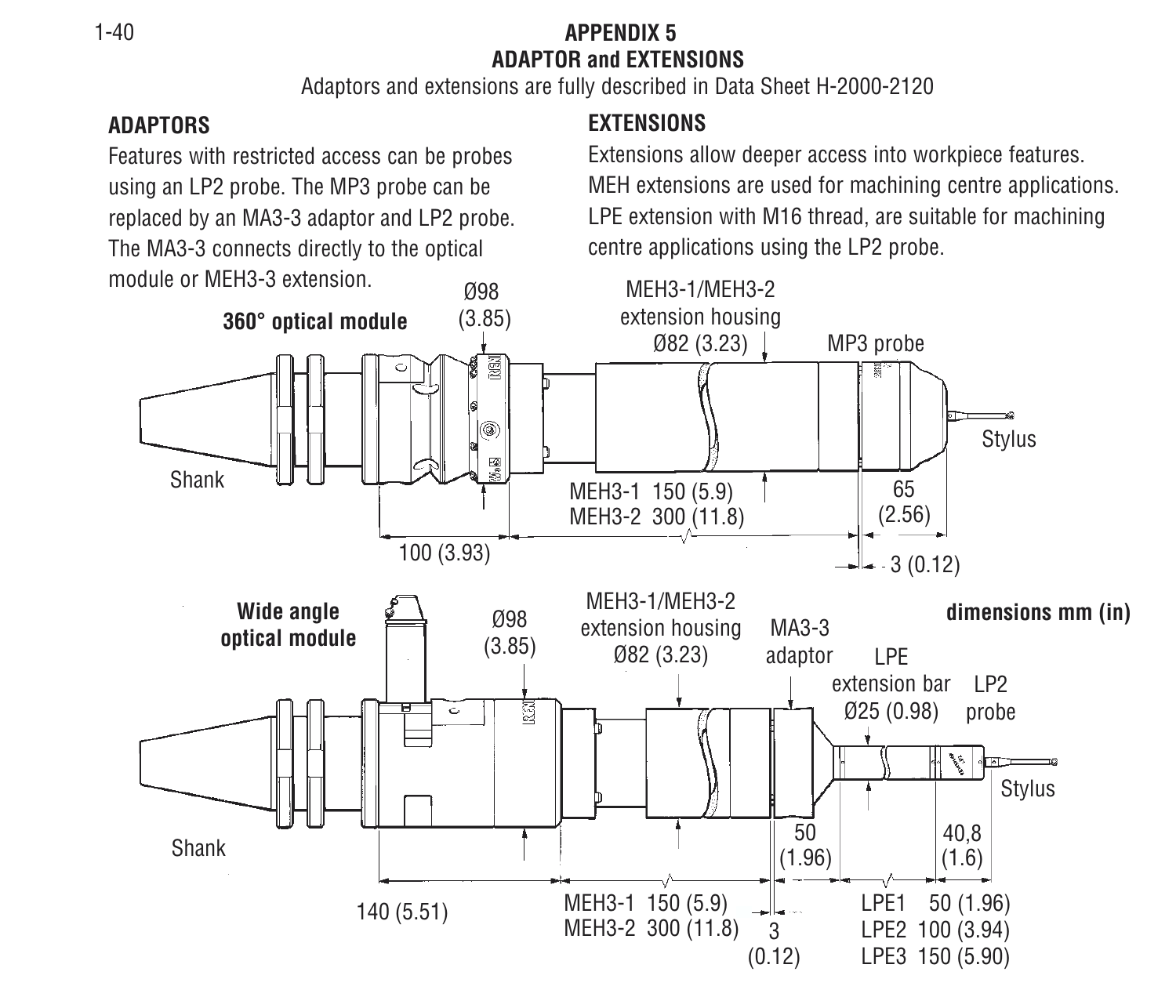# APPENDIX 5
## ADAPTOR and EXTENSIONS

Adaptors and extensions are fully described in Data Sheet H-2000-2120

### ADAPTORS

Features with restricted access can be probes using an LP2 probe. The MP3 probe can be replaced by an MA3-3 adaptor and LP2 probe. The MA3-3 connects directly to the optical module or MEH3-3 extension.

### EXTENSIONS

Extensions allow deeper access into workpiece features. MEH extensions are used for machining centre applications. LPE extension with M16 thread, are suitable for machining centre applications using the LP2 probe.

**360° optical module**

Ø98 (3.85)

MEH3-1/MEH3-2 extension housing Ø82 (3.23)

MP3 probe

Stylus

Shank

MEH3-1 150 (5.9)
MEH3-2 300 (11.8)

65 (2.56)

100 (3.93)

3 (0.12)

**Wide angle optical module**

Ø98 (3.85)

MEH3-1/MEH3-2 extension housing Ø82 (3.23)

MA3-3 adaptor

LPE extension bar Ø25 (0.98)

LP2 probe

Stylus

Shank

140 (5.51)

MEH3-1 150 (5.9)
MEH3-2 300 (11.8)

3 (0.12)

50 (1.96)

40,8 (1.6)

LPE1 50 (1.96)
LPE2 100 (3.94)
LPE3 150 (5.90)

**dimensions mm (in)**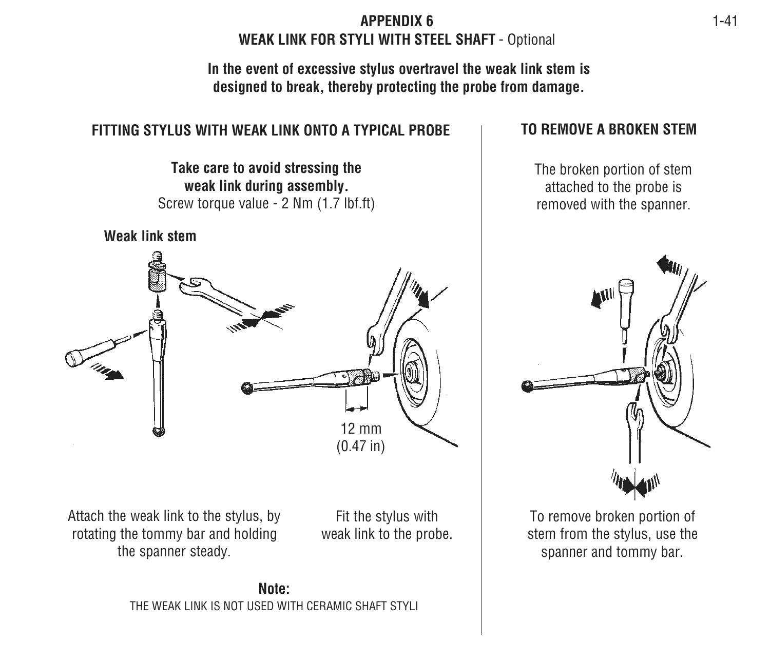# APPENDIX 6

## WEAK LINK FOR STYLI WITH STEEL SHAFT - Optional

**In the event of excessive stylus overtravel the weak link stem is designed to break, thereby protecting the probe from damage.**

### FITTING STYLUS WITH WEAK LINK ONTO A TYPICAL PROBE

**Take care to avoid stressing the weak link during assembly.**
Screw torque value - 2 Nm (1.7 lbf.ft)

**Weak link stem**

12 mm
(0.47 in)

Attach the weak link to the stylus, by rotating the tommy bar and holding the spanner steady.

Fit the stylus with weak link to the probe.

**Note:**
THE WEAK LINK IS NOT USED WITH CERAMIC SHAFT STYLI

### TO REMOVE A BROKEN STEM

The broken portion of stem attached to the probe is removed with the spanner.

To remove broken portion of stem from the stylus, use the spanner and tommy bar.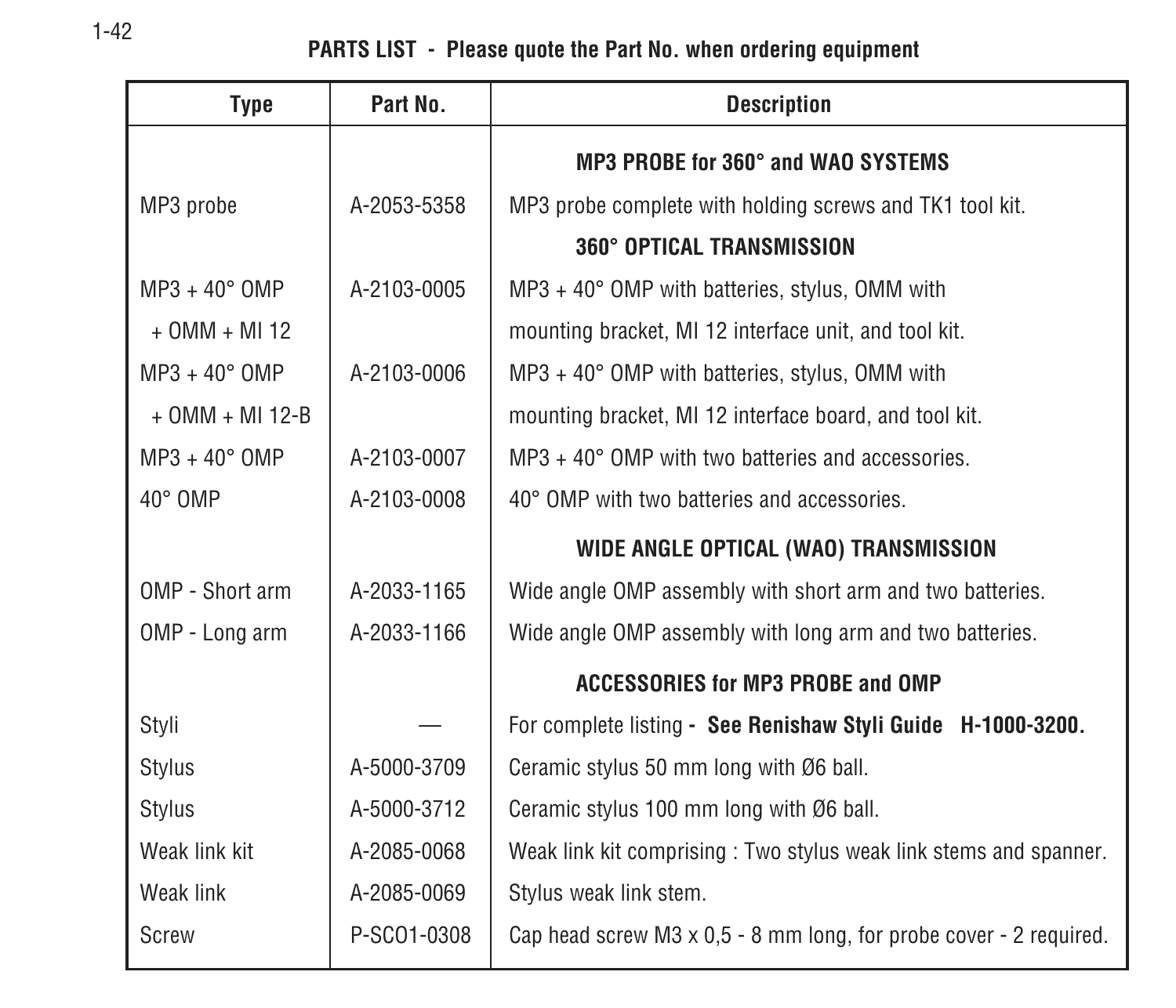**PARTS LIST - Please quote the Part No. when ordering equipment**

| Type | Part No. | Description |
|---|---|---|
| | | **MP3 PROBE for 360° and WAO SYSTEMS** |
| MP3 probe | A-2053-5358 | MP3 probe complete with holding screws and TK1 tool kit. |
| | | **360° OPTICAL TRANSMISSION** |
| MP3 + 40° OMP + OMM + MI 12 | A-2103-0005 | MP3 + 40° OMP with batteries, stylus, OMM with mounting bracket, MI 12 interface unit, and tool kit. |
| MP3 + 40° OMP + OMM + MI 12-B | A-2103-0006 | MP3 + 40° OMP with batteries, stylus, OMM with mounting bracket, MI 12 interface board, and tool kit. |
| MP3 + 40° OMP | A-2103-0007 | MP3 + 40° OMP with two batteries and accessories. |
| 40° OMP | A-2103-0008 | 40° OMP with two batteries and accessories. |
| | | **WIDE ANGLE OPTICAL (WAO) TRANSMISSION** |
| OMP - Short arm | A-2033-1165 | Wide angle OMP assembly with short arm and two batteries. |
| OMP - Long arm | A-2033-1166 | Wide angle OMP assembly with long arm and two batteries. |
| | | **ACCESSORIES for MP3 PROBE and OMP** |
| Styli | — | For complete listing **- See Renishaw Styli Guide H-1000-3200.** |
| Stylus | A-5000-3709 | Ceramic stylus 50 mm long with Ø6 ball. |
| Stylus | A-5000-3712 | Ceramic stylus 100 mm long with Ø6 ball. |
| Weak link kit | A-2085-0068 | Weak link kit comprising : Two stylus weak link stems and spanner. |
| Weak link | A-2085-0069 | Stylus weak link stem. |
| Screw | P-SC01-0308 | Cap head screw M3 x 0,5 - 8 mm long, for probe cover - 2 required. |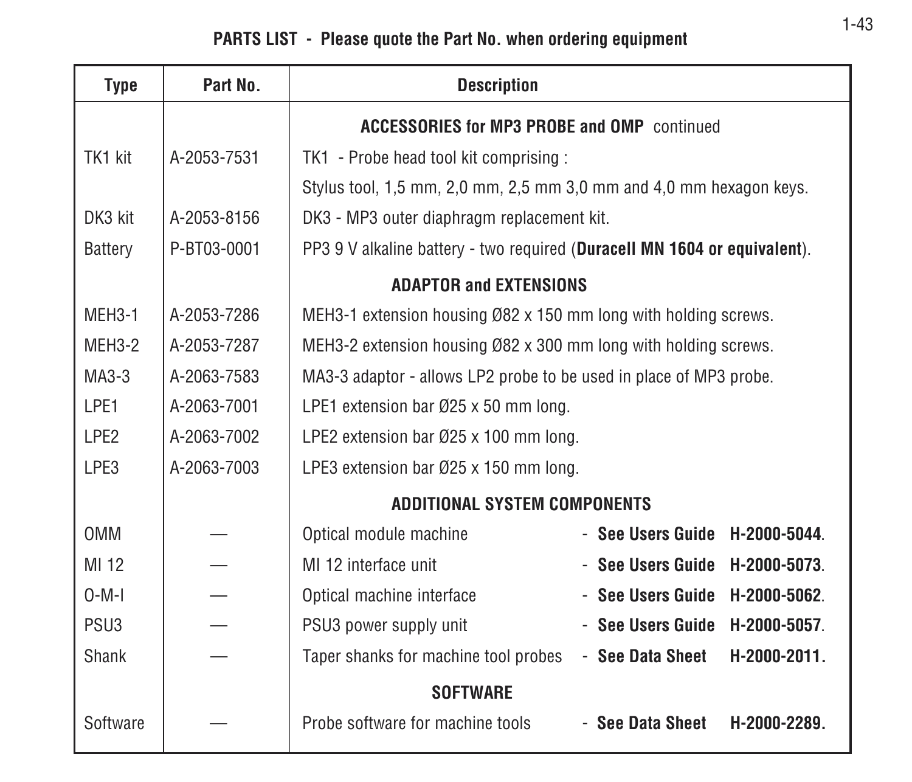**PARTS LIST - Please quote the Part No. when ordering equipment**

| Type | Part No. | Description |
|---|---|---|
| | | **ACCESSORIES for MP3 PROBE and OMP** continued |
| TK1 kit | A-2053-7531 | TK1 - Probe head tool kit comprising : |
| | | Stylus tool, 1,5 mm, 2,0 mm, 2,5 mm 3,0 mm and 4,0 mm hexagon keys. |
| DK3 kit | A-2053-8156 | DK3 - MP3 outer diaphragm replacement kit. |
| Battery | P-BT03-0001 | PP3 9 V alkaline battery - two required (**Duracell MN 1604 or equivalent**). |
| | | **ADAPTOR and EXTENSIONS** |
| MEH3-1 | A-2053-7286 | MEH3-1 extension housing Ø82 x 150 mm long with holding screws. |
| MEH3-2 | A-2053-7287 | MEH3-2 extension housing Ø82 x 300 mm long with holding screws. |
| MA3-3 | A-2063-7583 | MA3-3 adaptor - allows LP2 probe to be used in place of MP3 probe. |
| LPE1 | A-2063-7001 | LPE1 extension bar Ø25 x 50 mm long. |
| LPE2 | A-2063-7002 | LPE2 extension bar Ø25 x 100 mm long. |
| LPE3 | A-2063-7003 | LPE3 extension bar Ø25 x 150 mm long. |
| | | **ADDITIONAL SYSTEM COMPONENTS** |
| OMM | — | Optical module machine - **See Users Guide H-2000-5044**. |
| MI 12 | — | MI 12 interface unit - **See Users Guide H-2000-5073**. |
| O-M-I | — | Optical machine interface - **See Users Guide H-2000-5062**. |
| PSU3 | — | PSU3 power supply unit - **See Users Guide H-2000-5057**. |
| Shank | — | Taper shanks for machine tool probes - **See Data Sheet H-2000-2011.** |
| | | **SOFTWARE** |
| Software | — | Probe software for machine tools - **See Data Sheet H-2000-2289.** |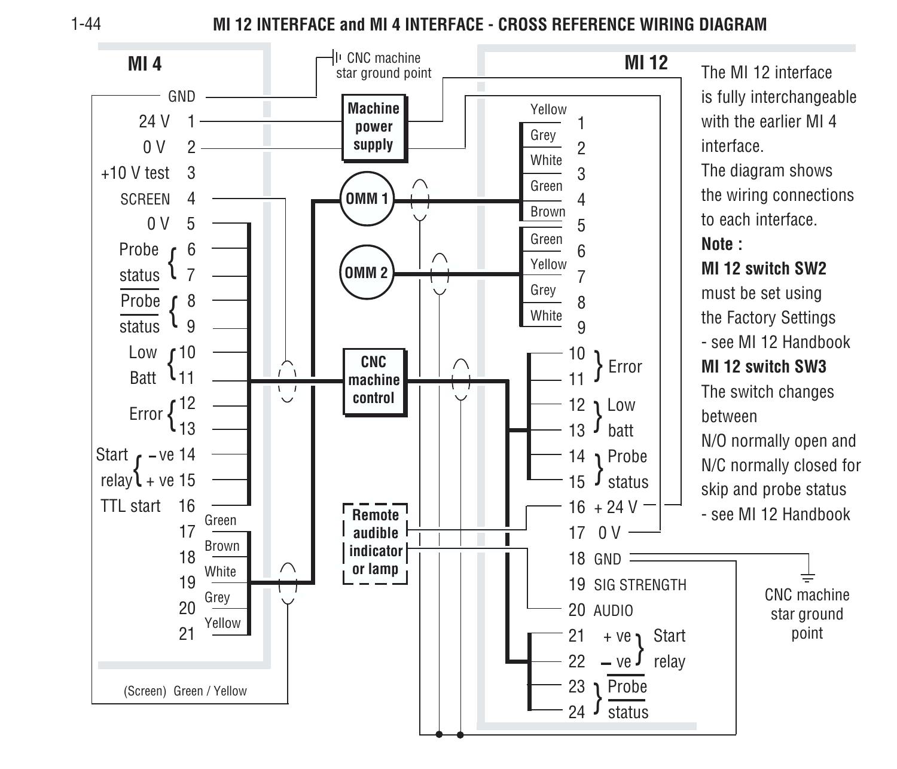# MI 12 INTERFACE and MI 4 INTERFACE - CROSS REFERENCE WIRING DIAGRAM

**MI 4**

| Terminal | Signal |
|---|---|
| GND | GND |
| 1 | 24 V |
| 2 | 0 V |
| 3 | +10 V test |
| 4 | SCREEN |
| 5 | 0 V |
| 6 | Probe status |
| 7 | Probe status |
| 8 | Probe status (inverted) |
| 9 | Probe status (inverted) |
| 10 | Low Batt |
| 11 | Low Batt |
| 12 | Error |
| 13 | Error |
| 14 | Start relay – ve |
| 15 | Start relay + ve |
| 16 | TTL start |
| 17 | Green |
| 18 | Brown |
| 19 | White |
| 20 | Grey |
| 21 | Yellow |

(Screen) Green / Yellow

**MI 12**

| Terminal | Signal |
|---|---|
| 1 | Yellow |
| 2 | Grey |
| 3 | White |
| 4 | Green |
| 5 | Brown |
| 6 | Green |
| 7 | Yellow |
| 8 | Grey |
| 9 | White |
| 10 | Error |
| 11 | Error |
| 12 | Low batt |
| 13 | Low batt |
| 14 | Probe status |
| 15 | Probe status |
| 16 | + 24 V |
| 17 | 0 V |
| 18 | GND |
| 19 | SIG STRENGTH |
| 20 | AUDIO |
| 21 | Start relay + ve |
| 22 | Start relay – ve |
| 23 | Probe status (inverted) |
| 24 | Probe status (inverted) |

Diagram labels: CNC machine star ground point; Machine power supply; OMM 1; OMM 2; CNC machine control; Remote audible indicator or lamp; CNC machine star ground point.

The MI 12 interface is fully interchangeable with the earlier MI 4 interface.

The diagram shows the wiring connections to each interface.

**Note :**

**MI 12 switch SW2**

must be set using the Factory Settings - see MI 12 Handbook

**MI 12 switch SW3**

The switch changes between N/O normally open and N/C normally closed for skip and probe status - see MI 12 Handbook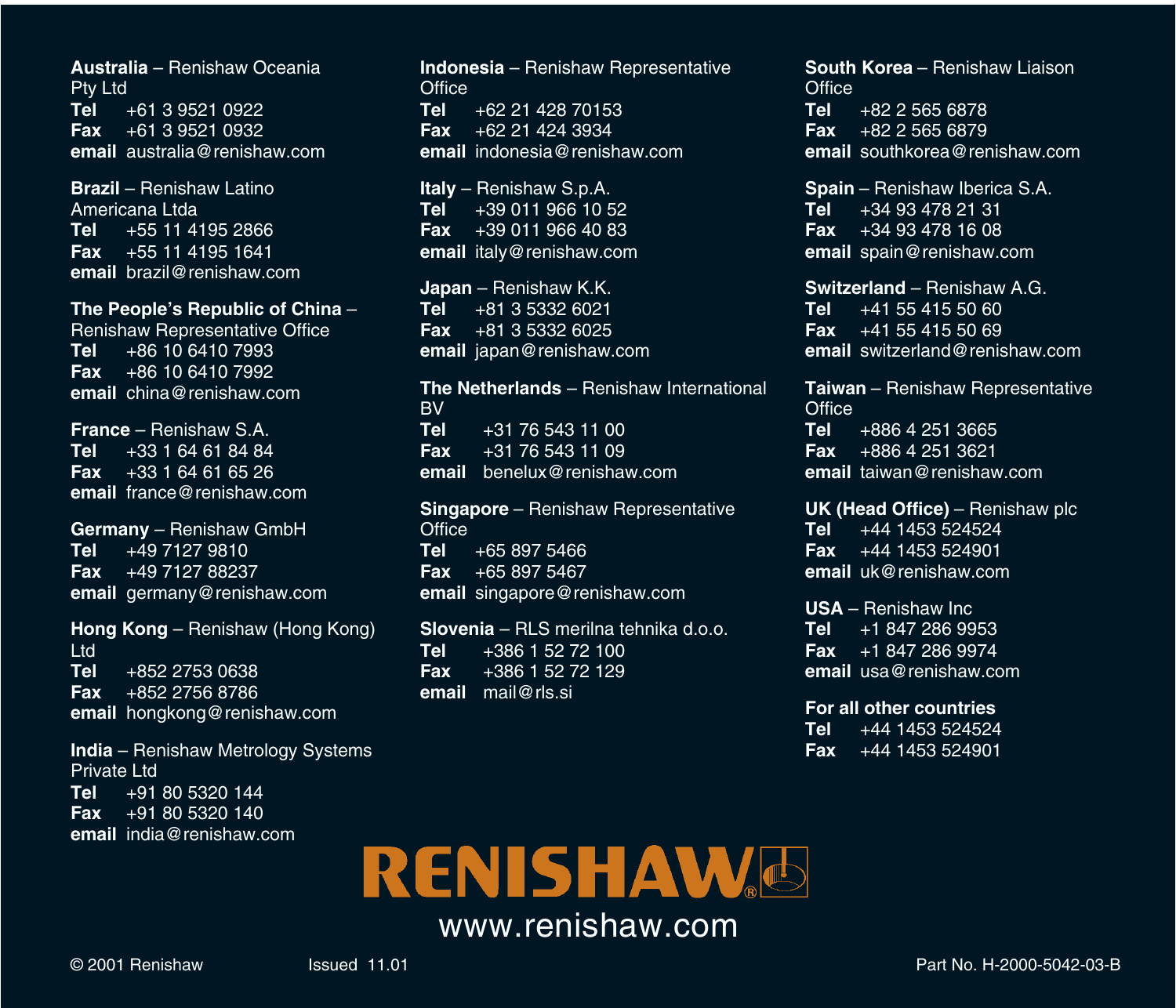**Australia** – Renishaw Oceania Pty Ltd
**Tel** +61 3 9521 0922
**Fax** +61 3 9521 0932
**email** australia@renishaw.com

**Brazil** – Renishaw Latino Americana Ltda
**Tel** +55 11 4195 2866
**Fax** +55 11 4195 1641
**email** brazil@renishaw.com

**The People's Republic of China** – Renishaw Representative Office
**Tel** +86 10 6410 7993
**Fax** +86 10 6410 7992
**email** china@renishaw.com

**France** – Renishaw S.A.
**Tel** +33 1 64 61 84 84
**Fax** +33 1 64 61 65 26
**email** france@renishaw.com

**Germany** – Renishaw GmbH
**Tel** +49 7127 9810
**Fax** +49 7127 88237
**email** germany@renishaw.com

**Hong Kong** – Renishaw (Hong Kong) Ltd
**Tel** +852 2753 0638
**Fax** +852 2756 8786
**email** hongkong@renishaw.com

**India** – Renishaw Metrology Systems Private Ltd
**Tel** +91 80 5320 144
**Fax** +91 80 5320 140
**email** india@renishaw.com

**Indonesia** – Renishaw Representative Office
**Tel** +62 21 428 70153
**Fax** +62 21 424 3934
**email** indonesia@renishaw.com

**Italy** – Renishaw S.p.A.
**Tel** +39 011 966 10 52
**Fax** +39 011 966 40 83
**email** italy@renishaw.com

**Japan** – Renishaw K.K.
**Tel** +81 3 5332 6021
**Fax** +81 3 5332 6025
**email** japan@renishaw.com

**The Netherlands** – Renishaw International BV
**Tel** +31 76 543 11 00
**Fax** +31 76 543 11 09
**email** benelux@renishaw.com

**Singapore** – Renishaw Representative Office
**Tel** +65 897 5466
**Fax** +65 897 5467
**email** singapore@renishaw.com

**Slovenia** – RLS merilna tehnika d.o.o.
**Tel** +386 1 52 72 100
**Fax** +386 1 52 72 129
**email** mail@rls.si

**South Korea** – Renishaw Liaison Office
**Tel** +82 2 565 6878
**Fax** +82 2 565 6879
**email** southkorea@renishaw.com

**Spain** – Renishaw Iberica S.A.
**Tel** +34 93 478 21 31
**Fax** +34 93 478 16 08
**email** spain@renishaw.com

**Switzerland** – Renishaw A.G.
**Tel** +41 55 415 50 60
**Fax** +41 55 415 50 69
**email** switzerland@renishaw.com

**Taiwan** – Renishaw Representative Office
**Tel** +886 4 251 3665
**Fax** +886 4 251 3621
**email** taiwan@renishaw.com

**UK (Head Office)** – Renishaw plc
**Tel** +44 1453 524524
**Fax** +44 1453 524901
**email** uk@renishaw.com

**USA** – Renishaw Inc
**Tel** +1 847 286 9953
**Fax** +1 847 286 9974
**email** usa@renishaw.com

**For all other countries**
**Tel** +44 1453 524524
**Fax** +44 1453 524901

RENISHAW®

www.renishaw.com

© 2001 Renishaw Issued 11.01 Part No. H-2000-5042-03-B